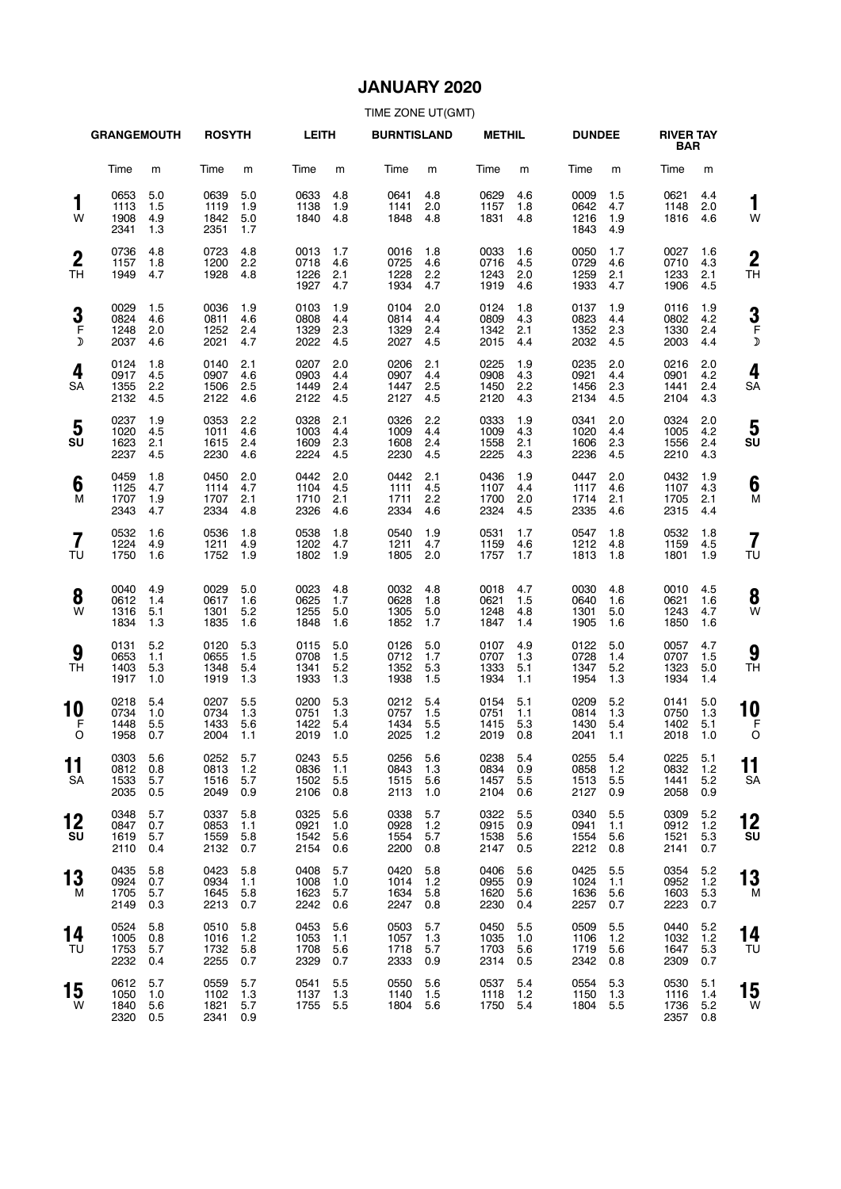# JANUARY 2020

TIME ZONE UT(GMT)

| Day | GRANGEMOUTH Time | m | ROSYTH Time | m | LEITH Time | m | BURNTISLAND Time | m | METHIL Time | m | DUNDEE Time | m | RIVER TAY BAR Time | m | Day |
|---|---|---|---|---|---|---|---|---|---|---|---|---|---|---|---|
| 1 W | 0653<br>1113<br>1908<br>2341 | 5.0<br>1.5<br>4.9<br>1.3 | 0639<br>1119<br>1842<br>2351 | 5.0<br>1.9<br>5.0<br>1.7 | 0633<br>1138<br>1840 | 4.8<br>1.9<br>4.8 | 0641<br>1141<br>1848 | 4.8<br>2.0<br>4.8 | 0629<br>1157<br>1831 | 4.6<br>1.8<br>4.8 | 0009<br>0642<br>1216<br>1843 | 1.5<br>4.7<br>1.9<br>4.9 | 0621<br>1148<br>1816 | 4.4<br>2.0<br>4.6 | 1 W |
| 2 TH | 0736<br>1157<br>1949 | 4.8<br>1.8<br>4.7 | 0723<br>1200<br>1928 | 4.8<br>2.2<br>4.8 | 0013<br>0718<br>1226<br>1927 | 1.7<br>4.6<br>2.1<br>4.7 | 0016<br>0725<br>1228<br>1934 | 1.8<br>4.6<br>2.2<br>4.7 | 0033<br>0716<br>1243<br>1919 | 1.6<br>4.5<br>2.0<br>4.6 | 0050<br>0729<br>1259<br>1933 | 1.7<br>4.6<br>2.1<br>4.7 | 0027<br>0710<br>1233<br>1906 | 1.6<br>4.3<br>2.1<br>4.5 | 2 TH |
| 3 F ☽ | 0029<br>0824<br>1248<br>2037 | 1.5<br>4.6<br>2.0<br>4.6 | 0036<br>0811<br>1252<br>2021 | 1.9<br>4.6<br>2.4<br>4.7 | 0103<br>0808<br>1329<br>2022 | 1.9<br>4.4<br>2.3<br>4.5 | 0104<br>0814<br>1329<br>2027 | 2.0<br>4.4<br>2.4<br>4.5 | 0124<br>0809<br>1342<br>2015 | 1.8<br>4.3<br>2.1<br>4.4 | 0137<br>0823<br>1352<br>2032 | 1.9<br>4.4<br>2.3<br>4.5 | 0116<br>0802<br>1330<br>2003 | 1.9<br>4.2<br>2.4<br>4.4 | 3 F ☽ |
| 4 SA | 0124<br>0917<br>1355<br>2132 | 1.8<br>4.5<br>2.2<br>4.5 | 0140<br>0907<br>1506<br>2122 | 2.1<br>4.6<br>2.5<br>4.6 | 0207<br>0903<br>1449<br>2122 | 2.0<br>4.4<br>2.4<br>4.5 | 0206<br>0907<br>1447<br>2127 | 2.1<br>4.4<br>2.5<br>4.5 | 0225<br>0908<br>1450<br>2120 | 1.9<br>4.3<br>2.2<br>4.3 | 0235<br>0921<br>1456<br>2134 | 2.0<br>4.4<br>2.3<br>4.5 | 0216<br>0901<br>1441<br>2104 | 2.0<br>4.2<br>2.4<br>4.3 | 4 SA |
| 5 SU | 0237<br>1020<br>1623<br>2237 | 1.9<br>4.5<br>2.1<br>4.5 | 0353<br>1011<br>1615<br>2230 | 2.2<br>4.6<br>2.4<br>4.6 | 0328<br>1003<br>1609<br>2224 | 2.1<br>4.4<br>2.3<br>4.5 | 0326<br>1009<br>1608<br>2230 | 2.2<br>4.4<br>2.4<br>4.5 | 0333<br>1009<br>1558<br>2225 | 1.9<br>4.3<br>2.1<br>4.3 | 0341<br>1020<br>1606<br>2236 | 2.0<br>4.4<br>2.3<br>4.5 | 0324<br>1005<br>1556<br>2210 | 2.0<br>4.2<br>2.4<br>4.3 | 5 SU |
| 6 M | 0459<br>1125<br>1707<br>2343 | 1.8<br>4.7<br>1.9<br>4.7 | 0450<br>1114<br>1707<br>2334 | 2.0<br>4.7<br>2.1<br>4.8 | 0442<br>1104<br>1710<br>2326 | 2.0<br>4.5<br>2.1<br>4.6 | 0442<br>1111<br>1711<br>2334 | 2.1<br>4.5<br>2.2<br>4.6 | 0436<br>1107<br>1700<br>2324 | 1.9<br>4.4<br>2.0<br>4.5 | 0447<br>1117<br>1714<br>2335 | 2.0<br>4.6<br>2.1<br>4.6 | 0432<br>1107<br>1705<br>2315 | 1.9<br>4.3<br>2.1<br>4.4 | 6 M |
| 7 TU | 0532<br>1224<br>1750 | 1.6<br>4.9<br>1.6 | 0536<br>1211<br>1752 | 1.8<br>4.9<br>1.9 | 0538<br>1202<br>1802 | 1.8<br>4.7<br>1.9 | 0540<br>1211<br>1805 | 1.9<br>4.7<br>2.0 | 0531<br>1159<br>1757 | 1.7<br>4.6<br>1.7 | 0547<br>1212<br>1813 | 1.8<br>4.8<br>1.8 | 0532<br>1159<br>1801 | 1.8<br>4.5<br>1.9 | 7 TU |
| 8 W | 0040<br>0612<br>1316<br>1834 | 4.9<br>1.4<br>5.1<br>1.3 | 0029<br>0617<br>1301<br>1835 | 5.0<br>1.6<br>5.2<br>1.6 | 0023<br>0625<br>1255<br>1848 | 4.8<br>1.7<br>5.0<br>1.6 | 0032<br>0628<br>1305<br>1852 | 4.8<br>1.8<br>5.0<br>1.7 | 0018<br>0621<br>1248<br>1847 | 4.7<br>1.5<br>4.8<br>1.4 | 0030<br>0640<br>1301<br>1905 | 4.8<br>1.6<br>5.0<br>1.6 | 0010<br>0621<br>1243<br>1850 | 4.5<br>1.6<br>4.7<br>1.6 | 8 W |
| 9 TH | 0131<br>0653<br>1403<br>1917 | 5.2<br>1.1<br>5.3<br>1.0 | 0120<br>0655<br>1348<br>1919 | 5.3<br>1.5<br>5.4<br>1.3 | 0115<br>0708<br>1341<br>1933 | 5.0<br>1.5<br>5.2<br>1.3 | 0126<br>0712<br>1352<br>1938 | 5.0<br>1.7<br>5.3<br>1.5 | 0107<br>0707<br>1333<br>1934 | 4.9<br>1.3<br>5.1<br>1.1 | 0122<br>0728<br>1347<br>1954 | 5.0<br>1.4<br>5.2<br>1.3 | 0057<br>0707<br>1323<br>1934 | 4.7<br>1.5<br>5.0<br>1.4 | 9 TH |
| 10 F O | 0218<br>0734<br>1448<br>1958 | 5.4<br>1.0<br>5.5<br>0.7 | 0207<br>0734<br>1433<br>2004 | 5.5<br>1.3<br>5.6<br>1.1 | 0200<br>0751<br>1422<br>2019 | 5.3<br>1.3<br>5.4<br>1.0 | 0212<br>0757<br>1434<br>2025 | 5.4<br>1.5<br>5.5<br>1.2 | 0154<br>0751<br>1415<br>2019 | 5.1<br>1.1<br>5.3<br>0.8 | 0209<br>0814<br>1430<br>2041 | 5.2<br>1.3<br>5.4<br>1.1 | 0141<br>0750<br>1402<br>2018 | 5.0<br>1.3<br>5.1<br>1.0 | 10 F O |
| 11 SA | 0303<br>0812<br>1533<br>2035 | 5.6<br>0.8<br>5.7<br>0.5 | 0252<br>0813<br>1516<br>2049 | 5.7<br>1.2<br>5.7<br>0.9 | 0243<br>0836<br>1502<br>2106 | 5.5<br>1.1<br>5.5<br>0.8 | 0256<br>0843<br>1515<br>2113 | 5.6<br>1.3<br>5.6<br>1.0 | 0238<br>0834<br>1457<br>2104 | 5.4<br>0.9<br>5.5<br>0.6 | 0255<br>0858<br>1513<br>2127 | 5.4<br>1.2<br>5.5<br>0.9 | 0225<br>0832<br>1441<br>2058 | 5.1<br>1.2<br>5.2<br>0.9 | 11 SA |
| 12 SU | 0348<br>0847<br>1619<br>2110 | 5.7<br>0.7<br>5.7<br>0.4 | 0337<br>0853<br>1559<br>2132 | 5.8<br>1.1<br>5.8<br>0.7 | 0325<br>0921<br>1542<br>2154 | 5.6<br>1.0<br>5.6<br>0.6 | 0338<br>0928<br>1554<br>2200 | 5.7<br>1.2<br>5.7<br>0.8 | 0322<br>0915<br>1538<br>2147 | 5.5<br>0.9<br>5.6<br>0.5 | 0340<br>0941<br>1554<br>2212 | 5.5<br>1.1<br>5.6<br>0.8 | 0309<br>0912<br>1521<br>2141 | 5.2<br>1.2<br>5.3<br>0.7 | 12 SU |
| 13 M | 0435<br>0924<br>1705<br>2149 | 5.8<br>0.7<br>5.7<br>0.3 | 0423<br>0934<br>1645<br>2213 | 5.8<br>1.1<br>5.8<br>0.7 | 0408<br>1008<br>1623<br>2242 | 5.7<br>1.0<br>5.7<br>0.6 | 0420<br>1014<br>1634<br>2247 | 5.8<br>1.2<br>5.8<br>0.8 | 0406<br>0955<br>1620<br>2230 | 5.6<br>0.9<br>5.6<br>0.4 | 0425<br>1024<br>1636<br>2257 | 5.5<br>1.1<br>5.6<br>0.7 | 0354<br>0952<br>1603<br>2223 | 5.2<br>1.2<br>5.3<br>0.7 | 13 M |
| 14 TU | 0524<br>1005<br>1753<br>2232 | 5.8<br>0.8<br>5.7<br>0.4 | 0510<br>1016<br>1732<br>2255 | 5.8<br>1.2<br>5.8<br>0.7 | 0453<br>1053<br>1708<br>2329 | 5.6<br>1.1<br>5.6<br>0.7 | 0503<br>1057<br>1718<br>2333 | 5.7<br>1.3<br>5.7<br>0.9 | 0450<br>1035<br>1703<br>2314 | 5.5<br>1.0<br>5.6<br>0.5 | 0509<br>1106<br>1719<br>2342 | 5.5<br>1.2<br>5.6<br>0.8 | 0440<br>1032<br>1647<br>2309 | 5.2<br>1.2<br>5.3<br>0.7 | 14 TU |
| 15 W | 0612<br>1050<br>1840<br>2320 | 5.7<br>1.0<br>5.6<br>0.5 | 0559<br>1102<br>1821<br>2341 | 5.7<br>1.3<br>5.7<br>0.9 | 0541<br>1137<br>1755 | 5.5<br>1.3<br>5.5 | 0550<br>1140<br>1804 | 5.6<br>1.5<br>5.6 | 0537<br>1118<br>1750 | 5.4<br>1.2<br>5.4 | 0554<br>1150<br>1804 | 5.3<br>1.3<br>5.5 | 0530<br>1116<br>1736<br>2357 | 5.1<br>1.4<br>5.2<br>0.8 | 15 W |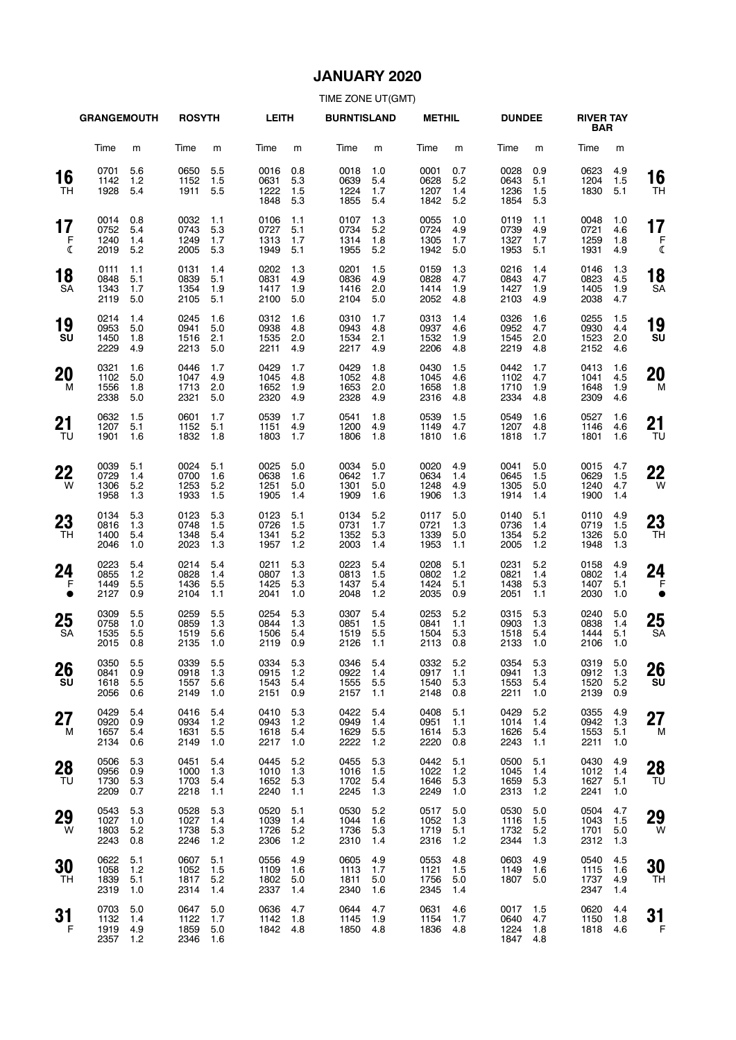## JANUARY 2020

TIME ZONE UT(GMT)

| | GRANGEMOUTH | | ROSYTH | | LEITH | | BURNTISLAND | | METHIL | | DUNDEE | | RIVER TAY BAR | | |
|---|---|---|---|---|---|---|---|---|---|---|---|---|---|---|---|
| | Time | m | Time | m | Time | m | Time | m | Time | m | Time | m | Time | m | |
| **16** TH | 0701<br>1142<br>1928 | 5.6<br>1.2<br>5.4 | 0650<br>1152<br>1911 | 5.5<br>1.5<br>5.5 | 0016<br>0631<br>1222<br>1848 | 0.8<br>5.3<br>1.5<br>5.3 | 0018<br>0639<br>1224<br>1855 | 1.0<br>5.4<br>1.7<br>5.4 | 0001<br>0628<br>1207<br>1842 | 0.7<br>5.2<br>1.4<br>5.2 | 0028<br>0643<br>1236<br>1854 | 0.9<br>5.1<br>1.5<br>5.3 | 0623<br>1204<br>1830 | 4.9<br>1.5<br>5.1 | **16** TH |
| **17** F ☾ | 0014<br>0752<br>1240<br>2019 | 0.8<br>5.4<br>1.4<br>5.2 | 0032<br>0743<br>1249<br>2005 | 1.1<br>5.3<br>1.7<br>5.3 | 0106<br>0727<br>1313<br>1949 | 1.1<br>5.1<br>1.7<br>5.1 | 0107<br>0734<br>1314<br>1955 | 1.3<br>5.2<br>1.8<br>5.2 | 0055<br>0724<br>1305<br>1942 | 1.0<br>4.9<br>1.7<br>5.0 | 0119<br>0739<br>1327<br>1953 | 1.1<br>4.9<br>1.7<br>5.1 | 0048<br>0721<br>1259<br>1931 | 1.0<br>4.6<br>1.8<br>4.9 | **17** F ☾ |
| **18** SA | 0111<br>0848<br>1343<br>2119 | 1.1<br>5.1<br>1.7<br>5.0 | 0131<br>0839<br>1354<br>2105 | 1.4<br>5.1<br>1.9<br>5.1 | 0202<br>0831<br>1417<br>2100 | 1.3<br>4.9<br>1.9<br>5.0 | 0201<br>0836<br>1416<br>2104 | 1.5<br>4.9<br>2.0<br>5.0 | 0159<br>0828<br>1414<br>2052 | 1.3<br>4.7<br>1.9<br>4.8 | 0216<br>0843<br>1427<br>2103 | 1.4<br>4.7<br>1.9<br>4.9 | 0146<br>0823<br>1405<br>2038 | 1.3<br>4.5<br>1.9<br>4.7 | **18** SA |
| **19** SU | 0214<br>0953<br>1450<br>2229 | 1.4<br>5.0<br>1.8<br>4.9 | 0245<br>0941<br>1516<br>2213 | 1.6<br>5.0<br>2.1<br>5.0 | 0312<br>0938<br>1535<br>2211 | 1.6<br>4.8<br>2.0<br>4.9 | 0310<br>0943<br>1534<br>2217 | 1.7<br>4.8<br>2.1<br>4.9 | 0313<br>0937<br>1532<br>2206 | 1.4<br>4.6<br>1.9<br>4.8 | 0326<br>0952<br>1545<br>2219 | 1.6<br>4.7<br>2.0<br>4.8 | 0255<br>0930<br>1523<br>2152 | 1.5<br>4.4<br>2.0<br>4.6 | **19** SU |
| **20** M | 0321<br>1102<br>1556<br>2338 | 1.6<br>5.0<br>1.8<br>5.0 | 0446<br>1047<br>1713<br>2321 | 1.7<br>4.9<br>2.0<br>5.0 | 0429<br>1045<br>1652<br>2320 | 1.7<br>4.8<br>1.9<br>4.9 | 0429<br>1052<br>1653<br>2328 | 1.8<br>4.8<br>2.0<br>4.9 | 0430<br>1045<br>1658<br>2316 | 1.5<br>4.6<br>1.8<br>4.8 | 0442<br>1102<br>1710<br>2334 | 1.7<br>4.7<br>1.9<br>4.8 | 0413<br>1041<br>1648<br>2309 | 1.6<br>4.5<br>1.9<br>4.6 | **20** M |
| **21** TU | 0632<br>1207<br>1901 | 1.5<br>5.1<br>1.6 | 0601<br>1152<br>1832 | 1.7<br>5.1<br>1.8 | 0539<br>1151<br>1803 | 1.7<br>4.9<br>1.7 | 0541<br>1200<br>1806 | 1.8<br>4.9<br>1.8 | 0539<br>1149<br>1810 | 1.5<br>4.7<br>1.6 | 0549<br>1207<br>1818 | 1.6<br>4.8<br>1.7 | 0527<br>1146<br>1801 | 1.6<br>4.6<br>1.6 | **21** TU |
| **22** W | 0039<br>0729<br>1306<br>1958 | 5.1<br>1.4<br>5.2<br>1.3 | 0024<br>0700<br>1253<br>1933 | 5.1<br>1.6<br>5.2<br>1.5 | 0025<br>0638<br>1251<br>1905 | 5.0<br>1.6<br>5.0<br>1.4 | 0034<br>0642<br>1301<br>1909 | 5.0<br>1.7<br>5.0<br>1.6 | 0020<br>0634<br>1248<br>1906 | 4.9<br>1.4<br>4.9<br>1.3 | 0041<br>0645<br>1305<br>1914 | 5.0<br>1.5<br>5.0<br>1.4 | 0015<br>0629<br>1240<br>1900 | 4.7<br>1.5<br>4.7<br>1.4 | **22** W |
| **23** TH | 0134<br>0816<br>1400<br>2046 | 5.3<br>1.3<br>5.4<br>1.0 | 0123<br>0748<br>1348<br>2023 | 5.3<br>1.5<br>5.4<br>1.3 | 0123<br>0726<br>1341<br>1957 | 5.1<br>1.5<br>5.2<br>1.2 | 0134<br>0731<br>1352<br>2003 | 5.2<br>1.7<br>5.3<br>1.4 | 0117<br>0721<br>1339<br>1953 | 5.0<br>1.3<br>5.0<br>1.1 | 0140<br>0736<br>1354<br>2005 | 5.1<br>1.4<br>5.2<br>1.2 | 0110<br>0719<br>1326<br>1948 | 4.9<br>1.5<br>5.0<br>1.3 | **23** TH |
| **24** F ● | 0223<br>0855<br>1449<br>2127 | 5.4<br>1.2<br>5.5<br>0.9 | 0214<br>0828<br>1436<br>2104 | 5.4<br>1.4<br>5.5<br>1.1 | 0211<br>0807<br>1425<br>2041 | 5.3<br>1.3<br>5.3<br>1.0 | 0223<br>0813<br>1437<br>2048 | 5.4<br>1.5<br>5.4<br>1.2 | 0208<br>0802<br>1424<br>2035 | 5.1<br>1.2<br>5.1<br>0.9 | 0231<br>0821<br>1438<br>2051 | 5.2<br>1.4<br>5.3<br>1.1 | 0158<br>0802<br>1407<br>2030 | 4.9<br>1.4<br>5.1<br>1.0 | **24** F ● |
| **25** SA | 0309<br>0758<br>1535<br>2015 | 5.5<br>1.0<br>5.5<br>0.8 | 0259<br>0859<br>1519<br>2135 | 5.5<br>1.3<br>5.6<br>1.0 | 0254<br>0844<br>1506<br>2119 | 5.3<br>1.3<br>5.4<br>0.9 | 0307<br>0851<br>1519<br>2126 | 5.4<br>1.5<br>5.5<br>1.1 | 0253<br>0841<br>1504<br>2113 | 5.2<br>1.1<br>5.3<br>0.8 | 0315<br>0903<br>1518<br>2133 | 5.3<br>1.3<br>5.4<br>1.0 | 0240<br>0838<br>1444<br>2106 | 5.0<br>1.4<br>5.1<br>1.0 | **25** SA |
| **26** SU | 0350<br>0841<br>1618<br>2056 | 5.5<br>0.9<br>5.5<br>0.6 | 0339<br>0918<br>1557<br>2149 | 5.5<br>1.3<br>5.6<br>1.0 | 0334<br>0915<br>1543<br>2151 | 5.3<br>1.2<br>5.4<br>0.9 | 0346<br>0922<br>1555<br>2157 | 5.4<br>1.4<br>5.5<br>1.1 | 0332<br>0917<br>1540<br>2148 | 5.2<br>1.1<br>5.3<br>0.8 | 0354<br>0941<br>1553<br>2211 | 5.3<br>1.3<br>5.4<br>1.0 | 0319<br>0912<br>1520<br>2139 | 5.0<br>1.3<br>5.2<br>0.9 | **26** SU |
| **27** M | 0429<br>0920<br>1657<br>2134 | 5.4<br>0.9<br>5.4<br>0.6 | 0416<br>0934<br>1631<br>2149 | 5.4<br>1.2<br>5.5<br>1.0 | 0410<br>0943<br>1618<br>2217 | 5.3<br>1.2<br>5.4<br>1.0 | 0422<br>0949<br>1629<br>2222 | 5.4<br>1.4<br>5.5<br>1.2 | 0408<br>0951<br>1614<br>2220 | 5.1<br>1.1<br>5.3<br>0.8 | 0429<br>1014<br>1626<br>2243 | 5.2<br>1.4<br>5.4<br>1.1 | 0355<br>0942<br>1553<br>2211 | 4.9<br>1.3<br>5.1<br>1.0 | **27** M |
| **28** TU | 0506<br>0956<br>1730<br>2209 | 5.3<br>0.9<br>5.3<br>0.7 | 0451<br>1000<br>1703<br>2218 | 5.4<br>1.3<br>5.4<br>1.1 | 0445<br>1010<br>1652<br>2240 | 5.2<br>1.3<br>5.3<br>1.1 | 0455<br>1016<br>1702<br>2245 | 5.3<br>1.5<br>5.4<br>1.3 | 0442<br>1022<br>1646<br>2249 | 5.1<br>1.2<br>5.3<br>1.0 | 0500<br>1045<br>1659<br>2313 | 5.1<br>1.4<br>5.3<br>1.2 | 0430<br>1012<br>1627<br>2241 | 4.9<br>1.4<br>5.1<br>1.0 | **28** TU |
| **29** W | 0543<br>1027<br>1803<br>2243 | 5.3<br>1.0<br>5.2<br>0.8 | 0528<br>1027<br>1738<br>2246 | 5.3<br>1.4<br>5.3<br>1.2 | 0520<br>1039<br>1726<br>2306 | 5.1<br>1.4<br>5.2<br>1.2 | 0530<br>1044<br>1736<br>2310 | 5.2<br>1.6<br>5.3<br>1.4 | 0517<br>1052<br>1719<br>2316 | 5.0<br>1.3<br>5.1<br>1.2 | 0530<br>1116<br>1732<br>2344 | 5.0<br>1.5<br>5.2<br>1.3 | 0504<br>1043<br>1701<br>2312 | 4.7<br>1.5<br>5.0<br>1.3 | **29** W |
| **30** TH | 0622<br>1058<br>1839<br>2319 | 5.1<br>1.2<br>5.1<br>1.0 | 0607<br>1052<br>1817<br>2314 | 5.1<br>1.5<br>5.2<br>1.4 | 0556<br>1109<br>1802<br>2337 | 4.9<br>1.6<br>5.0<br>1.4 | 0605<br>1113<br>1811<br>2340 | 4.9<br>1.7<br>5.0<br>1.6 | 0553<br>1121<br>1756<br>2345 | 4.8<br>1.5<br>5.0<br>1.4 | 0603<br>1149<br>1807 | 4.9<br>1.6<br>5.0 | 0540<br>1115<br>1737<br>2347 | 4.5<br>1.6<br>4.9<br>1.4 | **30** TH |
| **31** F | 0703<br>1132<br>1919<br>2357 | 5.0<br>1.4<br>4.9<br>1.2 | 0647<br>1122<br>1859<br>2346 | 5.0<br>1.7<br>5.0<br>1.6 | 0636<br>1142<br>1842 | 4.7<br>1.8<br>4.8 | 0644<br>1145<br>1850 | 4.7<br>1.9<br>4.8 | 0631<br>1154<br>1836 | 4.6<br>1.7<br>4.8 | 0017<br>0640<br>1224<br>1847 | 1.5<br>4.7<br>1.8<br>4.8 | 0620<br>1150<br>1818 | 4.4<br>1.8<br>4.6 | **31** F |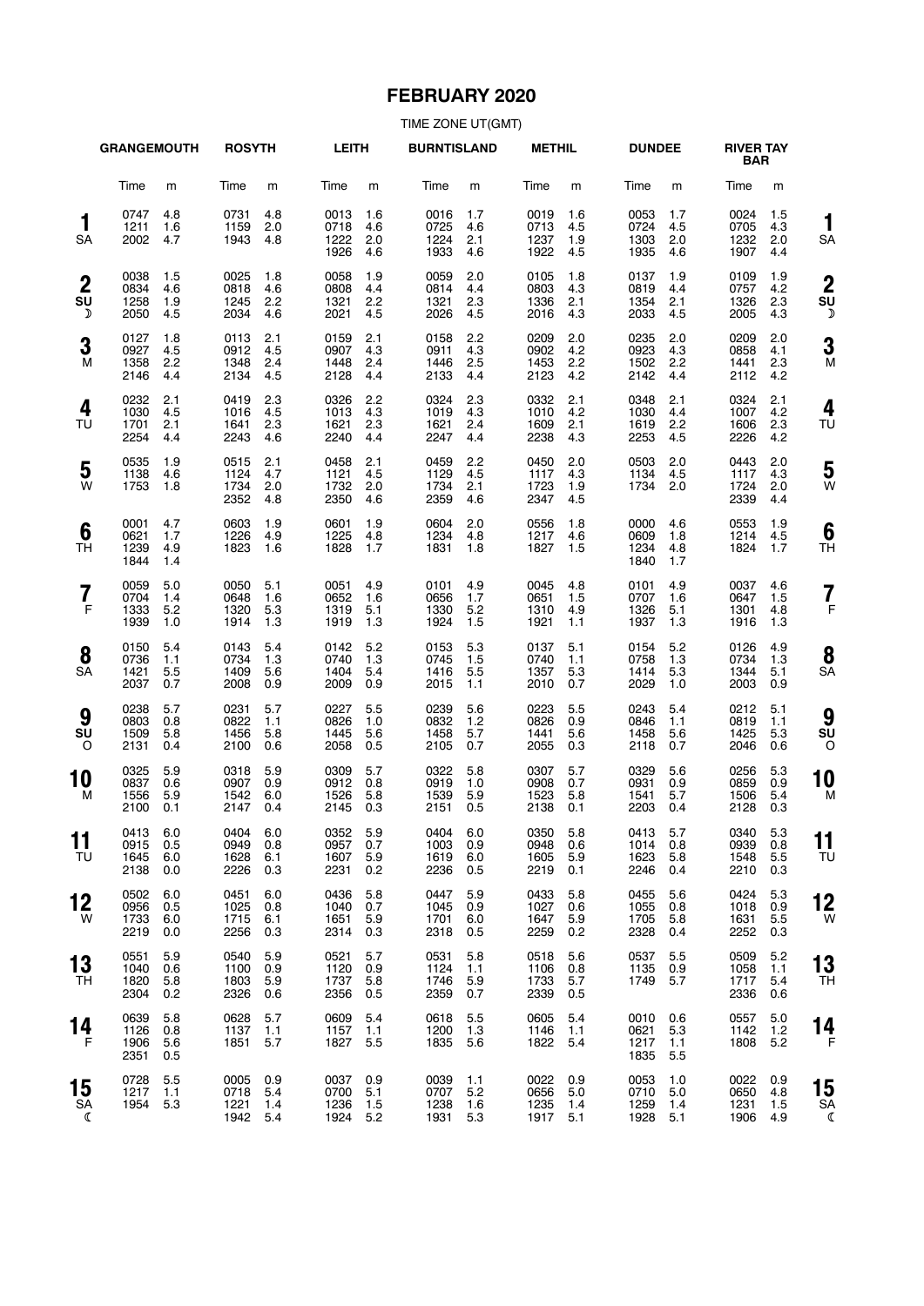# FEBRUARY 2020

TIME ZONE UT(GMT)

| Day | GRANGEMOUTH Time | m | ROSYTH Time | m | LEITH Time | m | BURNTISLAND Time | m | METHIL Time | m | DUNDEE Time | m | RIVER TAY BAR Time | m |
|---|---|---|---|---|---|---|---|---|---|---|---|---|---|---|
| 1 SA | 0747<br>1211<br>2002 | 4.8<br>1.6<br>4.7 | 0731<br>1159<br>1943 | 4.8<br>2.0<br>4.8 | 0013<br>0718<br>1222<br>1926 | 1.6<br>4.6<br>2.0<br>4.6 | 0016<br>0725<br>1224<br>1933 | 1.7<br>4.6<br>2.1<br>4.6 | 0019<br>0713<br>1237<br>1922 | 1.6<br>4.5<br>1.9<br>4.5 | 0053<br>0724<br>1303<br>1935 | 1.7<br>4.5<br>2.0<br>4.6 | 0024<br>0705<br>1232<br>1907 | 1.5<br>4.3<br>2.0<br>4.4 |
| 2 SU ☽ | 0038<br>0834<br>1258<br>2050 | 1.5<br>4.6<br>1.9<br>4.5 | 0025<br>0818<br>1245<br>2034 | 1.8<br>4.6<br>2.2<br>4.6 | 0058<br>0808<br>1321<br>2021 | 1.9<br>4.4<br>2.2<br>4.5 | 0059<br>0814<br>1321<br>2026 | 2.0<br>4.4<br>2.3<br>4.5 | 0105<br>0803<br>1336<br>2016 | 1.8<br>4.3<br>2.1<br>4.3 | 0137<br>0819<br>1354<br>2033 | 1.9<br>4.4<br>2.1<br>4.5 | 0109<br>0757<br>1326<br>2005 | 1.9<br>4.2<br>2.3<br>4.3 |
| 3 M | 0127<br>0927<br>1358<br>2146 | 1.8<br>4.5<br>2.2<br>4.4 | 0113<br>0912<br>1348<br>2134 | 2.1<br>4.5<br>2.4<br>4.5 | 0159<br>0907<br>1448<br>2128 | 2.1<br>4.3<br>2.4<br>4.4 | 0158<br>0911<br>1446<br>2133 | 2.2<br>4.3<br>2.5<br>4.4 | 0209<br>0902<br>1453<br>2123 | 2.0<br>4.2<br>2.2<br>4.2 | 0235<br>0923<br>1502<br>2142 | 2.0<br>4.3<br>2.2<br>4.4 | 0209<br>0858<br>1441<br>2112 | 2.0<br>4.1<br>2.3<br>4.2 |
| 4 TU | 0232<br>1030<br>1701<br>2254 | 2.1<br>4.5<br>2.1<br>4.4 | 0419<br>1016<br>1641<br>2243 | 2.3<br>4.5<br>2.3<br>4.6 | 0326<br>1013<br>1621<br>2240 | 2.2<br>4.3<br>2.3<br>4.4 | 0324<br>1019<br>1621<br>2247 | 2.3<br>4.3<br>2.4<br>4.4 | 0332<br>1010<br>1609<br>2238 | 2.1<br>4.2<br>2.1<br>4.3 | 0348<br>1030<br>1619<br>2253 | 2.1<br>4.4<br>2.2<br>4.5 | 0324<br>1007<br>1606<br>2226 | 2.1<br>4.2<br>2.3<br>4.2 |
| 5 W | 0535<br>1138<br>1753 | 1.9<br>4.6<br>1.8 | 0515<br>1124<br>1734<br>2352 | 2.1<br>4.7<br>2.0<br>4.8 | 0458<br>1121<br>1732<br>2350 | 2.1<br>4.5<br>2.0<br>4.6 | 0459<br>1129<br>1734<br>2359 | 2.2<br>4.5<br>2.1<br>4.6 | 0450<br>1117<br>1723<br>2347 | 2.0<br>4.3<br>1.9<br>4.5 | 0503<br>1134<br>1734 | 2.0<br>4.5<br>2.0 | 0443<br>1117<br>1724<br>2339 | 2.0<br>4.3<br>2.0<br>4.4 |
| 6 TH | 0001<br>0621<br>1239<br>1844 | 4.7<br>1.7<br>4.9<br>1.4 | 0603<br>1226<br>1823 | 1.9<br>4.9<br>1.6 | 0601<br>1225<br>1828 | 1.9<br>4.8<br>1.7 | 0604<br>1234<br>1831 | 2.0<br>4.8<br>1.8 | 0556<br>1217<br>1827 | 1.8<br>4.6<br>1.5 | 0000<br>0609<br>1234<br>1840 | 4.6<br>1.8<br>4.8<br>1.7 | 0553<br>1214<br>1824 | 1.9<br>4.5<br>1.7 |
| 7 F | 0059<br>0704<br>1333<br>1939 | 5.0<br>1.4<br>5.2<br>1.0 | 0050<br>0648<br>1320<br>1914 | 5.1<br>1.6<br>5.3<br>1.3 | 0051<br>0652<br>1319<br>1919 | 4.9<br>1.6<br>5.1<br>1.3 | 0101<br>0656<br>1330<br>1924 | 4.9<br>1.7<br>5.2<br>1.5 | 0045<br>0651<br>1310<br>1921 | 4.8<br>1.5<br>4.9<br>1.1 | 0101<br>0707<br>1326<br>1937 | 4.9<br>1.6<br>5.1<br>1.3 | 0037<br>0647<br>1301<br>1916 | 4.6<br>1.5<br>4.8<br>1.3 |
| 8 SA | 0150<br>0736<br>1421<br>2037 | 5.4<br>1.1<br>5.5<br>0.7 | 0143<br>0734<br>1409<br>2008 | 5.4<br>1.3<br>5.6<br>0.9 | 0142<br>0740<br>1404<br>2009 | 5.2<br>1.3<br>5.4<br>0.9 | 0153<br>0745<br>1416<br>2015 | 5.3<br>1.5<br>5.5<br>1.1 | 0137<br>0740<br>1357<br>2010 | 5.1<br>1.1<br>5.3<br>0.7 | 0154<br>0758<br>1414<br>2029 | 5.2<br>1.3<br>5.3<br>1.0 | 0126<br>0734<br>1344<br>2003 | 4.9<br>1.3<br>5.1<br>0.9 |
| 9 SU O | 0238<br>0803<br>1509<br>2131 | 5.7<br>0.8<br>5.8<br>0.4 | 0231<br>0822<br>1456<br>2100 | 5.7<br>1.1<br>5.8<br>0.6 | 0227<br>0826<br>1445<br>2058 | 5.5<br>1.0<br>5.6<br>0.5 | 0239<br>0832<br>1458<br>2105 | 5.6<br>1.2<br>5.7<br>0.7 | 0223<br>0826<br>1441<br>2055 | 5.5<br>0.9<br>5.6<br>0.3 | 0243<br>0846<br>1458<br>2118 | 5.4<br>1.1<br>5.6<br>0.7 | 0212<br>0819<br>1425<br>2046 | 5.1<br>1.1<br>5.3<br>0.6 |
| 10 M | 0325<br>0837<br>1556<br>2100 | 5.9<br>0.6<br>5.9<br>0.1 | 0318<br>0907<br>1542<br>2147 | 5.9<br>0.9<br>6.0<br>0.4 | 0309<br>0912<br>1526<br>2145 | 5.7<br>0.8<br>5.8<br>0.3 | 0322<br>0919<br>1539<br>2151 | 5.8<br>1.0<br>5.9<br>0.5 | 0307<br>0908<br>1523<br>2138 | 5.7<br>0.7<br>5.8<br>0.1 | 0329<br>0931<br>1541<br>2203 | 5.6<br>0.9<br>5.7<br>0.4 | 0256<br>0859<br>1506<br>2128 | 5.3<br>0.9<br>5.4<br>0.3 |
| 11 TU | 0413<br>0915<br>1645<br>2138 | 6.0<br>0.5<br>6.0<br>0.0 | 0404<br>0949<br>1628<br>2226 | 6.0<br>0.8<br>6.1<br>0.3 | 0352<br>0957<br>1607<br>2231 | 5.9<br>0.7<br>5.9<br>0.2 | 0404<br>1003<br>1619<br>2236 | 6.0<br>0.9<br>6.0<br>0.5 | 0350<br>0948<br>1605<br>2219 | 5.8<br>0.6<br>5.9<br>0.1 | 0413<br>1014<br>1623<br>2246 | 5.7<br>0.8<br>5.8<br>0.4 | 0340<br>0939<br>1548<br>2210 | 5.3<br>0.8<br>5.5<br>0.3 |
| 12 W | 0502<br>0956<br>1733<br>2219 | 6.0<br>0.5<br>6.0<br>0.0 | 0451<br>1025<br>1715<br>2256 | 6.0<br>0.8<br>6.1<br>0.3 | 0436<br>1040<br>1651<br>2314 | 5.8<br>0.7<br>5.9<br>0.3 | 0447<br>1045<br>1701<br>2318 | 5.9<br>0.9<br>6.0<br>0.5 | 0433<br>1027<br>1647<br>2259 | 5.8<br>0.6<br>5.9<br>0.2 | 0455<br>1055<br>1705<br>2328 | 5.6<br>0.8<br>5.8<br>0.4 | 0424<br>1018<br>1631<br>2252 | 5.3<br>0.9<br>5.5<br>0.3 |
| 13 TH | 0551<br>1040<br>1820<br>2304 | 5.9<br>0.6<br>5.8<br>0.2 | 0540<br>1100<br>1803<br>2326 | 5.9<br>0.9<br>5.9<br>0.6 | 0521<br>1120<br>1737<br>2356 | 5.7<br>0.9<br>5.8<br>0.5 | 0531<br>1124<br>1746<br>2359 | 5.8<br>1.1<br>5.9<br>0.7 | 0518<br>1106<br>1733<br>2339 | 5.6<br>0.8<br>5.7<br>0.5 | 0537<br>1135<br>1749 | 5.5<br>0.9<br>5.7 | 0509<br>1058<br>1717<br>2336 | 5.2<br>1.1<br>5.4<br>0.6 |
| 14 F | 0639<br>1126<br>1906<br>2351 | 5.8<br>0.8<br>5.6<br>0.5 | 0628<br>1137<br>1851 | 5.7<br>1.1<br>5.7 | 0609<br>1157<br>1827 | 5.4<br>1.1<br>5.5 | 0618<br>1200<br>1835 | 5.5<br>1.3<br>5.6 | 0605<br>1146<br>1822 | 5.4<br>1.1<br>5.4 | 0010<br>0621<br>1217<br>1835 | 0.6<br>5.3<br>1.1<br>5.5 | 0557<br>1142<br>1808 | 5.0<br>1.2<br>5.2 |
| 15 SA ☾ | 0728<br>1217<br>1954 | 5.5<br>1.1<br>5.3 | 0005<br>0718<br>1221<br>1942 | 0.9<br>5.4<br>1.4<br>5.4 | 0037<br>0700<br>1236<br>1924 | 0.9<br>5.1<br>1.5<br>5.2 | 0039<br>0707<br>1238<br>1931 | 1.1<br>5.2<br>1.6<br>5.3 | 0022<br>0656<br>1235<br>1917 | 0.9<br>5.0<br>1.4<br>5.1 | 0053<br>0710<br>1259<br>1928 | 1.0<br>5.0<br>1.4<br>5.1 | 0022<br>0650<br>1231<br>1906 | 0.9<br>4.8<br>1.5<br>4.9 |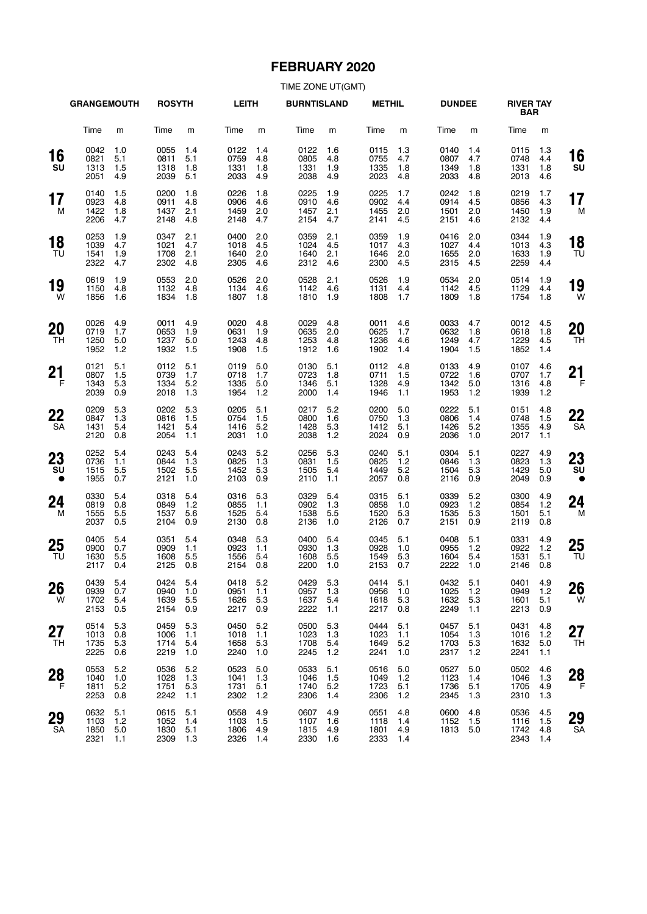# FEBRUARY 2020

TIME ZONE UT(GMT)

| Day | GRANGEMOUTH Time | m | ROSYTH Time | m | LEITH Time | m | BURNTISLAND Time | m | METHIL Time | m | DUNDEE Time | m | RIVER TAY BAR Time | m |
|---|---|---|---|---|---|---|---|---|---|---|---|---|---|---|
| 16 SU | 0042<br>0821<br>1313<br>2051 | 1.0<br>5.1<br>1.5<br>4.9 | 0055<br>0811<br>1318<br>2039 | 1.4<br>5.1<br>1.8<br>5.1 | 0122<br>0759<br>1331<br>2033 | 1.4<br>4.8<br>1.8<br>4.9 | 0122<br>0805<br>1331<br>2038 | 1.6<br>4.8<br>1.9<br>4.9 | 0115<br>0755<br>1335<br>2023 | 1.3<br>4.7<br>1.8<br>4.8 | 0140<br>0807<br>1349<br>2033 | 1.4<br>4.7<br>1.8<br>4.8 | 0115<br>0748<br>1331<br>2013 | 1.3<br>4.4<br>1.8<br>4.6 |
| 17 M | 0140<br>0923<br>1422<br>2206 | 1.5<br>4.8<br>1.8<br>4.7 | 0200<br>0911<br>1437<br>2148 | 1.8<br>4.8<br>2.1<br>4.8 | 0226<br>0906<br>1459<br>2148 | 1.8<br>4.6<br>2.0<br>4.7 | 0225<br>0910<br>1457<br>2154 | 1.9<br>4.6<br>2.1<br>4.7 | 0225<br>0902<br>1455<br>2141 | 1.7<br>4.4<br>2.0<br>4.5 | 0242<br>0914<br>1501<br>2151 | 1.8<br>4.5<br>2.0<br>4.6 | 0219<br>0856<br>1450<br>2132 | 1.7<br>4.3<br>1.9<br>4.4 |
| 18 TU | 0253<br>1039<br>1541<br>2322 | 1.9<br>4.7<br>1.9<br>4.7 | 0347<br>1021<br>1708<br>2302 | 2.1<br>4.7<br>2.1<br>4.8 | 0400<br>1018<br>1640<br>2305 | 2.0<br>4.5<br>2.0<br>4.6 | 0359<br>1024<br>1640<br>2312 | 2.1<br>4.5<br>2.1<br>4.6 | 0359<br>1017<br>1646<br>2300 | 1.9<br>4.3<br>2.0<br>4.5 | 0416<br>1027<br>1655<br>2315 | 2.0<br>4.4<br>2.0<br>4.5 | 0344<br>1013<br>1633<br>2259 | 1.9<br>4.3<br>1.9<br>4.4 |
| 19 W | 0619<br>1150<br>1856 | 1.9<br>4.8<br>1.6 | 0553<br>1132<br>1834 | 2.0<br>4.8<br>1.8 | 0526<br>1134<br>1807 | 2.0<br>4.6<br>1.8 | 0528<br>1142<br>1810 | 2.1<br>4.6<br>1.9 | 0526<br>1131<br>1808 | 1.9<br>4.4<br>1.7 | 0534<br>1142<br>1809 | 2.0<br>4.5<br>1.8 | 0514<br>1129<br>1754 | 1.9<br>4.4<br>1.8 |
| 20 TH | 0026<br>0719<br>1250<br>1952 | 4.9<br>1.7<br>5.0<br>1.2 | 0011<br>0653<br>1237<br>1932 | 4.9<br>1.9<br>5.0<br>1.5 | 0020<br>0631<br>1243<br>1908 | 4.8<br>1.9<br>4.8<br>1.5 | 0029<br>0635<br>1253<br>1912 | 4.8<br>2.0<br>4.8<br>1.6 | 0011<br>0625<br>1236<br>1902 | 4.6<br>1.7<br>4.6<br>1.4 | 0033<br>0632<br>1249<br>1904 | 4.7<br>1.8<br>4.7<br>1.5 | 0012<br>0618<br>1229<br>1852 | 4.5<br>1.8<br>4.5<br>1.4 |
| 21 F | 0121<br>0807<br>1343<br>2039 | 5.1<br>1.5<br>5.3<br>0.9 | 0112<br>0739<br>1334<br>2018 | 5.1<br>1.7<br>5.2<br>1.3 | 0119<br>0718<br>1335<br>1954 | 5.0<br>1.7<br>5.0<br>1.2 | 0130<br>0723<br>1346<br>2000 | 5.1<br>1.8<br>5.1<br>1.4 | 0112<br>0711<br>1328<br>1946 | 4.8<br>1.5<br>4.9<br>1.1 | 0133<br>0722<br>1342<br>1953 | 4.9<br>1.6<br>5.0<br>1.2 | 0107<br>0707<br>1316<br>1939 | 4.6<br>1.7<br>4.8<br>1.2 |
| 22 SA | 0209<br>0847<br>1431<br>2120 | 5.3<br>1.3<br>5.4<br>0.8 | 0202<br>0816<br>1421<br>2054 | 5.3<br>1.5<br>5.4<br>1.1 | 0205<br>0754<br>1416<br>2031 | 5.1<br>1.5<br>5.2<br>1.0 | 0217<br>0800<br>1428<br>2038 | 5.2<br>1.6<br>5.3<br>1.2 | 0200<br>0750<br>1412<br>2024 | 5.0<br>1.3<br>5.1<br>0.9 | 0222<br>0806<br>1426<br>2036 | 5.1<br>1.4<br>5.2<br>1.0 | 0151<br>0748<br>1355<br>2017 | 4.8<br>1.5<br>4.9<br>1.1 |
| 23 SU ● | 0252<br>0736<br>1515<br>1955 | 5.4<br>1.1<br>5.5<br>0.7 | 0243<br>0844<br>1502<br>2121 | 5.4<br>1.3<br>5.5<br>1.0 | 0243<br>0825<br>1452<br>2103 | 5.2<br>1.3<br>5.3<br>0.9 | 0256<br>0831<br>1505<br>2110 | 5.3<br>1.5<br>5.4<br>1.1 | 0240<br>0825<br>1449<br>2057 | 5.1<br>1.2<br>5.2<br>0.8 | 0304<br>0846<br>1504<br>2116 | 5.1<br>1.3<br>5.3<br>0.9 | 0227<br>0823<br>1429<br>2049 | 4.9<br>1.3<br>5.0<br>0.9 |
| 24 M | 0330<br>0819<br>1555<br>2037 | 5.4<br>0.8<br>5.5<br>0.5 | 0318<br>0849<br>1537<br>2104 | 5.4<br>1.2<br>5.6<br>0.9 | 0316<br>0855<br>1525<br>2130 | 5.3<br>1.1<br>5.4<br>0.8 | 0329<br>0902<br>1538<br>2136 | 5.4<br>1.3<br>5.5<br>1.0 | 0315<br>0858<br>1520<br>2126 | 5.1<br>1.0<br>5.3<br>0.7 | 0339<br>0923<br>1535<br>2151 | 5.2<br>1.2<br>5.3<br>0.9 | 0300<br>0854<br>1501<br>2119 | 4.9<br>1.2<br>5.1<br>0.8 |
| 25 TU | 0405<br>0900<br>1630<br>2117 | 5.4<br>0.7<br>5.5<br>0.4 | 0351<br>0909<br>1608<br>2125 | 5.4<br>1.1<br>5.5<br>0.8 | 0348<br>0923<br>1556<br>2154 | 5.3<br>1.1<br>5.4<br>0.8 | 0400<br>0930<br>1608<br>2200 | 5.4<br>1.3<br>5.5<br>1.0 | 0345<br>0928<br>1549<br>2153 | 5.1<br>1.0<br>5.3<br>0.7 | 0408<br>0955<br>1604<br>2222 | 5.1<br>1.2<br>5.4<br>1.0 | 0331<br>0922<br>1531<br>2146 | 4.9<br>1.2<br>5.1<br>0.8 |
| 26 W | 0439<br>0939<br>1702<br>2153 | 5.4<br>0.7<br>5.4<br>0.5 | 0424<br>0940<br>1639<br>2154 | 5.4<br>1.0<br>5.5<br>0.9 | 0418<br>0951<br>1626<br>2217 | 5.2<br>1.1<br>5.3<br>0.9 | 0429<br>0957<br>1637<br>2222 | 5.3<br>1.3<br>5.4<br>1.1 | 0414<br>0956<br>1618<br>2217 | 5.1<br>1.0<br>5.3<br>0.8 | 0432<br>1025<br>1632<br>2249 | 5.1<br>1.2<br>5.3<br>1.1 | 0401<br>0949<br>1601<br>2213 | 4.9<br>1.2<br>5.1<br>0.9 |
| 27 TH | 0514<br>1013<br>1735<br>2225 | 5.3<br>0.8<br>5.3<br>0.6 | 0459<br>1006<br>1714<br>2219 | 5.3<br>1.1<br>5.4<br>1.0 | 0450<br>1018<br>1658<br>2240 | 5.2<br>1.1<br>5.3<br>1.0 | 0500<br>1023<br>1708<br>2245 | 5.3<br>1.3<br>5.4<br>1.2 | 0444<br>1023<br>1649<br>2241 | 5.1<br>1.1<br>5.2<br>1.0 | 0457<br>1054<br>1703<br>2317 | 5.1<br>1.3<br>5.3<br>1.2 | 0431<br>1016<br>1632<br>2241 | 4.8<br>1.2<br>5.0<br>1.1 |
| 28 F | 0553<br>1040<br>1811<br>2253 | 5.2<br>1.0<br>5.2<br>0.8 | 0536<br>1028<br>1751<br>2242 | 5.2<br>1.3<br>5.3<br>1.1 | 0523<br>1041<br>1731<br>2302 | 5.0<br>1.3<br>5.1<br>1.2 | 0533<br>1046<br>1740<br>2306 | 5.1<br>1.5<br>5.2<br>1.4 | 0516<br>1049<br>1723<br>2306 | 5.0<br>1.2<br>5.1<br>1.2 | 0527<br>1123<br>1736<br>2345 | 5.0<br>1.4<br>5.1<br>1.3 | 0502<br>1046<br>1705<br>2310 | 4.6<br>1.3<br>4.9<br>1.3 |
| 29 SA | 0632<br>1103<br>1850<br>2321 | 5.1<br>1.2<br>5.0<br>1.1 | 0615<br>1052<br>1830<br>2309 | 5.1<br>1.4<br>5.1<br>1.3 | 0558<br>1103<br>1806<br>2326 | 4.9<br>1.5<br>4.9<br>1.4 | 0607<br>1107<br>1815<br>2330 | 4.9<br>1.6<br>4.9<br>1.6 | 0551<br>1118<br>1801<br>2333 | 4.8<br>1.4<br>4.9<br>1.4 | 0600<br>1152<br>1813 | 4.8<br>1.5<br>5.0 | 0536<br>1116<br>1742<br>2343 | 4.5<br>1.5<br>4.8<br>1.4 |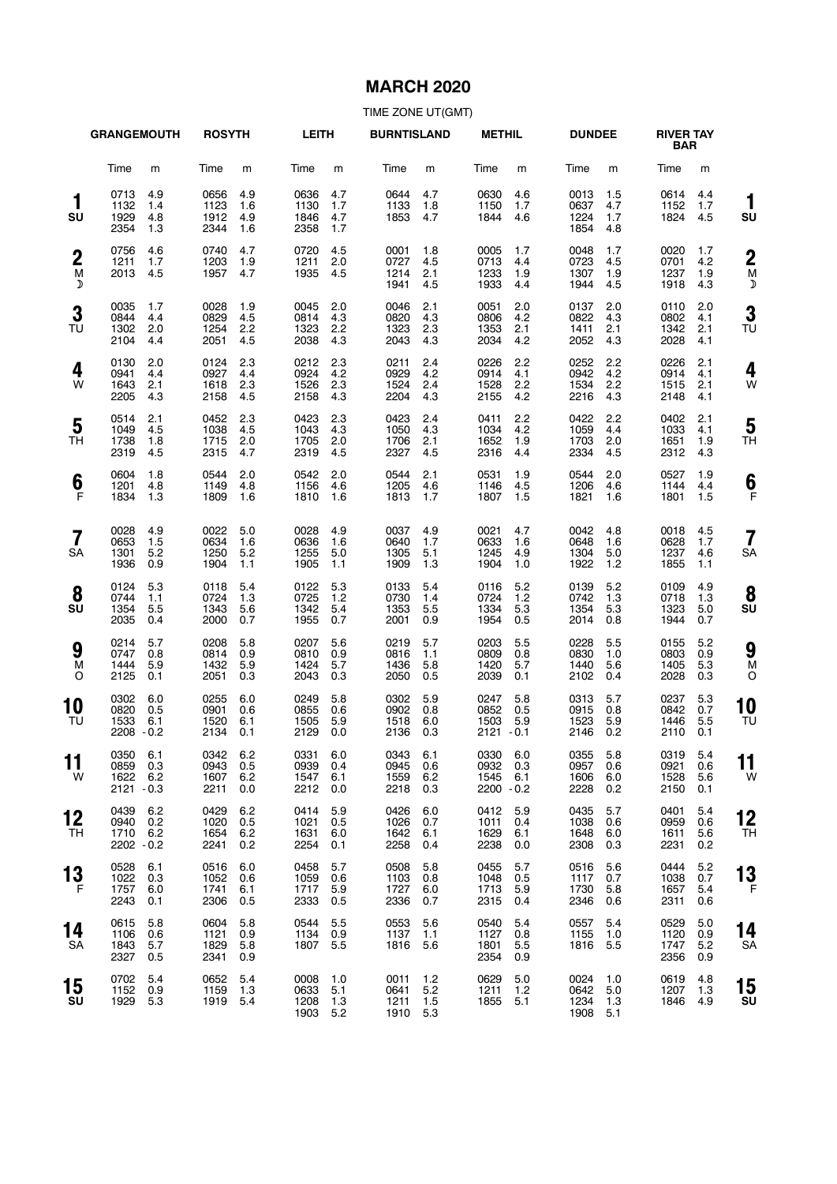# MARCH 2020

TIME ZONE UT(GMT)

| Day | GRANGEMOUTH Time | m | ROSYTH Time | m | LEITH Time | m | BURNTISLAND Time | m | METHIL Time | m | DUNDEE Time | m | RIVER TAY BAR Time | m | Day |
|---|---|---|---|---|---|---|---|---|---|---|---|---|---|---|---|
| 1 SU | 0713<br>1132<br>1929<br>2354 | 4.9<br>1.4<br>4.8<br>1.3 | 0656<br>1123<br>1912<br>2344 | 4.9<br>1.6<br>4.9<br>1.6 | 0636<br>1130<br>1846<br>2358 | 4.7<br>1.7<br>4.7<br>1.7 | 0644<br>1133<br>1853 | 4.7<br>1.8<br>4.7 | 0630<br>1150<br>1844 | 4.6<br>1.7<br>4.6 | 0013<br>0637<br>1224<br>1854 | 1.5<br>4.7<br>1.7<br>4.8 | 0614<br>1152<br>1824 | 4.4<br>1.7<br>4.5 | 1 SU |
| 2 M ☽ | 0756<br>1211<br>2013 | 4.6<br>1.7<br>4.5 | 0740<br>1203<br>1957 | 4.7<br>1.9<br>4.7 | 0720<br>1211<br>1935 | 4.5<br>2.0<br>4.5 | 0001<br>0727<br>1214<br>1941 | 1.8<br>4.5<br>2.1<br>4.5 | 0005<br>0713<br>1233<br>1933 | 1.7<br>4.4<br>1.9<br>4.4 | 0048<br>0723<br>1307<br>1944 | 1.7<br>4.5<br>1.9<br>4.5 | 0020<br>0701<br>1237<br>1918 | 1.7<br>4.2<br>1.9<br>4.3 | 2 M ☽ |
| 3 TU | 0035<br>0844<br>1302<br>2104 | 1.7<br>4.4<br>2.0<br>4.4 | 0028<br>0829<br>1254<br>2051 | 1.9<br>4.5<br>2.2<br>4.5 | 0045<br>0814<br>1323<br>2038 | 2.0<br>4.3<br>2.2<br>4.3 | 0046<br>0820<br>1323<br>2043 | 2.1<br>4.3<br>2.3<br>4.3 | 0051<br>0806<br>1353<br>2034 | 2.0<br>4.2<br>2.1<br>4.2 | 0137<br>0822<br>1411<br>2052 | 2.0<br>4.3<br>2.1<br>4.3 | 0110<br>0802<br>1342<br>2028 | 2.0<br>4.1<br>2.1<br>4.1 | 3 TU |
| 4 W | 0130<br>0941<br>1643<br>2205 | 2.0<br>4.4<br>2.1<br>4.3 | 0124<br>0927<br>1618<br>2158 | 2.3<br>4.4<br>2.3<br>4.5 | 0212<br>0924<br>1526<br>2158 | 2.3<br>4.2<br>2.3<br>4.3 | 0211<br>0929<br>1524<br>2204 | 2.4<br>4.2<br>2.4<br>4.3 | 0226<br>0914<br>1528<br>2155 | 2.2<br>4.1<br>2.2<br>4.2 | 0252<br>0942<br>1534<br>2216 | 2.2<br>4.2<br>2.2<br>4.3 | 0226<br>0914<br>1515<br>2148 | 2.1<br>4.1<br>2.1<br>4.1 | 4 W |
| 5 TH | 0514<br>1049<br>1738<br>2319 | 2.1<br>4.5<br>1.8<br>4.5 | 0452<br>1038<br>1715<br>2315 | 2.3<br>4.5<br>2.0<br>4.7 | 0423<br>1043<br>1705<br>2319 | 2.3<br>4.3<br>2.0<br>4.5 | 0423<br>1050<br>1706<br>2327 | 2.4<br>4.3<br>2.1<br>4.5 | 0411<br>1034<br>1652<br>2316 | 2.2<br>4.2<br>1.9<br>4.4 | 0422<br>1059<br>1703<br>2334 | 2.2<br>4.4<br>2.0<br>4.5 | 0402<br>1033<br>1651<br>2312 | 2.1<br>4.1<br>1.9<br>4.3 | 5 TH |
| 6 F | 0604<br>1201<br>1834 | 1.8<br>4.8<br>1.3 | 0544<br>1149<br>1809 | 2.0<br>4.8<br>1.6 | 0542<br>1156<br>1810 | 2.0<br>4.6<br>1.6 | 0544<br>1205<br>1813 | 2.1<br>4.6<br>1.7 | 0531<br>1146<br>1807 | 1.9<br>4.5<br>1.5 | 0544<br>1206<br>1821 | 2.0<br>4.6<br>1.6 | 0527<br>1144<br>1801 | 1.9<br>4.4<br>1.5 | 6 F |
| 7 SA | 0028<br>0653<br>1301<br>1936 | 4.9<br>1.5<br>5.2<br>0.9 | 0022<br>0634<br>1250<br>1904 | 5.0<br>1.6<br>5.2<br>1.1 | 0028<br>0636<br>1255<br>1905 | 4.9<br>1.6<br>5.0<br>1.1 | 0037<br>0640<br>1305<br>1909 | 4.9<br>1.7<br>5.1<br>1.3 | 0021<br>0633<br>1245<br>1904 | 4.7<br>1.6<br>4.9<br>1.0 | 0042<br>0648<br>1304<br>1922 | 4.8<br>1.6<br>5.0<br>1.2 | 0018<br>0628<br>1237<br>1855 | 4.5<br>1.7<br>4.6<br>1.1 | 7 SA |
| 8 SU | 0124<br>0744<br>1354<br>2035 | 5.3<br>1.1<br>5.5<br>0.4 | 0118<br>0724<br>1343<br>2000 | 5.4<br>1.3<br>5.6<br>0.7 | 0122<br>0725<br>1342<br>1955 | 5.3<br>1.2<br>5.4<br>0.7 | 0133<br>0730<br>1353<br>2001 | 5.4<br>1.4<br>5.5<br>0.9 | 0116<br>0724<br>1334<br>1954 | 5.2<br>1.2<br>5.3<br>0.5 | 0139<br>0742<br>1354<br>2014 | 5.2<br>1.3<br>5.3<br>0.8 | 0109<br>0718<br>1323<br>1944 | 4.9<br>1.3<br>5.0<br>0.7 | 8 SU |
| 9 M O | 0214<br>0747<br>1444<br>2125 | 5.7<br>0.8<br>5.9<br>0.1 | 0208<br>0814<br>1432<br>2051 | 5.8<br>0.9<br>5.9<br>0.3 | 0207<br>0810<br>1424<br>2043 | 5.6<br>0.9<br>5.7<br>0.3 | 0219<br>0816<br>1436<br>2050 | 5.7<br>1.1<br>5.8<br>0.5 | 0203<br>0809<br>1420<br>2039 | 5.5<br>0.8<br>5.7<br>0.1 | 0228<br>0830<br>1440<br>2102 | 5.5<br>1.0<br>5.6<br>0.4 | 0155<br>0803<br>1405<br>2028 | 5.2<br>0.9<br>5.3<br>0.3 | 9 M O |
| 10 TU | 0302<br>0820<br>1533<br>2208 | 6.0<br>0.5<br>6.1<br>-0.2 | 0255<br>0901<br>1520<br>2134 | 6.0<br>0.6<br>6.1<br>0.1 | 0249<br>0855<br>1505<br>2129 | 5.8<br>0.6<br>5.9<br>0.0 | 0302<br>0902<br>1518<br>2136 | 5.9<br>0.8<br>6.0<br>0.3 | 0247<br>0852<br>1503<br>2121 | 5.8<br>0.5<br>5.9<br>-0.1 | 0313<br>0915<br>1523<br>2146 | 5.7<br>0.8<br>5.9<br>0.2 | 0237<br>0842<br>1446<br>2110 | 5.3<br>0.7<br>5.5<br>0.1 | 10 TU |
| 11 W | 0350<br>0859<br>1622<br>2121 | 6.1<br>0.3<br>6.2<br>-0.3 | 0342<br>0943<br>1607<br>2211 | 6.2<br>0.5<br>6.2<br>0.0 | 0331<br>0939<br>1547<br>2212 | 6.0<br>0.4<br>6.1<br>0.0 | 0343<br>0945<br>1559<br>2218 | 6.1<br>0.6<br>6.2<br>0.3 | 0330<br>0932<br>1545<br>2200 | 6.0<br>0.3<br>6.1<br>-0.2 | 0355<br>0957<br>1606<br>2228 | 5.8<br>0.6<br>6.0<br>0.2 | 0319<br>0921<br>1528<br>2150 | 5.4<br>0.6<br>5.6<br>0.1 | 11 W |
| 12 TH | 0439<br>0940<br>1710<br>2202 | 6.2<br>0.2<br>6.2<br>-0.2 | 0429<br>1020<br>1654<br>2241 | 6.2<br>0.5<br>6.2<br>0.2 | 0414<br>1021<br>1631<br>2254 | 5.9<br>0.5<br>6.0<br>0.1 | 0426<br>1026<br>1642<br>2258 | 6.0<br>0.7<br>6.1<br>0.4 | 0412<br>1011<br>1629<br>2238 | 5.9<br>0.4<br>6.1<br>0.0 | 0435<br>1038<br>1648<br>2308 | 5.7<br>0.6<br>6.0<br>0.3 | 0401<br>0959<br>1611<br>2231 | 5.4<br>0.6<br>5.6<br>0.2 | 12 TH |
| 13 F | 0528<br>1022<br>1757<br>2243 | 6.1<br>0.3<br>6.0<br>0.1 | 0516<br>1052<br>1741<br>2306 | 6.0<br>0.6<br>6.1<br>0.5 | 0458<br>1059<br>1717<br>2333 | 5.7<br>0.6<br>5.9<br>0.5 | 0508<br>1103<br>1727<br>2336 | 5.8<br>0.8<br>6.0<br>0.7 | 0455<br>1048<br>1713<br>2315 | 5.7<br>0.5<br>5.9<br>0.4 | 0516<br>1117<br>1730<br>2346 | 5.6<br>0.7<br>5.8<br>0.6 | 0444<br>1038<br>1657<br>2311 | 5.2<br>0.7<br>5.4<br>0.6 | 13 F |
| 14 SA | 0615<br>1106<br>1843<br>2327 | 5.8<br>0.6<br>5.7<br>0.5 | 0604<br>1121<br>1829<br>2341 | 5.8<br>0.9<br>5.8<br>0.9 | 0544<br>1134<br>1807 | 5.5<br>0.9<br>5.5 | 0553<br>1137<br>1816 | 5.6<br>1.1<br>5.6 | 0540<br>1127<br>1801<br>2354 | 5.4<br>0.8<br>5.5<br>0.9 | 0557<br>1155<br>1816 | 5.4<br>1.0<br>5.5 | 0529<br>1120<br>1747<br>2356 | 5.0<br>0.9<br>5.2<br>0.9 | 14 SA |
| 15 SU | 0702<br>1152<br>1929 | 5.4<br>0.9<br>5.3 | 0652<br>1159<br>1919 | 5.4<br>1.3<br>5.4 | 0008<br>0633<br>1208<br>1903 | 1.0<br>5.1<br>1.3<br>5.2 | 0011<br>0641<br>1211<br>1910 | 1.2<br>5.2<br>1.5<br>5.3 | 0629<br>1211<br>1855 | 5.0<br>1.2<br>5.1 | 0024<br>0642<br>1234<br>1908 | 1.0<br>5.0<br>1.3<br>5.1 | 0619<br>1207<br>1846 | 4.8<br>1.3<br>4.9 | 15 SU |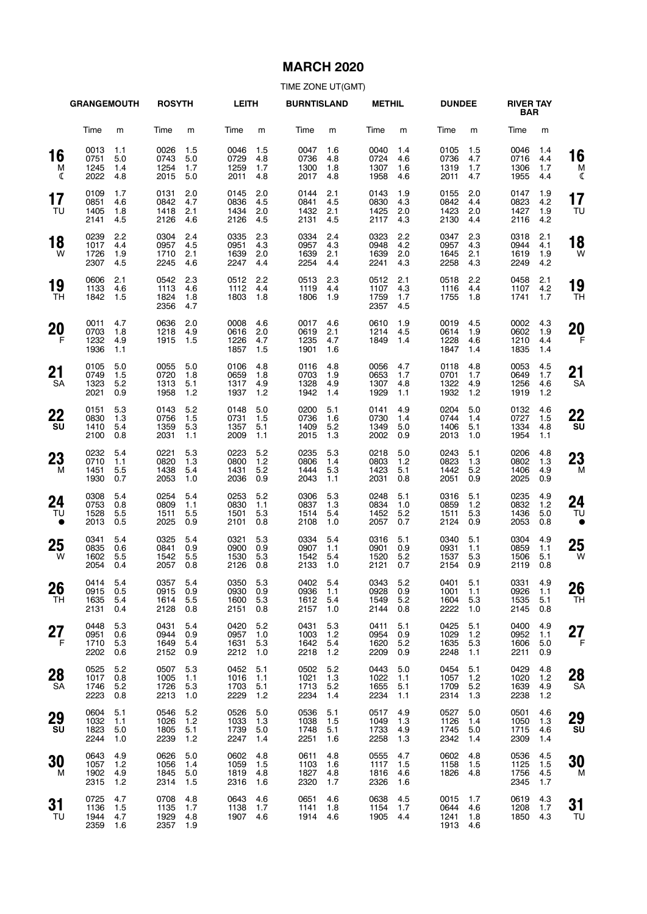# MARCH 2020

TIME ZONE UT(GMT)

| Date | GRANGEMOUTH Time | m | ROSYTH Time | m | LEITH Time | m | BURNTISLAND Time | m | METHIL Time | m | DUNDEE Time | m | RIVER TAY BAR Time | m | Date |
|---|---|---|---|---|---|---|---|---|---|---|---|---|---|---|---|
| 16 M ☾ | 0013<br>0751<br>1245<br>2022 | 1.1<br>5.0<br>1.4<br>4.8 | 0026<br>0743<br>1254<br>2015 | 1.5<br>5.0<br>1.7<br>5.0 | 0046<br>0729<br>1259<br>2011 | 1.5<br>4.8<br>1.7<br>4.8 | 0047<br>0736<br>1300<br>2017 | 1.6<br>4.8<br>1.8<br>4.8 | 0040<br>0724<br>1307<br>1958 | 1.4<br>4.6<br>1.6<br>4.6 | 0105<br>0736<br>1319<br>2011 | 1.5<br>4.7<br>1.7<br>4.7 | 0046<br>0716<br>1306<br>1955 | 1.4<br>4.4<br>1.7<br>4.4 | 16 M ☾ |
| 17 TU | 0109<br>0851<br>1405<br>2141 | 1.7<br>4.6<br>1.8<br>4.5 | 0131<br>0842<br>1418<br>2126 | 2.0<br>4.7<br>2.1<br>4.6 | 0145<br>0836<br>1434<br>2126 | 2.0<br>4.5<br>2.0<br>4.5 | 0144<br>0841<br>1432<br>2131 | 2.1<br>4.5<br>2.1<br>4.5 | 0143<br>0830<br>1425<br>2117 | 1.9<br>4.3<br>2.0<br>4.3 | 0155<br>0842<br>1423<br>2130 | 2.0<br>4.4<br>2.0<br>4.4 | 0147<br>0823<br>1427<br>2116 | 1.9<br>4.2<br>1.9<br>4.2 | 17 TU |
| 18 W | 0239<br>1017<br>1726<br>2307 | 2.2<br>4.4<br>1.9<br>4.5 | 0304<br>0957<br>1710<br>2245 | 2.4<br>4.5<br>2.1<br>4.6 | 0335<br>0951<br>1639<br>2247 | 2.3<br>4.3<br>2.0<br>4.4 | 0334<br>0957<br>1639<br>2254 | 2.4<br>4.3<br>2.1<br>4.4 | 0323<br>0948<br>1639<br>2241 | 2.2<br>4.2<br>2.0<br>4.3 | 0347<br>0957<br>1645<br>2258 | 2.3<br>4.3<br>2.1<br>4.3 | 0318<br>0944<br>1619<br>2249 | 2.1<br>4.1<br>1.9<br>4.2 | 18 W |
| 19 TH | 0606<br>1133<br>1842 | 2.1<br>4.6<br>1.5 | 0542<br>1113<br>1824<br>2356 | 2.3<br>4.6<br>1.8<br>4.7 | 0512<br>1112<br>1803 | 2.2<br>4.4<br>1.8 | 0513<br>1119<br>1806 | 2.3<br>4.4<br>1.9 | 0512<br>1107<br>1759<br>2357 | 2.1<br>4.3<br>1.7<br>4.5 | 0518<br>1116<br>1755 | 2.2<br>4.4<br>1.8 | 0458<br>1107<br>1741 | 2.1<br>4.2<br>1.7 | 19 TH |
| 20 F | 0011<br>0703<br>1232<br>1936 | 4.7<br>1.8<br>4.9<br>1.1 | 0636<br>1218<br>1915 | 2.0<br>4.9<br>1.5 | 0008<br>0616<br>1226<br>1857 | 4.6<br>2.0<br>4.7<br>1.5 | 0017<br>0619<br>1235<br>1901 | 4.6<br>2.1<br>4.7<br>1.6 | 0610<br>1214<br>1849 | 1.9<br>4.5<br>1.4 | 0019<br>0614<br>1228<br>1847 | 4.5<br>1.9<br>4.6<br>1.4 | 0002<br>0602<br>1210<br>1835 | 4.3<br>1.9<br>4.4<br>1.4 | 20 F |
| 21 SA | 0105<br>0749<br>1323<br>2021 | 5.0<br>1.5<br>5.2<br>0.9 | 0055<br>0720<br>1313<br>1958 | 5.0<br>1.8<br>5.1<br>1.2 | 0106<br>0659<br>1317<br>1937 | 4.8<br>1.8<br>4.9<br>1.2 | 0116<br>0703<br>1328<br>1942 | 4.8<br>1.9<br>4.9<br>1.4 | 0056<br>0653<br>1307<br>1929 | 4.7<br>1.7<br>4.8<br>1.1 | 0118<br>0701<br>1322<br>1932 | 4.8<br>1.7<br>4.9<br>1.2 | 0053<br>0649<br>1256<br>1919 | 4.5<br>1.7<br>4.6<br>1.2 | 21 SA |
| 22 SU | 0151<br>0830<br>1410<br>2100 | 5.3<br>1.3<br>5.4<br>0.8 | 0143<br>0756<br>1359<br>2031 | 5.2<br>1.5<br>5.3<br>1.1 | 0148<br>0731<br>1357<br>2009 | 5.0<br>1.5<br>5.1<br>1.1 | 0200<br>0736<br>1409<br>2015 | 5.1<br>1.6<br>5.2<br>1.3 | 0141<br>0730<br>1349<br>2002 | 4.9<br>1.4<br>5.0<br>0.9 | 0204<br>0744<br>1406<br>2013 | 5.0<br>1.4<br>5.1<br>1.0 | 0132<br>0727<br>1334<br>1954 | 4.6<br>1.5<br>4.8<br>1.1 | 22 SU |
| 23 M | 0232<br>0710<br>1451<br>1930 | 5.4<br>1.1<br>5.5<br>0.7 | 0221<br>0820<br>1438<br>2053 | 5.3<br>1.3<br>5.4<br>1.0 | 0223<br>0800<br>1431<br>2036 | 5.2<br>1.2<br>5.2<br>0.9 | 0235<br>0806<br>1444<br>2043 | 5.3<br>1.4<br>5.3<br>1.1 | 0218<br>0803<br>1423<br>2031 | 5.0<br>1.2<br>5.1<br>0.8 | 0243<br>0823<br>1442<br>2051 | 5.1<br>1.3<br>5.2<br>0.9 | 0206<br>0802<br>1406<br>2025 | 4.8<br>1.3<br>4.9<br>0.9 | 23 M |
| 24 TU ● | 0308<br>0753<br>1528<br>2013 | 5.4<br>0.8<br>5.5<br>0.5 | 0254<br>0809<br>1511<br>2025 | 5.4<br>1.1<br>5.5<br>0.9 | 0253<br>0830<br>1501<br>2101 | 5.2<br>1.1<br>5.3<br>0.8 | 0306<br>0837<br>1514<br>2108 | 5.3<br>1.3<br>5.4<br>1.0 | 0248<br>0834<br>1452<br>2057 | 5.1<br>1.0<br>5.2<br>0.7 | 0316<br>0859<br>1511<br>2124 | 5.1<br>1.2<br>5.3<br>0.9 | 0235<br>0832<br>1436<br>2053 | 4.9<br>1.2<br>5.0<br>0.8 | 24 TU ● |
| 25 W | 0341<br>0835<br>1602<br>2054 | 5.4<br>0.6<br>5.5<br>0.4 | 0325<br>0841<br>1542<br>2057 | 5.4<br>0.9<br>5.5<br>0.8 | 0321<br>0900<br>1530<br>2126 | 5.3<br>0.9<br>5.3<br>0.8 | 0334<br>0907<br>1542<br>2133 | 5.4<br>1.1<br>5.4<br>1.0 | 0316<br>0901<br>1520<br>2121 | 5.1<br>0.9<br>5.2<br>0.7 | 0340<br>0931<br>1537<br>2154 | 5.1<br>1.1<br>5.3<br>0.9 | 0304<br>0859<br>1506<br>2119 | 4.9<br>1.1<br>5.1<br>0.8 | 25 W |
| 26 TH | 0414<br>0915<br>1635<br>2131 | 5.4<br>0.5<br>5.4<br>0.4 | 0357<br>0915<br>1614<br>2128 | 5.4<br>0.9<br>5.5<br>0.8 | 0350<br>0930<br>1600<br>2151 | 5.3<br>0.9<br>5.3<br>0.8 | 0402<br>0936<br>1612<br>2157 | 5.4<br>1.1<br>5.4<br>1.0 | 0343<br>0928<br>1549<br>2144 | 5.2<br>0.9<br>5.2<br>0.8 | 0401<br>1001<br>1604<br>2222 | 5.1<br>1.1<br>5.3<br>1.0 | 0331<br>0926<br>1535<br>2145 | 4.9<br>1.1<br>5.1<br>0.8 | 26 TH |
| 27 F | 0448<br>0951<br>1710<br>2202 | 5.3<br>0.6<br>5.3<br>0.6 | 0431<br>0944<br>1649<br>2152 | 5.4<br>0.9<br>5.4<br>0.9 | 0420<br>0957<br>1631<br>2212 | 5.2<br>1.0<br>5.3<br>1.0 | 0431<br>1003<br>1642<br>2218 | 5.3<br>1.2<br>5.4<br>1.2 | 0411<br>0954<br>1620<br>2209 | 5.1<br>0.9<br>5.2<br>0.9 | 0425<br>1029<br>1635<br>2248 | 5.1<br>1.2<br>5.3<br>1.1 | 0400<br>0952<br>1606<br>2211 | 4.9<br>1.1<br>5.0<br>0.9 | 27 F |
| 28 SA | 0525<br>1017<br>1746<br>2223 | 5.2<br>0.8<br>5.2<br>0.8 | 0507<br>1005<br>1726<br>2213 | 5.3<br>1.1<br>5.3<br>1.0 | 0452<br>1016<br>1703<br>2229 | 5.1<br>1.1<br>5.1<br>1.2 | 0502<br>1021<br>1713<br>2234 | 5.2<br>1.3<br>5.2<br>1.4 | 0443<br>1022<br>1655<br>2234 | 5.0<br>1.1<br>5.1<br>1.1 | 0454<br>1057<br>1709<br>2314 | 5.1<br>1.2<br>5.2<br>1.3 | 0429<br>1020<br>1639<br>2238 | 4.8<br>1.2<br>4.9<br>1.2 | 28 SA |
| 29 SU | 0604<br>1032<br>1823<br>2244 | 5.1<br>1.1<br>5.0<br>1.0 | 0546<br>1026<br>1805<br>2239 | 5.2<br>1.2<br>5.1<br>1.2 | 0526<br>1033<br>1739<br>2247 | 5.0<br>1.3<br>5.0<br>1.4 | 0536<br>1038<br>1748<br>2251 | 5.1<br>1.5<br>5.1<br>1.6 | 0517<br>1049<br>1733<br>2258 | 4.9<br>1.3<br>4.9<br>1.3 | 0527<br>1126<br>1745<br>2342 | 5.0<br>1.4<br>5.0<br>1.4 | 0501<br>1050<br>1715<br>2309 | 4.6<br>1.3<br>4.6<br>1.4 | 29 SU |
| 30 M | 0643<br>1057<br>1902<br>2315 | 4.9<br>1.2<br>4.9<br>1.2 | 0626<br>1056<br>1845<br>2314 | 5.0<br>1.4<br>5.0<br>1.5 | 0602<br>1059<br>1819<br>2316 | 4.8<br>1.5<br>4.8<br>1.6 | 0611<br>1103<br>1827<br>2320 | 4.8<br>1.6<br>4.8<br>1.7 | 0555<br>1117<br>1816<br>2326 | 4.7<br>1.5<br>4.6<br>1.6 | 0602<br>1158<br>1826 | 4.8<br>1.5<br>4.8 | 0536<br>1125<br>1756<br>2345 | 4.5<br>1.5<br>4.5<br>1.7 | 30 M |
| 31 TU | 0725<br>1136<br>1944<br>2359 | 4.7<br>1.5<br>4.7<br>1.6 | 0708<br>1135<br>1929<br>2357 | 4.8<br>1.7<br>4.8<br>1.9 | 0643<br>1138<br>1907 | 4.6<br>1.7<br>4.6 | 0651<br>1141<br>1914 | 4.6<br>1.8<br>4.6 | 0638<br>1154<br>1905 | 4.5<br>1.7<br>4.4 | 0015<br>0644<br>1241<br>1913 | 1.7<br>4.6<br>1.8<br>4.6 | 0619<br>1208<br>1850 | 4.3<br>1.7<br>4.3 | 31 TU |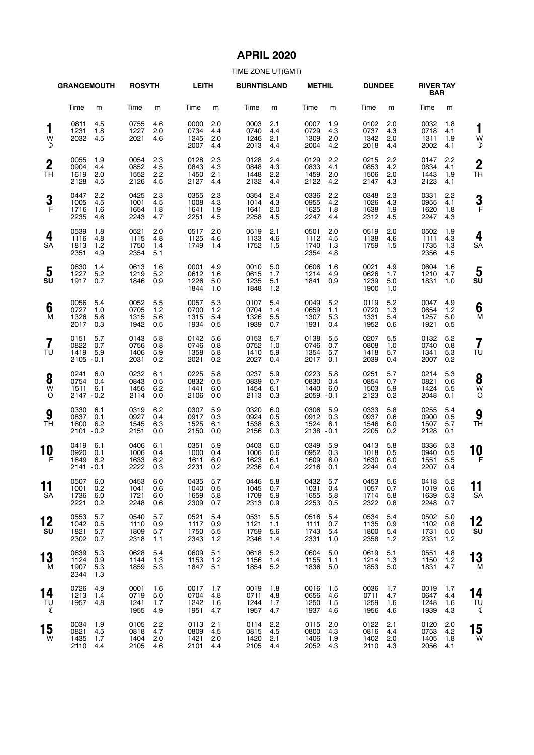# APRIL 2020

TIME ZONE UT(GMT)

| Day | GRANGEMOUTH Time | m | ROSYTH Time | m | LEITH Time | m | BURNTISLAND Time | m | METHIL Time | m | DUNDEE Time | m | RIVER TAY BAR Time | m | Day |
|---|---|---|---|---|---|---|---|---|---|---|---|---|---|---|---|
| 1 W ☽ | 0811<br>1231<br>2032 | 4.5<br>1.8<br>4.5 | 0755<br>1227<br>2021 | 4.6<br>2.0<br>4.6 | 0000<br>0734<br>1245<br>2007 | 2.0<br>4.4<br>2.0<br>4.4 | 0003<br>0740<br>1246<br>2013 | 2.1<br>4.4<br>2.1<br>4.4 | 0007<br>0729<br>1309<br>2004 | 1.9<br>4.3<br>2.0<br>4.2 | 0102<br>0737<br>1342<br>2018 | 2.0<br>4.3<br>2.0<br>4.4 | 0032<br>0718<br>1311<br>2002 | 1.8<br>4.1<br>1.9<br>4.1 | 1 W ☽ |
| 2 TH | 0055<br>0904<br>1619<br>2128 | 1.9<br>4.4<br>2.0<br>4.5 | 0054<br>0852<br>1552<br>2126 | 2.3<br>4.5<br>2.2<br>4.5 | 0128<br>0843<br>1450<br>2127 | 2.3<br>4.3<br>2.1<br>4.4 | 0128<br>0848<br>1448<br>2132 | 2.4<br>4.3<br>2.2<br>4.4 | 0129<br>0833<br>1459<br>2122 | 2.2<br>4.1<br>2.0<br>4.2 | 0215<br>0853<br>1506<br>2147 | 2.2<br>4.2<br>2.0<br>4.3 | 0147<br>0834<br>1443<br>2123 | 2.2<br>4.1<br>1.9<br>4.1 | 2 TH |
| 3 F | 0447<br>1005<br>1716<br>2235 | 2.2<br>4.5<br>1.6<br>4.6 | 0425<br>1001<br>1654<br>2243 | 2.3<br>4.5<br>1.8<br>4.7 | 0355<br>1008<br>1641<br>2251 | 2.3<br>4.3<br>1.9<br>4.5 | 0354<br>1014<br>1641<br>2258 | 2.4<br>4.3<br>2.0<br>4.5 | 0336<br>0955<br>1625<br>2247 | 2.2<br>4.2<br>1.8<br>4.4 | 0348<br>1026<br>1638<br>2312 | 2.3<br>4.3<br>1.9<br>4.5 | 0331<br>0955<br>1620<br>2247 | 2.2<br>4.1<br>1.8<br>4.3 | 3 F |
| 4 SA | 0539<br>1116<br>1813<br>2351 | 1.8<br>4.8<br>1.2<br>4.9 | 0521<br>1115<br>1750<br>2354 | 2.0<br>4.8<br>1.4<br>5.1 | 0517<br>1125<br>1749 | 2.0<br>4.6<br>1.4 | 0519<br>1133<br>1752 | 2.1<br>4.6<br>1.5 | 0501<br>1112<br>1740<br>2354 | 2.0<br>4.5<br>1.3<br>4.8 | 0519<br>1138<br>1759 | 2.0<br>4.6<br>1.5 | 0502<br>1111<br>1735<br>2356 | 1.9<br>4.3<br>1.3<br>4.5 | 4 SA |
| 5 SU | 0630<br>1227<br>1917 | 1.4<br>5.2<br>0.7 | 0613<br>1219<br>1846 | 1.6<br>5.2<br>0.9 | 0001<br>0612<br>1226<br>1844 | 4.9<br>1.6<br>5.0<br>1.0 | 0010<br>0615<br>1235<br>1848 | 5.0<br>1.7<br>5.1<br>1.2 | 0606<br>1214<br>1841 | 1.6<br>4.9<br>0.9 | 0021<br>0626<br>1239<br>1900 | 4.9<br>1.7<br>5.0<br>1.0 | 0604<br>1210<br>1831 | 1.6<br>4.7<br>1.0 | 5 SU |
| 6 M | 0056<br>0727<br>1326<br>2017 | 5.4<br>1.0<br>5.6<br>0.3 | 0052<br>0705<br>1315<br>1942 | 5.5<br>1.2<br>5.6<br>0.5 | 0057<br>0700<br>1315<br>1934 | 5.3<br>1.2<br>5.4<br>0.5 | 0107<br>0704<br>1326<br>1939 | 5.4<br>1.4<br>5.5<br>0.7 | 0049<br>0659<br>1307<br>1931 | 5.2<br>1.1<br>5.3<br>0.4 | 0119<br>0720<br>1331<br>1952 | 5.2<br>1.3<br>5.4<br>0.6 | 0047<br>0654<br>1257<br>1921 | 4.9<br>1.2<br>5.0<br>0.5 | 6 M |
| 7 TU | 0151<br>0822<br>1419<br>2105 | 5.7<br>0.7<br>5.9<br>-0.1 | 0143<br>0756<br>1406<br>2031 | 5.8<br>0.8<br>5.9<br>0.2 | 0142<br>0746<br>1358<br>2021 | 5.6<br>0.8<br>5.8<br>0.2 | 0153<br>0752<br>1410<br>2027 | 5.7<br>1.0<br>5.9<br>0.4 | 0138<br>0746<br>1354<br>2017 | 5.5<br>0.7<br>5.7<br>0.1 | 0207<br>0808<br>1418<br>2039 | 5.5<br>1.0<br>5.7<br>0.4 | 0132<br>0740<br>1341<br>2007 | 5.2<br>0.8<br>5.3<br>0.2 | 7 TU |
| 8 W O | 0241<br>0754<br>1511<br>2147 | 6.0<br>0.4<br>6.1<br>-0.2 | 0232<br>0843<br>1456<br>2114 | 6.1<br>0.5<br>6.2<br>0.0 | 0225<br>0832<br>1441<br>2106 | 5.8<br>0.5<br>6.0<br>0.0 | 0237<br>0839<br>1454<br>2113 | 5.9<br>0.7<br>6.1<br>0.3 | 0223<br>0830<br>1440<br>2059 | 5.8<br>0.4<br>6.0<br>-0.1 | 0251<br>0854<br>1503<br>2123 | 5.7<br>0.7<br>5.9<br>0.2 | 0214<br>0821<br>1424<br>2048 | 5.3<br>0.6<br>5.5<br>0.1 | 8 W O |
| 9 TH | 0330<br>0837<br>1600<br>2101 | 6.1<br>0.1<br>6.2<br>-0.2 | 0319<br>0927<br>1545<br>2151 | 6.2<br>0.4<br>6.3<br>0.0 | 0307<br>0917<br>1525<br>2150 | 5.9<br>0.3<br>6.1<br>0.0 | 0320<br>0924<br>1538<br>2156 | 6.0<br>0.5<br>6.3<br>0.3 | 0306<br>0912<br>1524<br>2138 | 5.9<br>0.3<br>6.1<br>-0.1 | 0333<br>0937<br>1546<br>2205 | 5.8<br>0.6<br>6.0<br>0.2 | 0255<br>0900<br>1507<br>2128 | 5.4<br>0.5<br>5.7<br>0.1 | 9 TH |
| 10 F | 0419<br>0920<br>1649<br>2141 | 6.1<br>0.1<br>6.2<br>-0.1 | 0406<br>1006<br>1633<br>2222 | 6.1<br>0.4<br>6.2<br>0.3 | 0351<br>1000<br>1611<br>2231 | 5.9<br>0.4<br>6.0<br>0.2 | 0403<br>1006<br>1623<br>2236 | 6.0<br>0.6<br>6.1<br>0.4 | 0349<br>0952<br>1609<br>2216 | 5.9<br>0.3<br>6.0<br>0.1 | 0413<br>1018<br>1630<br>2244 | 5.8<br>0.5<br>6.0<br>0.4 | 0336<br>0940<br>1551<br>2207 | 5.3<br>0.5<br>5.5<br>0.4 | 10 F |
| 11 SA | 0507<br>1001<br>1736<br>2221 | 6.0<br>0.2<br>6.0<br>0.2 | 0453<br>1041<br>1721<br>2248 | 6.0<br>0.6<br>6.0<br>0.6 | 0435<br>1040<br>1659<br>2309 | 5.7<br>0.5<br>5.8<br>0.7 | 0446<br>1045<br>1709<br>2313 | 5.8<br>0.7<br>5.9<br>0.9 | 0432<br>1031<br>1655<br>2253 | 5.7<br>0.4<br>5.8<br>0.5 | 0453<br>1057<br>1714<br>2322 | 5.6<br>0.7<br>5.8<br>0.8 | 0418<br>1019<br>1639<br>2248 | 5.2<br>0.6<br>5.3<br>0.7 | 11 SA |
| 12 SU | 0553<br>1042<br>1821<br>2302 | 5.7<br>0.5<br>5.7<br>0.7 | 0540<br>1110<br>1809<br>2318 | 5.7<br>0.9<br>5.7<br>1.1 | 0521<br>1117<br>1750<br>2343 | 5.4<br>0.9<br>5.5<br>1.2 | 0531<br>1121<br>1759<br>2346 | 5.5<br>1.1<br>5.6<br>1.4 | 0516<br>1111<br>1743<br>2331 | 5.4<br>0.7<br>5.4<br>1.0 | 0534<br>1135<br>1800<br>2358 | 5.4<br>0.9<br>5.4<br>1.2 | 0502<br>1102<br>1731<br>2331 | 5.0<br>0.8<br>5.0<br>1.2 | 12 SU |
| 13 M | 0639<br>1124<br>1907<br>2344 | 5.3<br>0.9<br>5.3<br>1.3 | 0628<br>1144<br>1859 | 5.4<br>1.3<br>5.3 | 0609<br>1153<br>1847 | 5.1<br>1.2<br>5.1 | 0618<br>1156<br>1854 | 5.2<br>1.4<br>5.2 | 0604<br>1155<br>1836 | 5.0<br>1.1<br>5.0 | 0619<br>1214<br>1853 | 5.1<br>1.3<br>5.0 | 0551<br>1150<br>1831 | 4.8<br>1.2<br>4.7 | 13 M |
| 14 TU ☾ | 0726<br>1213<br>1957 | 4.9<br>1.4<br>4.8 | 0001<br>0719<br>1241<br>1955 | 1.6<br>5.0<br>1.7<br>4.9 | 0017<br>0704<br>1242<br>1951 | 1.7<br>4.8<br>1.6<br>4.7 | 0019<br>0711<br>1244<br>1957 | 1.8<br>4.8<br>1.7<br>4.7 | 0016<br>0656<br>1250<br>1937 | 1.5<br>4.6<br>1.5<br>4.6 | 0036<br>0711<br>1259<br>1956 | 1.7<br>4.7<br>1.6<br>4.6 | 0019<br>0647<br>1248<br>1939 | 1.7<br>4.4<br>1.6<br>4.3 | 14 TU ☾ |
| 15 W | 0034<br>0821<br>1435<br>2110 | 1.9<br>4.5<br>1.7<br>4.4 | 0105<br>0818<br>1404<br>2105 | 2.2<br>4.7<br>2.0<br>4.6 | 0113<br>0809<br>1421<br>2101 | 2.1<br>4.5<br>2.0<br>4.4 | 0114<br>0815<br>1420<br>2105 | 2.2<br>4.5<br>2.1<br>4.4 | 0115<br>0800<br>1406<br>2052 | 2.0<br>4.3<br>1.9<br>4.3 | 0122<br>0816<br>1402<br>2110 | 2.1<br>4.4<br>2.0<br>4.3 | 0120<br>0753<br>1405<br>2056 | 2.0<br>4.2<br>1.8<br>4.1 | 15 W |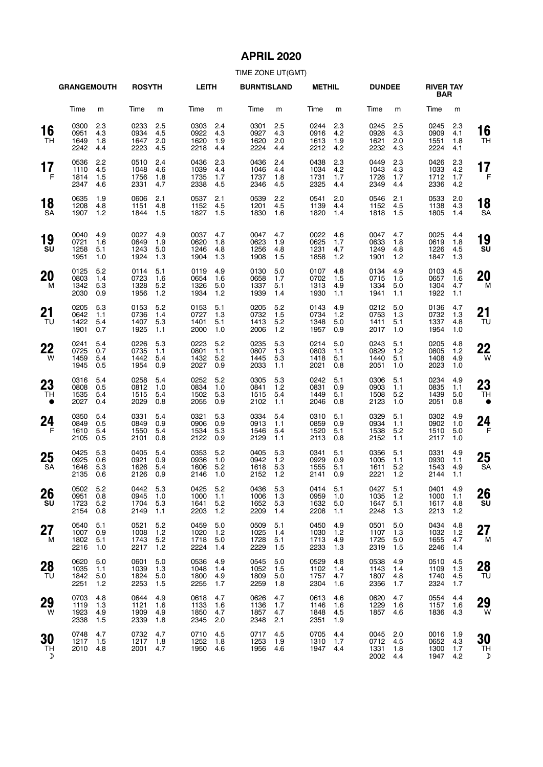# APRIL 2020

TIME ZONE UT(GMT)

| | GRANGEMOUTH | | ROSYTH | | LEITH | | BURNTISLAND | | METHIL | | DUNDEE | | RIVER TAY BAR | | |
|---|---|---|---|---|---|---|---|---|---|---|---|---|---|---|---|
| | Time | m | Time | m | Time | m | Time | m | Time | m | Time | m | Time | m | |
| **16** TH | 0300<br>0951<br>1649<br>2242 | 2.3<br>4.3<br>1.8<br>4.4 | 0233<br>0934<br>1647<br>2223 | 2.5<br>4.5<br>2.0<br>4.5 | 0303<br>0922<br>1620<br>2218 | 2.4<br>4.3<br>1.9<br>4.4 | 0301<br>0927<br>1620<br>2224 | 2.5<br>4.3<br>2.0<br>4.4 | 0244<br>0916<br>1613<br>2212 | 2.3<br>4.2<br>1.9<br>4.2 | 0245<br>0928<br>1621<br>2232 | 2.5<br>4.3<br>2.0<br>4.3 | 0245<br>0909<br>1551<br>2224 | 2.3<br>4.1<br>1.8<br>4.1 | **16** TH |
| **17** F | 0536<br>1110<br>1814<br>2347 | 2.2<br>4.5<br>1.5<br>4.6 | 0510<br>1048<br>1756<br>2331 | 2.4<br>4.6<br>1.8<br>4.7 | 0436<br>1039<br>1735<br>2338 | 2.3<br>4.4<br>1.7<br>4.5 | 0436<br>1046<br>1737<br>2346 | 2.4<br>4.4<br>1.8<br>4.5 | 0438<br>1034<br>1731<br>2325 | 2.3<br>4.2<br>1.7<br>4.4 | 0449<br>1043<br>1728<br>2349 | 2.3<br>4.3<br>1.7<br>4.4 | 0426<br>1033<br>1712<br>2336 | 2.3<br>4.2<br>1.7<br>4.2 | **17** F |
| **18** SA | 0635<br>1208<br>1907 | 1.9<br>4.8<br>1.2 | 0606<br>1151<br>1844 | 2.1<br>4.8<br>1.5 | 0537<br>1152<br>1827 | 2.1<br>4.5<br>1.5 | 0539<br>1201<br>1830 | 2.2<br>4.5<br>1.6 | 0541<br>1139<br>1820 | 2.0<br>4.4<br>1.4 | 0546<br>1152<br>1818 | 2.1<br>4.5<br>1.5 | 0533<br>1138<br>1805 | 2.0<br>4.3<br>1.4 | **18** SA |
| **19** SU | 0040<br>0721<br>1258<br>1951 | 4.9<br>1.6<br>5.1<br>1.0 | 0027<br>0649<br>1243<br>1924 | 4.9<br>1.9<br>5.0<br>1.3 | 0037<br>0620<br>1246<br>1904 | 4.7<br>1.8<br>4.8<br>1.3 | 0047<br>0623<br>1256<br>1908 | 4.7<br>1.9<br>4.8<br>1.5 | 0022<br>0625<br>1231<br>1858 | 4.6<br>1.7<br>4.7<br>1.2 | 0047<br>0633<br>1249<br>1901 | 4.7<br>1.8<br>4.8<br>1.2 | 0025<br>0619<br>1226<br>1847 | 4.4<br>1.8<br>4.5<br>1.3 | **19** SU |
| **20** M | 0125<br>0803<br>1342<br>2030 | 5.2<br>1.4<br>5.3<br>0.9 | 0114<br>0723<br>1328<br>1956 | 5.1<br>1.6<br>5.2<br>1.2 | 0119<br>0654<br>1326<br>1934 | 4.9<br>1.6<br>5.0<br>1.2 | 0130<br>0658<br>1337<br>1939 | 5.0<br>1.7<br>5.1<br>1.4 | 0107<br>0702<br>1313<br>1930 | 4.8<br>1.5<br>4.9<br>1.1 | 0134<br>0715<br>1334<br>1941 | 4.9<br>1.5<br>5.0<br>1.1 | 0103<br>0657<br>1304<br>1922 | 4.5<br>1.6<br>4.7<br>1.1 | **20** M |
| **21** TU | 0205<br>0642<br>1422<br>1901 | 5.3<br>1.1<br>5.4<br>0.7 | 0153<br>0736<br>1407<br>1925 | 5.2<br>1.4<br>5.3<br>1.1 | 0153<br>0727<br>1401<br>2000 | 5.1<br>1.3<br>5.1<br>1.0 | 0205<br>0732<br>1413<br>2006 | 5.2<br>1.5<br>5.2<br>1.2 | 0143<br>0734<br>1348<br>1957 | 4.9<br>1.2<br>5.0<br>0.9 | 0212<br>0753<br>1411<br>2017 | 5.0<br>1.3<br>5.1<br>1.0 | 0136<br>0732<br>1337<br>1954 | 4.7<br>1.3<br>4.8<br>1.0 | **21** TU |
| **22** W | 0241<br>0725<br>1459<br>1945 | 5.4<br>0.7<br>5.4<br>0.5 | 0226<br>0735<br>1442<br>1954 | 5.3<br>1.1<br>5.4<br>0.9 | 0223<br>0801<br>1432<br>2027 | 5.2<br>1.1<br>5.2<br>0.9 | 0235<br>0807<br>1445<br>2033 | 5.3<br>1.3<br>5.3<br>1.1 | 0214<br>0803<br>1418<br>2021 | 5.0<br>1.1<br>5.1<br>0.8 | 0243<br>0829<br>1440<br>2051 | 5.1<br>1.2<br>5.1<br>1.0 | 0205<br>0805<br>1408<br>2023 | 4.8<br>1.2<br>4.9<br>1.0 | **22** W |
| **23** TH ● | 0316<br>0808<br>1535<br>2027 | 5.4<br>0.5<br>5.4<br>0.4 | 0258<br>0812<br>1515<br>2029 | 5.4<br>1.0<br>5.4<br>0.8 | 0252<br>0834<br>1502<br>2055 | 5.2<br>1.0<br>5.3<br>0.9 | 0305<br>0841<br>1515<br>2102 | 5.3<br>1.2<br>5.4<br>1.1 | 0242<br>0831<br>1449<br>2046 | 5.1<br>0.9<br>5.1<br>0.8 | 0306<br>0903<br>1508<br>2123 | 5.1<br>1.1<br>5.2<br>1.0 | 0234<br>0835<br>1439<br>2051 | 4.9<br>1.1<br>5.0<br>0.8 | **23** TH ● |
| **24** F | 0350<br>0849<br>1610<br>2105 | 5.4<br>0.5<br>5.4<br>0.5 | 0331<br>0849<br>1550<br>2101 | 5.4<br>0.9<br>5.4<br>0.8 | 0321<br>0906<br>1534<br>2122 | 5.3<br>0.9<br>5.3<br>0.9 | 0334<br>0913<br>1546<br>2129 | 5.4<br>1.1<br>5.4<br>1.1 | 0310<br>0859<br>1520<br>2113 | 5.1<br>0.9<br>5.1<br>0.8 | 0329<br>0934<br>1538<br>2152 | 5.1<br>1.1<br>5.2<br>1.1 | 0302<br>0902<br>1510<br>2117 | 4.9<br>1.0<br>5.0<br>1.0 | **24** F |
| **25** SA | 0425<br>0925<br>1646<br>2135 | 5.3<br>0.6<br>5.3<br>0.6 | 0405<br>0921<br>1626<br>2126 | 5.4<br>0.9<br>5.4<br>0.9 | 0353<br>0936<br>1606<br>2146 | 5.2<br>1.0<br>5.2<br>1.0 | 0405<br>0942<br>1618<br>2152 | 5.3<br>1.2<br>5.3<br>1.2 | 0341<br>0929<br>1555<br>2141 | 5.1<br>0.9<br>5.1<br>0.9 | 0356<br>1005<br>1611<br>2221 | 5.1<br>1.1<br>5.2<br>1.2 | 0331<br>0930<br>1543<br>2144 | 4.9<br>1.1<br>4.9<br>1.1 | **25** SA |
| **26** SU | 0502<br>0951<br>1723<br>2154 | 5.2<br>0.8<br>5.2<br>0.8 | 0442<br>0945<br>1704<br>2149 | 5.3<br>1.0<br>5.3<br>1.1 | 0425<br>1000<br>1641<br>2203 | 5.2<br>1.1<br>5.2<br>1.2 | 0436<br>1006<br>1652<br>2209 | 5.3<br>1.3<br>5.3<br>1.4 | 0414<br>0959<br>1632<br>2208 | 5.1<br>1.0<br>5.0<br>1.1 | 0427<br>1035<br>1647<br>2248 | 5.1<br>1.2<br>5.1<br>1.3 | 0401<br>1000<br>1617<br>2213 | 4.9<br>1.1<br>4.8<br>1.2 | **26** SU |
| **27** M | 0540<br>1007<br>1802<br>2216 | 5.1<br>0.9<br>5.1<br>1.0 | 0521<br>1008<br>1743<br>2217 | 5.2<br>1.2<br>5.2<br>1.2 | 0459<br>1020<br>1718<br>2224 | 5.0<br>1.2<br>5.0<br>1.4 | 0509<br>1025<br>1728<br>2229 | 5.1<br>1.4<br>5.1<br>1.5 | 0450<br>1030<br>1713<br>2233 | 4.9<br>1.2<br>4.9<br>1.3 | 0501<br>1107<br>1725<br>2319 | 5.0<br>1.3<br>5.0<br>1.5 | 0434<br>1032<br>1655<br>2246 | 4.8<br>1.2<br>4.7<br>1.4 | **27** M |
| **28** TU | 0620<br>1035<br>1842<br>2251 | 5.0<br>1.1<br>5.0<br>1.2 | 0601<br>1039<br>1824<br>2253 | 5.0<br>1.3<br>5.0<br>1.5 | 0536<br>1048<br>1800<br>2255 | 4.9<br>1.4<br>4.9<br>1.7 | 0545<br>1052<br>1809<br>2259 | 5.0<br>1.5<br>5.0<br>1.8 | 0529<br>1102<br>1757<br>2304 | 4.8<br>1.4<br>4.7<br>1.6 | 0538<br>1143<br>1807<br>2356 | 4.9<br>1.4<br>4.8<br>1.7 | 0510<br>1109<br>1740<br>2324 | 4.5<br>1.3<br>4.5<br>1.7 | **28** TU |
| **29** W | 0703<br>1119<br>1923<br>2338 | 4.8<br>1.3<br>4.9<br>1.5 | 0644<br>1121<br>1909<br>2339 | 4.9<br>1.6<br>4.9<br>1.8 | 0618<br>1133<br>1850<br>2345 | 4.7<br>1.6<br>4.7<br>2.0 | 0626<br>1136<br>1857<br>2348 | 4.7<br>1.7<br>4.7<br>2.1 | 0613<br>1146<br>1848<br>2351 | 4.6<br>1.6<br>4.5<br>1.9 | 0620<br>1229<br>1857 | 4.7<br>1.6<br>4.6 | 0554<br>1157<br>1836 | 4.4<br>1.6<br>4.3 | **29** W |
| **30** TH ☽ | 0748<br>1217<br>2010 | 4.7<br>1.5<br>4.8 | 0732<br>1217<br>2001 | 4.7<br>1.8<br>4.7 | 0710<br>1252<br>1950 | 4.5<br>1.8<br>4.6 | 0717<br>1253<br>1956 | 4.5<br>1.9<br>4.6 | 0705<br>1310<br>1947 | 4.4<br>1.7<br>4.4 | 0045<br>0712<br>1331<br>2002 | 2.0<br>4.5<br>1.8<br>4.4 | 0016<br>0652<br>1300<br>1947 | 1.9<br>4.3<br>1.7<br>4.2 | **30** TH ☽ |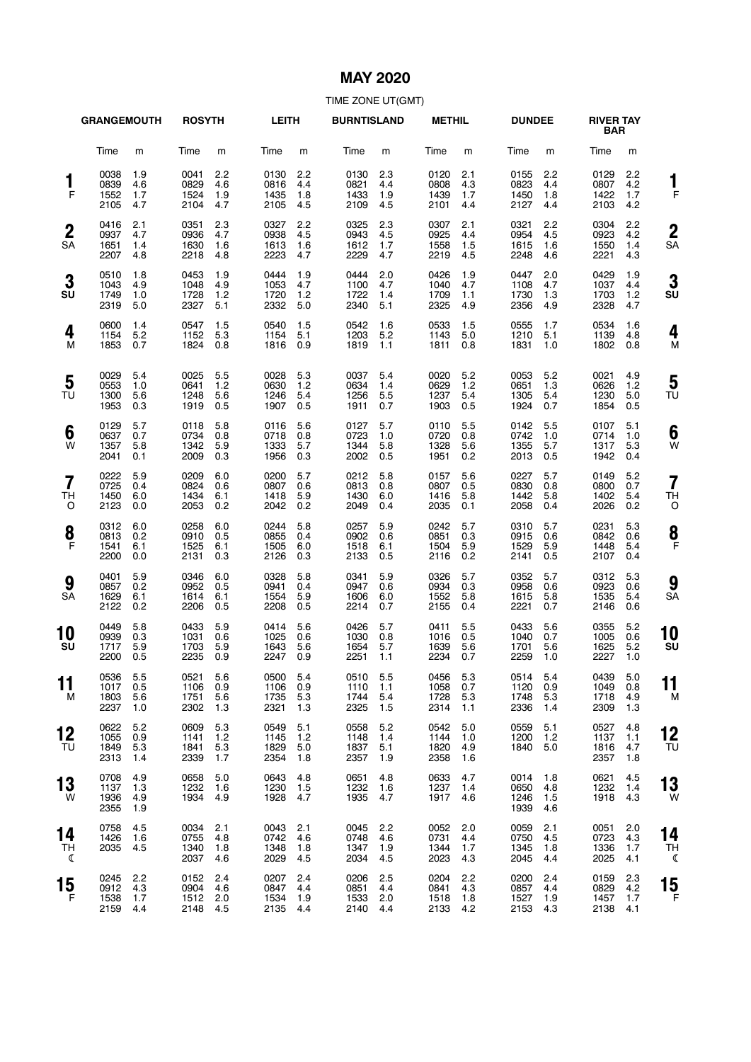# MAY 2020

TIME ZONE UT(GMT)

| Day | GRANGEMOUTH Time | m | ROSYTH Time | m | LEITH Time | m | BURNTISLAND Time | m | METHIL Time | m | DUNDEE Time | m | RIVER TAY BAR Time | m |
|---|---|---|---|---|---|---|---|---|---|---|---|---|---|---|
| 1 F | 0038 | 1.9 | 0041 | 2.2 | 0130 | 2.2 | 0130 | 2.3 | 0120 | 2.1 | 0155 | 2.2 | 0129 | 2.2 |
| | 0839 | 4.6 | 0829 | 4.6 | 0816 | 4.4 | 0821 | 4.4 | 0808 | 4.3 | 0823 | 4.4 | 0807 | 4.2 |
| | 1552 | 1.7 | 1524 | 1.9 | 1435 | 1.8 | 1433 | 1.9 | 1439 | 1.7 | 1450 | 1.8 | 1422 | 1.7 |
| | 2105 | 4.7 | 2104 | 4.7 | 2105 | 4.5 | 2109 | 4.5 | 2101 | 4.4 | 2127 | 4.4 | 2103 | 4.2 |
| 2 SA | 0416 | 2.1 | 0351 | 2.3 | 0327 | 2.2 | 0325 | 2.3 | 0307 | 2.1 | 0321 | 2.2 | 0304 | 2.2 |
| | 0937 | 4.7 | 0936 | 4.7 | 0938 | 4.5 | 0943 | 4.5 | 0925 | 4.4 | 0954 | 4.5 | 0923 | 4.2 |
| | 1651 | 1.4 | 1630 | 1.6 | 1613 | 1.6 | 1612 | 1.7 | 1558 | 1.5 | 1615 | 1.6 | 1550 | 1.4 |
| | 2207 | 4.8 | 2218 | 4.8 | 2223 | 4.7 | 2229 | 4.7 | 2219 | 4.5 | 2248 | 4.6 | 2221 | 4.3 |
| 3 SU | 0510 | 1.8 | 0453 | 1.9 | 0444 | 1.9 | 0444 | 2.0 | 0426 | 1.9 | 0447 | 2.0 | 0429 | 1.9 |
| | 1043 | 4.9 | 1048 | 4.9 | 1053 | 4.7 | 1100 | 4.7 | 1040 | 4.7 | 1108 | 4.7 | 1037 | 4.4 |
| | 1749 | 1.0 | 1728 | 1.2 | 1720 | 1.2 | 1722 | 1.4 | 1709 | 1.1 | 1730 | 1.3 | 1703 | 1.2 |
| | 2319 | 5.0 | 2327 | 5.1 | 2332 | 5.0 | 2340 | 5.1 | 2325 | 4.9 | 2356 | 4.9 | 2328 | 4.7 |
| 4 M | 0600 | 1.4 | 0547 | 1.5 | 0540 | 1.5 | 0542 | 1.6 | 0533 | 1.5 | 0555 | 1.7 | 0534 | 1.6 |
| | 1154 | 5.2 | 1152 | 5.3 | 1154 | 5.1 | 1203 | 5.2 | 1143 | 5.0 | 1210 | 5.1 | 1139 | 4.8 |
| | 1853 | 0.7 | 1824 | 0.8 | 1816 | 0.9 | 1819 | 1.1 | 1811 | 0.8 | 1831 | 1.0 | 1802 | 0.8 |
| 5 TU | 0029 | 5.4 | 0025 | 5.5 | 0028 | 5.3 | 0037 | 5.4 | 0020 | 5.2 | 0053 | 5.2 | 0021 | 4.9 |
| | 0553 | 1.0 | 0641 | 1.2 | 0630 | 1.2 | 0634 | 1.4 | 0629 | 1.2 | 0651 | 1.3 | 0626 | 1.2 |
| | 1300 | 5.6 | 1248 | 5.6 | 1246 | 5.4 | 1256 | 5.5 | 1237 | 5.4 | 1305 | 5.4 | 1230 | 5.0 |
| | 1953 | 0.3 | 1919 | 0.5 | 1907 | 0.5 | 1911 | 0.7 | 1903 | 0.5 | 1924 | 0.7 | 1854 | 0.5 |
| 6 W | 0129 | 5.7 | 0118 | 5.8 | 0116 | 5.6 | 0127 | 5.7 | 0110 | 5.5 | 0142 | 5.5 | 0107 | 5.1 |
| | 0637 | 0.7 | 0734 | 0.8 | 0718 | 0.8 | 0723 | 1.0 | 0720 | 0.8 | 0742 | 1.0 | 0714 | 1.0 |
| | 1357 | 5.8 | 1342 | 5.9 | 1333 | 5.7 | 1344 | 5.8 | 1328 | 5.6 | 1355 | 5.7 | 1317 | 5.3 |
| | 2041 | 0.1 | 2009 | 0.3 | 1956 | 0.3 | 2002 | 0.5 | 1951 | 0.2 | 2013 | 0.5 | 1942 | 0.4 |
| 7 TH O | 0222 | 5.9 | 0209 | 6.0 | 0200 | 5.7 | 0212 | 5.8 | 0157 | 5.6 | 0227 | 5.7 | 0149 | 5.2 |
| | 0725 | 0.4 | 0824 | 0.6 | 0807 | 0.6 | 0813 | 0.8 | 0807 | 0.5 | 0830 | 0.8 | 0800 | 0.7 |
| | 1450 | 6.0 | 1434 | 6.1 | 1418 | 5.9 | 1430 | 6.0 | 1416 | 5.8 | 1442 | 5.8 | 1402 | 5.4 |
| | 2123 | 0.0 | 2053 | 0.2 | 2042 | 0.2 | 2049 | 0.4 | 2035 | 0.1 | 2058 | 0.4 | 2026 | 0.2 |
| 8 F | 0312 | 6.0 | 0258 | 6.0 | 0244 | 5.8 | 0257 | 5.9 | 0242 | 5.7 | 0310 | 5.7 | 0231 | 5.3 |
| | 0813 | 0.2 | 0910 | 0.5 | 0855 | 0.4 | 0902 | 0.6 | 0851 | 0.3 | 0915 | 0.6 | 0842 | 0.6 |
| | 1541 | 6.1 | 1525 | 6.1 | 1505 | 6.0 | 1518 | 6.1 | 1504 | 5.9 | 1529 | 5.9 | 1448 | 5.4 |
| | 2200 | 0.0 | 2131 | 0.3 | 2126 | 0.3 | 2133 | 0.5 | 2116 | 0.2 | 2141 | 0.5 | 2107 | 0.4 |
| 9 SA | 0401 | 5.9 | 0346 | 6.0 | 0328 | 5.8 | 0341 | 5.9 | 0326 | 5.7 | 0352 | 5.7 | 0312 | 5.3 |
| | 0857 | 0.2 | 0952 | 0.5 | 0941 | 0.4 | 0947 | 0.6 | 0934 | 0.3 | 0958 | 0.6 | 0923 | 0.6 |
| | 1629 | 6.1 | 1614 | 6.1 | 1554 | 5.9 | 1606 | 6.0 | 1552 | 5.8 | 1615 | 5.8 | 1535 | 5.4 |
| | 2122 | 0.2 | 2206 | 0.5 | 2208 | 0.5 | 2214 | 0.7 | 2155 | 0.4 | 2221 | 0.7 | 2146 | 0.6 |
| 10 SU | 0449 | 5.8 | 0433 | 5.9 | 0414 | 5.6 | 0426 | 5.7 | 0411 | 5.5 | 0433 | 5.6 | 0355 | 5.2 |
| | 0939 | 0.3 | 1031 | 0.6 | 1025 | 0.6 | 1030 | 0.8 | 1016 | 0.5 | 1040 | 0.7 | 1005 | 0.6 |
| | 1717 | 5.9 | 1703 | 5.9 | 1643 | 5.6 | 1654 | 5.7 | 1639 | 5.6 | 1701 | 5.6 | 1625 | 5.2 |
| | 2200 | 0.5 | 2235 | 0.9 | 2247 | 0.9 | 2251 | 1.1 | 2234 | 0.7 | 2259 | 1.0 | 2227 | 1.0 |
| 11 M | 0536 | 5.5 | 0521 | 5.6 | 0500 | 5.4 | 0510 | 5.5 | 0456 | 5.3 | 0514 | 5.4 | 0439 | 5.0 |
| | 1017 | 0.5 | 1106 | 0.9 | 1106 | 0.9 | 1110 | 1.1 | 1058 | 0.7 | 1120 | 0.9 | 1049 | 0.8 |
| | 1803 | 5.6 | 1751 | 5.6 | 1735 | 5.3 | 1744 | 5.4 | 1728 | 5.3 | 1748 | 5.3 | 1718 | 4.9 |
| | 2237 | 1.0 | 2302 | 1.3 | 2321 | 1.3 | 2325 | 1.5 | 2314 | 1.1 | 2336 | 1.4 | 2309 | 1.3 |
| 12 TU | 0622 | 5.2 | 0609 | 5.3 | 0549 | 5.1 | 0558 | 5.2 | 0542 | 5.0 | 0559 | 5.1 | 0527 | 4.8 |
| | 1055 | 0.9 | 1141 | 1.2 | 1145 | 1.2 | 1148 | 1.4 | 1144 | 1.0 | 1200 | 1.2 | 1137 | 1.1 |
| | 1849 | 5.3 | 1841 | 5.3 | 1829 | 5.0 | 1837 | 5.1 | 1820 | 4.9 | 1840 | 5.0 | 1816 | 4.7 |
| | 2313 | 1.4 | 2339 | 1.7 | 2354 | 1.8 | 2357 | 1.9 | 2358 | 1.6 | | | 2357 | 1.8 |
| 13 W | 0708 | 4.9 | 0658 | 5.0 | 0643 | 4.8 | 0651 | 4.8 | 0633 | 4.7 | 0014 | 1.8 | 0621 | 4.5 |
| | 1137 | 1.3 | 1232 | 1.6 | 1230 | 1.5 | 1232 | 1.6 | 1237 | 1.4 | 0650 | 4.8 | 1232 | 1.4 |
| | 1936 | 4.9 | 1934 | 4.9 | 1928 | 4.7 | 1935 | 4.7 | 1917 | 4.6 | 1246 | 1.5 | 1918 | 4.3 |
| | 2355 | 1.9 | | | | | | | | | 1939 | 4.6 | | |
| 14 TH ☾ | 0758 | 4.5 | 0034 | 2.1 | 0043 | 2.1 | 0045 | 2.2 | 0052 | 2.0 | 0059 | 2.1 | 0051 | 2.0 |
| | 1426 | 1.6 | 0755 | 4.8 | 0742 | 4.6 | 0748 | 4.6 | 0731 | 4.4 | 0750 | 4.5 | 0723 | 4.3 |
| | 2035 | 4.5 | 1340 | 1.8 | 1348 | 1.8 | 1347 | 1.9 | 1344 | 1.7 | 1345 | 1.8 | 1336 | 1.7 |
| | | | 2037 | 4.6 | 2029 | 4.5 | 2034 | 4.5 | 2023 | 4.3 | 2045 | 4.4 | 2025 | 4.1 |
| 15 F | 0245 | 2.2 | 0152 | 2.4 | 0207 | 2.4 | 0206 | 2.5 | 0204 | 2.2 | 0200 | 2.4 | 0159 | 2.3 |
| | 0912 | 4.3 | 0904 | 4.6 | 0847 | 4.4 | 0851 | 4.4 | 0841 | 4.3 | 0857 | 4.4 | 0829 | 4.2 |
| | 1538 | 1.7 | 1512 | 2.0 | 1534 | 1.9 | 1533 | 2.0 | 1518 | 1.8 | 1527 | 1.9 | 1457 | 1.7 |
| | 2159 | 4.4 | 2148 | 4.5 | 2135 | 4.4 | 2140 | 4.4 | 2133 | 4.2 | 2153 | 4.3 | 2138 | 4.1 |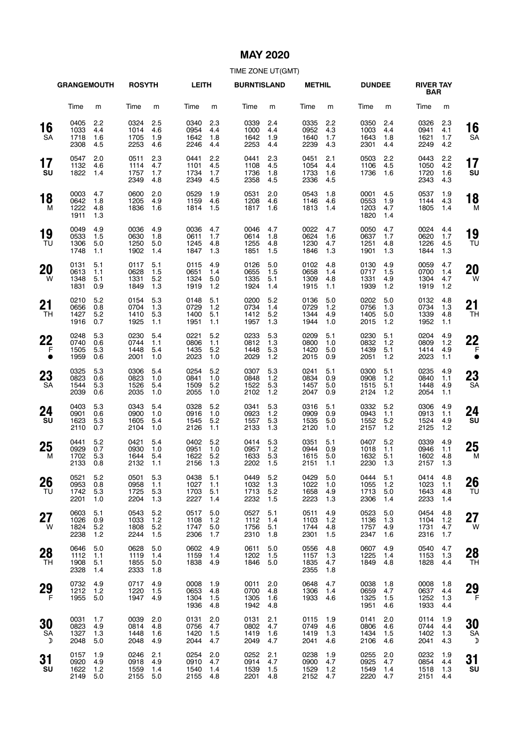# MAY 2020

TIME ZONE UT(GMT)

| Day | GRANGEMOUTH Time | m | ROSYTH Time | m | LEITH Time | m | BURNTISLAND Time | m | METHIL Time | m | DUNDEE Time | m | RIVER TAY BAR Time | m | Day |
|---|---|---|---|---|---|---|---|---|---|---|---|---|---|---|---|
| **16** SA | 0405<br>1033<br>1718<br>2308 | 2.2<br>4.4<br>1.6<br>4.5 | 0324<br>1014<br>1705<br>2253 | 2.5<br>4.6<br>1.9<br>4.6 | 0340<br>0954<br>1642<br>2246 | 2.3<br>4.4<br>1.8<br>4.4 | 0339<br>1000<br>1642<br>2253 | 2.4<br>4.4<br>1.9<br>4.4 | 0335<br>0952<br>1640<br>2239 | 2.2<br>4.3<br>1.7<br>4.3 | 0350<br>1003<br>1643<br>2301 | 2.4<br>4.4<br>1.8<br>4.4 | 0326<br>0941<br>1621<br>2249 | 2.3<br>4.1<br>1.7<br>4.2 | **16** SA |
| **17** SU | 0547<br>1132<br>1822 | 2.0<br>4.6<br>1.4 | 0511<br>1114<br>1757<br>2349 | 2.3<br>4.7<br>1.7<br>4.8 | 0441<br>1101<br>1734<br>2349 | 2.2<br>4.5<br>1.7<br>4.5 | 0441<br>1108<br>1736<br>2358 | 2.3<br>4.5<br>1.8<br>4.5 | 0451<br>1054<br>1733<br>2336 | 2.1<br>4.4<br>1.6<br>4.5 | 0503<br>1106<br>1736 | 2.2<br>4.5<br>1.6 | 0443<br>1050<br>1720<br>2343 | 2.2<br>4.2<br>1.6<br>4.3 | **17** SU |
| **18** M | 0003<br>0642<br>1222<br>1911 | 4.7<br>1.8<br>4.8<br>1.3 | 0600<br>1205<br>1836 | 2.0<br>4.9<br>1.6 | 0529<br>1159<br>1814 | 1.9<br>4.6<br>1.5 | 0531<br>1208<br>1817 | 2.0<br>4.6<br>1.6 | 0543<br>1146<br>1813 | 1.8<br>4.6<br>1.4 | 0001<br>0553<br>1203<br>1820 | 4.5<br>1.9<br>4.7<br>1.4 | 0537<br>1144<br>1805 | 1.9<br>4.3<br>1.4 | **18** M |
| **19** TU | 0049<br>0533<br>1306<br>1748 | 4.9<br>1.5<br>5.0<br>1.1 | 0036<br>0630<br>1250<br>1902 | 4.9<br>1.8<br>5.0<br>1.4 | 0036<br>0611<br>1245<br>1847 | 4.7<br>1.7<br>4.8<br>1.3 | 0046<br>0614<br>1255<br>1851 | 4.7<br>1.8<br>4.8<br>1.5 | 0022<br>0624<br>1230<br>1846 | 4.7<br>1.6<br>4.7<br>1.3 | 0050<br>0637<br>1251<br>1901 | 4.7<br>1.7<br>4.8<br>1.3 | 0024<br>0620<br>1226<br>1844 | 4.4<br>1.7<br>4.5<br>1.3 | **19** TU |
| **20** W | 0131<br>0613<br>1348<br>1831 | 5.1<br>1.1<br>5.1<br>0.9 | 0117<br>0628<br>1331<br>1849 | 5.1<br>1.5<br>5.2<br>1.3 | 0115<br>0651<br>1324<br>1919 | 4.9<br>1.4<br>5.0<br>1.2 | 0126<br>0655<br>1335<br>1924 | 5.0<br>1.5<br>5.1<br>1.4 | 0102<br>0658<br>1309<br>1915 | 4.8<br>1.4<br>4.8<br>1.1 | 0130<br>0717<br>1331<br>1939 | 4.9<br>1.5<br>4.9<br>1.2 | 0059<br>0700<br>1304<br>1919 | 4.7<br>1.4<br>4.7<br>1.2 | **20** W |
| **21** TH | 0210<br>0656<br>1427<br>1916 | 5.2<br>0.8<br>5.2<br>0.7 | 0154<br>0704<br>1410<br>1925 | 5.3<br>1.3<br>5.3<br>1.1 | 0148<br>0729<br>1400<br>1951 | 5.1<br>1.2<br>5.1<br>1.1 | 0200<br>0734<br>1412<br>1957 | 5.2<br>1.4<br>5.2<br>1.3 | 0136<br>0729<br>1344<br>1944 | 5.0<br>1.2<br>4.9<br>1.0 | 0202<br>0756<br>1405<br>2015 | 5.0<br>1.3<br>5.0<br>1.2 | 0132<br>0734<br>1339<br>1952 | 4.8<br>1.3<br>4.8<br>1.1 | **21** TH |
| **22** F ● | 0248<br>0740<br>1505<br>1959 | 5.3<br>0.6<br>5.3<br>0.6 | 0230<br>0744<br>1448<br>2001 | 5.4<br>1.1<br>5.4<br>1.0 | 0221<br>0806<br>1435<br>2023 | 5.2<br>1.1<br>5.2<br>1.0 | 0233<br>0812<br>1448<br>2029 | 5.3<br>1.3<br>5.3<br>1.2 | 0209<br>0800<br>1420<br>2015 | 5.1<br>1.0<br>5.0<br>0.9 | 0230<br>0832<br>1439<br>2051 | 5.1<br>1.2<br>5.1<br>1.2 | 0204<br>0809<br>1414<br>2023 | 4.9<br>1.2<br>4.9<br>1.1 | **22** F ● |
| **23** SA | 0325<br>0823<br>1544<br>2039 | 5.3<br>0.6<br>5.3<br>0.6 | 0306<br>0823<br>1526<br>2035 | 5.4<br>1.0<br>5.4<br>1.0 | 0254<br>0841<br>1509<br>2055 | 5.2<br>1.0<br>5.2<br>1.0 | 0307<br>0848<br>1522<br>2102 | 5.3<br>1.2<br>5.3<br>1.2 | 0241<br>0834<br>1457<br>2047 | 5.1<br>0.9<br>5.0<br>0.9 | 0300<br>0908<br>1515<br>2124 | 5.1<br>1.2<br>5.1<br>1.2 | 0235<br>0840<br>1448<br>2054 | 4.9<br>1.1<br>4.9<br>1.1 | **23** SA |
| **24** SU | 0403<br>0901<br>1623<br>2110 | 5.3<br>0.6<br>5.3<br>0.7 | 0343<br>0900<br>1605<br>2104 | 5.4<br>1.0<br>5.4<br>1.0 | 0328<br>0916<br>1545<br>2126 | 5.2<br>1.0<br>5.2<br>1.1 | 0341<br>0923<br>1557<br>2133 | 5.3<br>1.2<br>5.3<br>1.3 | 0316<br>0909<br>1535<br>2120 | 5.1<br>0.9<br>5.0<br>1.0 | 0332<br>0943<br>1552<br>2157 | 5.2<br>1.1<br>5.2<br>1.2 | 0306<br>0913<br>1524<br>2125 | 4.9<br>1.1<br>4.9<br>1.2 | **24** SU |
| **25** M | 0441<br>0929<br>1702<br>2133 | 5.2<br>0.7<br>5.3<br>0.8 | 0421<br>0930<br>1644<br>2132 | 5.4<br>1.0<br>5.4<br>1.1 | 0402<br>0951<br>1622<br>2156 | 5.2<br>1.0<br>5.2<br>1.3 | 0414<br>0957<br>1633<br>2202 | 5.3<br>1.2<br>5.3<br>1.5 | 0351<br>0944<br>1615<br>2151 | 5.1<br>0.9<br>5.0<br>1.1 | 0407<br>1018<br>1632<br>2230 | 5.2<br>1.1<br>5.1<br>1.3 | 0339<br>0946<br>1602<br>2157 | 4.9<br>1.1<br>4.8<br>1.3 | **25** M |
| **26** TU | 0521<br>0953<br>1742<br>2201 | 5.2<br>0.8<br>5.3<br>1.0 | 0501<br>0958<br>1725<br>2204 | 5.3<br>1.1<br>5.3<br>1.3 | 0438<br>1027<br>1703<br>2227 | 5.1<br>1.1<br>5.1<br>1.4 | 0449<br>1032<br>1713<br>2232 | 5.2<br>1.3<br>5.2<br>1.5 | 0429<br>1022<br>1658<br>2223 | 5.0<br>1.0<br>4.9<br>1.3 | 0444<br>1055<br>1713<br>2306 | 5.1<br>1.2<br>5.0<br>1.4 | 0414<br>1023<br>1643<br>2233 | 4.8<br>1.1<br>4.8<br>1.4 | **26** TU |
| **27** W | 0603<br>1026<br>1824<br>2238 | 5.1<br>0.9<br>5.2<br>1.2 | 0543<br>1033<br>1808<br>2244 | 5.2<br>1.2<br>5.2<br>1.5 | 0517<br>1108<br>1747<br>2306 | 5.0<br>1.2<br>5.0<br>1.7 | 0527<br>1112<br>1756<br>2310 | 5.1<br>1.4<br>5.1<br>1.8 | 0511<br>1103<br>1744<br>2301 | 4.9<br>1.2<br>4.8<br>1.5 | 0523<br>1136<br>1757<br>2347 | 5.0<br>1.3<br>4.9<br>1.6 | 0454<br>1104<br>1731<br>2316 | 4.8<br>1.2<br>4.7<br>1.7 | **27** W |
| **28** TH | 0646<br>1112<br>1908<br>2328 | 5.0<br>1.1<br>5.1<br>1.4 | 0628<br>1119<br>1855<br>2333 | 5.0<br>1.4<br>5.0<br>1.8 | 0602<br>1159<br>1838 | 4.9<br>1.4<br>4.9 | 0611<br>1202<br>1846 | 5.0<br>1.5<br>5.0 | 0556<br>1157<br>1835<br>2355 | 4.8<br>1.3<br>4.7<br>1.8 | 0607<br>1225<br>1849 | 4.9<br>1.4<br>4.8 | 0540<br>1153<br>1828 | 4.7<br>1.3<br>4.4 | **28** TH |
| **29** F | 0732<br>1212<br>1955 | 4.9<br>1.2<br>5.0 | 0717<br>1220<br>1947 | 4.9<br>1.5<br>4.9 | 0008<br>0653<br>1304<br>1936 | 1.9<br>4.8<br>1.5<br>4.8 | 0011<br>0700<br>1305<br>1942 | 2.0<br>4.8<br>1.6<br>4.8 | 0648<br>1306<br>1933 | 4.7<br>1.4<br>4.6 | 0038<br>0659<br>1325<br>1951 | 1.8<br>4.7<br>1.5<br>4.6 | 0008<br>0637<br>1252<br>1933 | 1.8<br>4.4<br>1.3<br>4.4 | **29** F |
| **30** SA ☽ | 0031<br>0823<br>1327<br>2048 | 1.7<br>4.9<br>1.3<br>5.0 | 0039<br>0814<br>1448<br>2048 | 2.0<br>4.8<br>1.6<br>4.9 | 0131<br>0756<br>1420<br>2044 | 2.0<br>4.7<br>1.5<br>4.7 | 0131<br>0802<br>1419<br>2049 | 2.1<br>4.7<br>1.6<br>4.7 | 0115<br>0749<br>1419<br>2041 | 1.9<br>4.6<br>1.3<br>4.6 | 0141<br>0806<br>1434<br>2106 | 2.0<br>4.6<br>1.5<br>4.6 | 0114<br>0744<br>1402<br>2041 | 1.9<br>4.4<br>1.3<br>4.3 | **30** SA ☽ |
| **31** SU | 0157<br>0920<br>1622<br>2149 | 1.9<br>4.9<br>1.2<br>5.0 | 0246<br>0918<br>1559<br>2155 | 2.1<br>4.9<br>1.4<br>5.0 | 0254<br>0910<br>1540<br>2155 | 2.0<br>4.7<br>1.4<br>4.8 | 0252<br>0914<br>1539<br>2201 | 2.1<br>4.7<br>1.5<br>4.8 | 0238<br>0900<br>1529<br>2152 | 1.9<br>4.7<br>1.2<br>4.7 | 0255<br>0925<br>1549<br>2220 | 2.0<br>4.7<br>1.4<br>4.7 | 0232<br>0854<br>1518<br>2151 | 1.9<br>4.4<br>1.3<br>4.4 | **31** SU |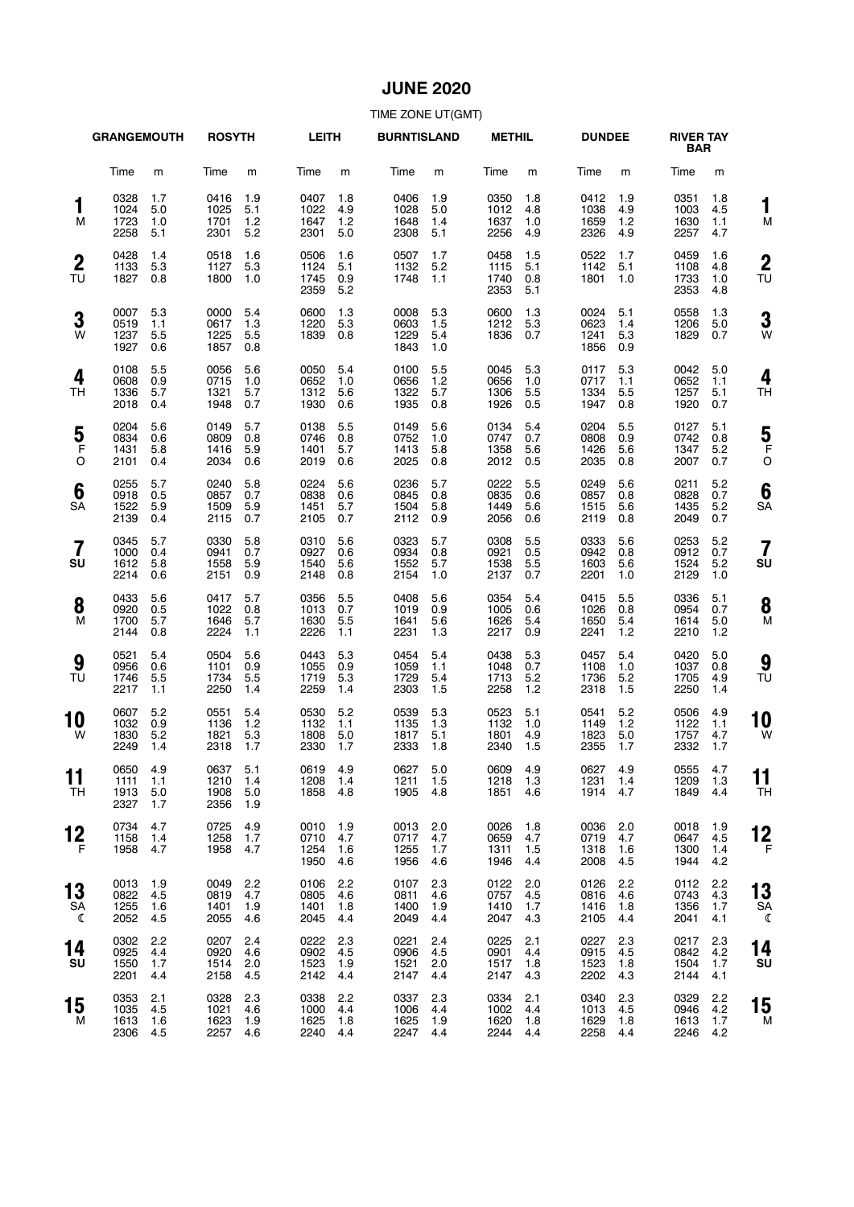# JUNE 2020

TIME ZONE UT(GMT)

| Day | GRANGEMOUTH Time | m | ROSYTH Time | m | LEITH Time | m | BURNTISLAND Time | m | METHIL Time | m | DUNDEE Time | m | RIVER TAY BAR Time | m | Day |
|---|---|---|---|---|---|---|---|---|---|---|---|---|---|---|---|
| 1 M | 0328<br>1024<br>1723<br>2258 | 1.7<br>5.0<br>1.0<br>5.1 | 0416<br>1025<br>1701<br>2301 | 1.9<br>5.1<br>1.2<br>5.2 | 0407<br>1022<br>1647<br>2301 | 1.8<br>4.9<br>1.2<br>5.0 | 0406<br>1028<br>1648<br>2308 | 1.9<br>5.0<br>1.4<br>5.1 | 0350<br>1012<br>1637<br>2256 | 1.8<br>4.8<br>1.0<br>4.9 | 0412<br>1038<br>1659<br>2326 | 1.9<br>4.9<br>1.2<br>4.9 | 0351<br>1003<br>1630<br>2257 | 1.8<br>4.5<br>1.1<br>4.7 | 1 M |
| 2 TU | 0428<br>1133<br>1827 | 1.4<br>5.3<br>0.8 | 0518<br>1127<br>1800 | 1.6<br>5.3<br>1.0 | 0506<br>1124<br>1745<br>2359 | 1.6<br>5.1<br>0.9<br>5.2 | 0507<br>1132<br>1748 | 1.7<br>5.2<br>1.1 | 0458<br>1115<br>1740<br>2353 | 1.5<br>5.1<br>0.8<br>5.1 | 0522<br>1142<br>1801 | 1.7<br>5.1<br>1.0 | 0459<br>1108<br>1733<br>2353 | 1.6<br>4.8<br>1.0<br>4.8 | 2 TU |
| 3 W | 0007<br>0519<br>1237<br>1927 | 5.3<br>1.1<br>5.5<br>0.6 | 0000<br>0617<br>1225<br>1857 | 5.4<br>1.3<br>5.5<br>0.8 | 0600<br>1220<br>1839 | 1.3<br>5.3<br>0.8 | 0008<br>0603<br>1229<br>1843 | 5.3<br>1.5<br>5.4<br>1.0 | 0600<br>1212<br>1836 | 1.3<br>5.3<br>0.7 | 0024<br>0623<br>1241<br>1856 | 5.1<br>1.4<br>5.3<br>0.9 | 0558<br>1206<br>1829 | 1.3<br>5.0<br>0.7 | 3 W |
| 4 TH | 0108<br>0608<br>1336<br>2018 | 5.5<br>0.9<br>5.7<br>0.4 | 0056<br>0715<br>1321<br>1948 | 5.6<br>1.0<br>5.7<br>0.7 | 0050<br>0652<br>1312<br>1930 | 5.4<br>1.0<br>5.6<br>0.6 | 0100<br>0656<br>1322<br>1935 | 5.5<br>1.2<br>5.7<br>0.8 | 0045<br>0656<br>1306<br>1926 | 5.3<br>1.0<br>5.5<br>0.5 | 0117<br>0717<br>1334<br>1947 | 5.3<br>1.1<br>5.5<br>0.8 | 0042<br>0652<br>1257<br>1920 | 5.0<br>1.1<br>5.1<br>0.7 | 4 TH |
| 5 F O | 0204<br>0834<br>1431<br>2101 | 5.6<br>0.6<br>5.8<br>0.4 | 0149<br>0809<br>1416<br>2034 | 5.7<br>0.8<br>5.9<br>0.6 | 0138<br>0746<br>1401<br>2019 | 5.5<br>0.8<br>5.7<br>0.6 | 0149<br>0752<br>1413<br>2025 | 5.6<br>1.0<br>5.8<br>0.8 | 0134<br>0747<br>1358<br>2012 | 5.4<br>0.7<br>5.6<br>0.5 | 0204<br>0808<br>1426<br>2035 | 5.5<br>0.9<br>5.6<br>0.8 | 0127<br>0742<br>1347<br>2007 | 5.1<br>0.8<br>5.2<br>0.7 | 5 F O |
| 6 SA | 0255<br>0918<br>1522<br>2139 | 5.7<br>0.5<br>5.9<br>0.4 | 0240<br>0857<br>1509<br>2115 | 5.8<br>0.7<br>5.9<br>0.7 | 0224<br>0838<br>1451<br>2105 | 5.6<br>0.6<br>5.7<br>0.7 | 0236<br>0845<br>1504<br>2112 | 5.7<br>0.8<br>5.8<br>0.9 | 0222<br>0835<br>1449<br>2056 | 5.5<br>0.6<br>5.6<br>0.6 | 0249<br>0857<br>1515<br>2119 | 5.6<br>0.8<br>5.6<br>0.8 | 0211<br>0828<br>1435<br>2049 | 5.2<br>0.7<br>5.2<br>0.7 | 6 SA |
| 7 SU | 0345<br>1000<br>1612<br>2214 | 5.7<br>0.4<br>5.8<br>0.6 | 0330<br>0941<br>1558<br>2151 | 5.8<br>0.7<br>5.9<br>0.9 | 0310<br>0927<br>1540<br>2148 | 5.6<br>0.6<br>5.6<br>0.8 | 0323<br>0934<br>1552<br>2154 | 5.7<br>0.8<br>5.7<br>1.0 | 0308<br>0921<br>1538<br>2137 | 5.5<br>0.5<br>5.5<br>0.7 | 0333<br>0942<br>1603<br>2201 | 5.6<br>0.8<br>5.6<br>1.0 | 0253<br>0912<br>1524<br>2129 | 5.2<br>0.7<br>5.2<br>1.0 | 7 SU |
| 8 M | 0433<br>0920<br>1700<br>2144 | 5.6<br>0.5<br>5.7<br>0.8 | 0417<br>1022<br>1646<br>2224 | 5.7<br>0.8<br>5.7<br>1.1 | 0356<br>1013<br>1630<br>2226 | 5.5<br>0.7<br>5.5<br>1.1 | 0408<br>1019<br>1641<br>2231 | 5.6<br>0.9<br>5.6<br>1.3 | 0354<br>1005<br>1626<br>2217 | 5.4<br>0.6<br>5.4<br>0.9 | 0415<br>1026<br>1650<br>2241 | 5.5<br>0.8<br>5.4<br>1.2 | 0336<br>0954<br>1614<br>2210 | 5.1<br>0.7<br>5.0<br>1.2 | 8 M |
| 9 TU | 0521<br>0956<br>1746<br>2217 | 5.4<br>0.6<br>5.5<br>1.1 | 0504<br>1101<br>1734<br>2250 | 5.6<br>0.9<br>5.5<br>1.4 | 0443<br>1055<br>1719<br>2259 | 5.3<br>0.9<br>5.3<br>1.4 | 0454<br>1059<br>1729<br>2303 | 5.4<br>1.1<br>5.4<br>1.5 | 0438<br>1048<br>1713<br>2258 | 5.3<br>0.7<br>5.2<br>1.2 | 0457<br>1108<br>1736<br>2318 | 5.4<br>1.0<br>5.2<br>1.5 | 0420<br>1037<br>1705<br>2250 | 5.0<br>0.8<br>4.9<br>1.4 | 9 TU |
| 10 W | 0607<br>1032<br>1830<br>2249 | 5.2<br>0.9<br>5.2<br>1.4 | 0551<br>1136<br>1821<br>2318 | 5.4<br>1.2<br>5.3<br>1.7 | 0530<br>1132<br>1808<br>2330 | 5.2<br>1.1<br>5.0<br>1.7 | 0539<br>1135<br>1817<br>2333 | 5.3<br>1.3<br>5.1<br>1.8 | 0523<br>1132<br>1801<br>2340 | 5.1<br>1.0<br>4.9<br>1.5 | 0541<br>1149<br>1823<br>2355 | 5.2<br>1.2<br>5.0<br>1.7 | 0506<br>1122<br>1757<br>2332 | 4.9<br>1.1<br>4.7<br>1.7 | 10 W |
| 11 TH | 0650<br>1111<br>1913<br>2327 | 4.9<br>1.1<br>5.0<br>1.7 | 0637<br>1210<br>1908<br>2356 | 5.1<br>1.4<br>5.0<br>1.9 | 0619<br>1208<br>1858 | 4.9<br>1.4<br>4.8 | 0627<br>1211<br>1905 | 5.0<br>1.5<br>4.8 | 0609<br>1218<br>1851 | 4.9<br>1.3<br>4.6 | 0627<br>1231<br>1914 | 4.9<br>1.4<br>4.7 | 0555<br>1209<br>1849 | 4.7<br>1.3<br>4.4 | 11 TH |
| 12 F | 0734<br>1158<br>1958 | 4.7<br>1.4<br>4.7 | 0725<br>1258<br>1958 | 4.9<br>1.7<br>4.7 | 0010<br>0710<br>1254<br>1950 | 1.9<br>4.7<br>1.6<br>4.6 | 0013<br>0717<br>1255<br>1956 | 2.0<br>4.7<br>1.7<br>4.6 | 0026<br>0659<br>1311<br>1946 | 1.8<br>4.7<br>1.5<br>4.4 | 0036<br>0719<br>1318<br>2008 | 2.0<br>4.7<br>1.6<br>4.5 | 0018<br>0647<br>1300<br>1944 | 1.9<br>4.5<br>1.4<br>4.2 | 12 F |
| 13 SA ☾ | 0013<br>0822<br>1255<br>2052 | 1.9<br>4.5<br>1.6<br>4.5 | 0049<br>0819<br>1401<br>2055 | 2.2<br>4.7<br>1.9<br>4.6 | 0106<br>0805<br>1401<br>2045 | 2.2<br>4.6<br>1.8<br>4.4 | 0107<br>0811<br>1400<br>2049 | 2.3<br>4.6<br>1.9<br>4.4 | 0122<br>0757<br>1410<br>2047 | 2.0<br>4.5<br>1.7<br>4.3 | 0126<br>0816<br>1416<br>2105 | 2.2<br>4.6<br>1.8<br>4.4 | 0112<br>0743<br>1356<br>2041 | 2.2<br>4.3<br>1.7<br>4.1 | 13 SA ☾ |
| 14 SU | 0302<br>0925<br>1550<br>2201 | 2.2<br>4.4<br>1.7<br>4.4 | 0207<br>0920<br>1514<br>2158 | 2.4<br>4.6<br>2.0<br>4.5 | 0222<br>0902<br>1523<br>2142 | 2.3<br>4.5<br>1.9<br>4.4 | 0221<br>0906<br>1521<br>2147 | 2.4<br>4.5<br>2.0<br>4.4 | 0225<br>0901<br>1517<br>2147 | 2.1<br>4.4<br>1.8<br>4.3 | 0227<br>0915<br>1523<br>2202 | 2.3<br>4.5<br>1.8<br>4.3 | 0217<br>0842<br>1504<br>2144 | 2.3<br>4.2<br>1.7<br>4.1 | 14 SU |
| 15 M | 0353<br>1035<br>1613<br>2306 | 2.1<br>4.5<br>1.6<br>4.5 | 0328<br>1021<br>1623<br>2257 | 2.3<br>4.6<br>1.9<br>4.6 | 0338<br>1000<br>1625<br>2240 | 2.2<br>4.4<br>1.8<br>4.4 | 0337<br>1006<br>1625<br>2247 | 2.3<br>4.4<br>1.9<br>4.4 | 0334<br>1002<br>1620<br>2244 | 2.1<br>4.4<br>1.8<br>4.4 | 0340<br>1013<br>1629<br>2258 | 2.3<br>4.5<br>1.8<br>4.4 | 0329<br>0946<br>1613<br>2246 | 2.2<br>4.2<br>1.7<br>4.2 | 15 M |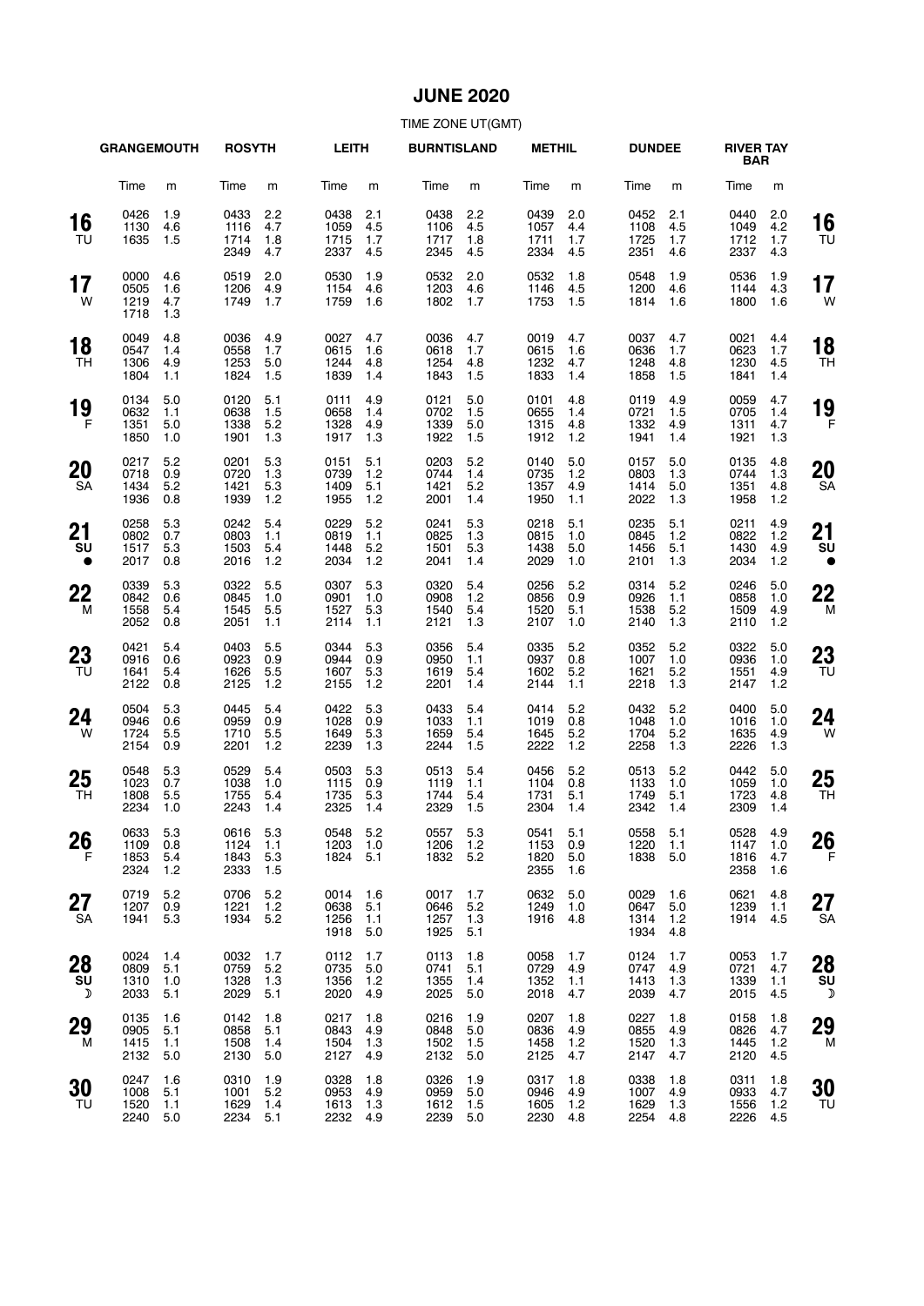# JUNE 2020

TIME ZONE UT(GMT)

| Day | GRANGEMOUTH Time | m | ROSYTH Time | m | LEITH Time | m | BURNTISLAND Time | m | METHIL Time | m | DUNDEE Time | m | RIVER TAY BAR Time | m | Day |
|---|---|---|---|---|---|---|---|---|---|---|---|---|---|---|---|
| 16 TU | 0426<br>1130<br>1635 | 1.9<br>4.6<br>1.5 | 0433<br>1116<br>1714<br>2349 | 2.2<br>4.7<br>1.8<br>4.7 | 0438<br>1059<br>1715<br>2337 | 2.1<br>4.5<br>1.7<br>4.5 | 0438<br>1106<br>1717<br>2345 | 2.2<br>4.5<br>1.8<br>4.5 | 0439<br>1057<br>1711<br>2334 | 2.0<br>4.4<br>1.7<br>4.5 | 0452<br>1108<br>1725<br>2351 | 2.1<br>4.5<br>1.7<br>4.6 | 0440<br>1049<br>1712<br>2337 | 2.0<br>4.2<br>1.7<br>4.3 | 16 TU |
| 17 W | 0000<br>0505<br>1219<br>1718 | 4.6<br>1.6<br>4.7<br>1.3 | 0519<br>1206<br>1749 | 2.0<br>4.9<br>1.7 | 0530<br>1154<br>1759 | 1.9<br>4.6<br>1.6 | 0532<br>1203<br>1802 | 2.0<br>4.6<br>1.7 | 0532<br>1146<br>1753 | 1.8<br>4.5<br>1.5 | 0548<br>1200<br>1814 | 1.9<br>4.6<br>1.6 | 0536<br>1144<br>1800 | 1.9<br>4.3<br>1.6 | 17 W |
| 18 TH | 0049<br>0547<br>1306<br>1804 | 4.8<br>1.4<br>4.9<br>1.1 | 0036<br>0558<br>1253<br>1824 | 4.9<br>1.7<br>5.0<br>1.5 | 0027<br>0615<br>1244<br>1839 | 4.7<br>1.6<br>4.8<br>1.4 | 0036<br>0618<br>1254<br>1843 | 4.7<br>1.7<br>4.8<br>1.5 | 0019<br>0615<br>1232<br>1833 | 4.7<br>1.6<br>4.7<br>1.4 | 0037<br>0636<br>1248<br>1858 | 4.7<br>1.7<br>4.8<br>1.5 | 0021<br>0623<br>1230<br>1841 | 4.4<br>1.7<br>4.5<br>1.4 | 18 TH |
| 19 F | 0134<br>0632<br>1351<br>1850 | 5.0<br>1.1<br>5.0<br>1.0 | 0120<br>0638<br>1338<br>1901 | 5.1<br>1.5<br>5.2<br>1.3 | 0111<br>0658<br>1328<br>1917 | 4.9<br>1.4<br>4.9<br>1.3 | 0121<br>0702<br>1339<br>1922 | 5.0<br>1.5<br>5.0<br>1.5 | 0101<br>0655<br>1315<br>1912 | 4.8<br>1.4<br>4.8<br>1.2 | 0119<br>0721<br>1332<br>1941 | 4.9<br>1.5<br>4.9<br>1.4 | 0059<br>0705<br>1311<br>1921 | 4.7<br>1.4<br>4.7<br>1.3 | 19 F |
| 20 SA | 0217<br>0718<br>1434<br>1936 | 5.2<br>0.9<br>5.2<br>0.8 | 0201<br>0720<br>1421<br>1939 | 5.3<br>1.3<br>5.3<br>1.2 | 0151<br>0739<br>1409<br>1955 | 5.1<br>1.2<br>5.1<br>1.2 | 0203<br>0744<br>1421<br>2001 | 5.2<br>1.4<br>5.2<br>1.4 | 0140<br>0735<br>1357<br>1950 | 5.0<br>1.2<br>4.9<br>1.1 | 0157<br>0803<br>1414<br>2022 | 5.0<br>1.3<br>5.0<br>1.3 | 0135<br>0744<br>1351<br>1958 | 4.8<br>1.3<br>4.8<br>1.2 | 20 SA |
| 21 SU ● | 0258<br>0802<br>1517<br>2017 | 5.3<br>0.7<br>5.3<br>0.8 | 0242<br>0803<br>1503<br>2016 | 5.4<br>1.1<br>5.4<br>1.2 | 0229<br>0819<br>1448<br>2034 | 5.2<br>1.1<br>5.2<br>1.2 | 0241<br>0825<br>1501<br>2041 | 5.3<br>1.3<br>5.3<br>1.4 | 0218<br>0815<br>1438<br>2029 | 5.1<br>1.0<br>5.0<br>1.0 | 0235<br>0845<br>1456<br>2101 | 5.1<br>1.2<br>5.1<br>1.3 | 0211<br>0822<br>1430<br>2034 | 4.9<br>1.2<br>4.9<br>1.2 | 21 SU ● |
| 22 M | 0339<br>0842<br>1558<br>2052 | 5.3<br>0.6<br>5.4<br>0.8 | 0322<br>0845<br>1545<br>2051 | 5.5<br>1.0<br>5.5<br>1.1 | 0307<br>0901<br>1527<br>2114 | 5.3<br>1.0<br>5.3<br>1.1 | 0320<br>0908<br>1540<br>2121 | 5.4<br>1.2<br>5.4<br>1.3 | 0256<br>0856<br>1520<br>2107 | 5.2<br>0.9<br>5.1<br>1.0 | 0314<br>0926<br>1538<br>2140 | 5.2<br>1.1<br>5.2<br>1.3 | 0246<br>0858<br>1509<br>2110 | 5.0<br>1.0<br>4.9<br>1.2 | 22 M |
| 23 TU | 0421<br>0916<br>1641<br>2122 | 5.4<br>0.6<br>5.4<br>0.8 | 0403<br>0923<br>1626<br>2125 | 5.5<br>0.9<br>5.5<br>1.2 | 0344<br>0944<br>1607<br>2155 | 5.3<br>0.9<br>5.3<br>1.2 | 0356<br>0950<br>1619<br>2201 | 5.4<br>1.1<br>5.4<br>1.4 | 0335<br>0937<br>1602<br>2144 | 5.2<br>0.8<br>5.2<br>1.1 | 0352<br>1007<br>1621<br>2218 | 5.2<br>1.0<br>5.2<br>1.3 | 0322<br>0936<br>1551<br>2147 | 5.0<br>1.0<br>4.9<br>1.2 | 23 TU |
| 24 W | 0504<br>0946<br>1724<br>2154 | 5.3<br>0.6<br>5.5<br>0.9 | 0445<br>0959<br>1710<br>2201 | 5.4<br>0.9<br>5.5<br>1.2 | 0422<br>1028<br>1649<br>2239 | 5.3<br>0.9<br>5.3<br>1.3 | 0433<br>1033<br>1659<br>2244 | 5.4<br>1.1<br>5.4<br>1.5 | 0414<br>1019<br>1645<br>2222 | 5.2<br>0.8<br>5.2<br>1.2 | 0432<br>1048<br>1704<br>2258 | 5.2<br>1.0<br>5.2<br>1.3 | 0400<br>1016<br>1635<br>2226 | 5.0<br>1.0<br>4.9<br>1.3 | 24 W |
| 25 TH | 0548<br>1023<br>1808<br>2234 | 5.3<br>0.7<br>5.5<br>1.0 | 0529<br>1038<br>1755<br>2243 | 5.4<br>1.0<br>5.4<br>1.4 | 0503<br>1115<br>1735<br>2325 | 5.3<br>0.9<br>5.3<br>1.4 | 0513<br>1119<br>1744<br>2329 | 5.4<br>1.1<br>5.4<br>1.5 | 0456<br>1104<br>1731<br>2304 | 5.2<br>0.8<br>5.1<br>1.4 | 0513<br>1133<br>1749<br>2342 | 5.2<br>1.0<br>5.1<br>1.4 | 0442<br>1059<br>1723<br>2309 | 5.0<br>1.0<br>4.8<br>1.4 | 25 TH |
| 26 F | 0633<br>1109<br>1853<br>2324 | 5.3<br>0.8<br>5.4<br>1.2 | 0616<br>1124<br>1843<br>2333 | 5.3<br>1.1<br>5.3<br>1.5 | 0548<br>1203<br>1824 | 5.2<br>1.0<br>5.1 | 0557<br>1206<br>1832 | 5.3<br>1.2<br>5.2 | 0541<br>1153<br>1820<br>2355 | 5.1<br>0.9<br>5.0<br>1.6 | 0558<br>1220<br>1838 | 5.1<br>1.1<br>5.0 | 0528<br>1147<br>1816<br>2358 | 4.9<br>1.0<br>4.7<br>1.6 | 26 F |
| 27 SA | 0719<br>1207<br>1941 | 5.2<br>0.9<br>5.3 | 0706<br>1221<br>1934 | 5.2<br>1.2<br>5.2 | 0014<br>0638<br>1256<br>1918 | 1.6<br>5.1<br>1.1<br>5.0 | 0017<br>0646<br>1257<br>1925 | 1.7<br>5.2<br>1.3<br>5.1 | 0632<br>1249<br>1916 | 5.0<br>1.0<br>4.8 | 0029<br>0647<br>1314<br>1934 | 1.6<br>5.0<br>1.2<br>4.8 | 0621<br>1239<br>1914 | 4.8<br>1.1<br>4.5 | 27 SA |
| 28 SU ☽ | 0024<br>0809<br>1310<br>2033 | 1.4<br>5.1<br>1.0<br>5.1 | 0032<br>0759<br>1328<br>2029 | 1.7<br>5.2<br>1.3<br>5.1 | 0112<br>0735<br>1356<br>2020 | 1.7<br>5.0<br>1.2<br>4.9 | 0113<br>0741<br>1355<br>2025 | 1.8<br>5.1<br>1.4<br>5.0 | 0058<br>0729<br>1352<br>2018 | 1.7<br>4.9<br>1.1<br>4.7 | 0124<br>0747<br>1413<br>2039 | 1.7<br>4.9<br>1.3<br>4.7 | 0053<br>0721<br>1339<br>2015 | 1.7<br>4.7<br>1.1<br>4.5 | 28 SU ☽ |
| 29 M | 0135<br>0905<br>1415<br>2132 | 1.6<br>5.1<br>1.1<br>5.0 | 0142<br>0858<br>1508<br>2130 | 1.8<br>5.1<br>1.4<br>5.0 | 0217<br>0843<br>1504<br>2127 | 1.8<br>4.9<br>1.3<br>4.9 | 0216<br>0848<br>1502<br>2132 | 1.9<br>5.0<br>1.5<br>5.0 | 0207<br>0836<br>1458<br>2125 | 1.8<br>4.9<br>1.2<br>4.7 | 0227<br>0855<br>1520<br>2147 | 1.8<br>4.9<br>1.3<br>4.7 | 0158<br>0826<br>1445<br>2120 | 1.8<br>4.7<br>1.2<br>4.5 | 29 M |
| 30 TU | 0247<br>1008<br>1520<br>2240 | 1.6<br>5.1<br>1.1<br>5.0 | 0310<br>1001<br>1629<br>2234 | 1.9<br>5.2<br>1.4<br>5.1 | 0328<br>0953<br>1613<br>2232 | 1.8<br>4.9<br>1.3<br>4.9 | 0326<br>0959<br>1612<br>2239 | 1.9<br>5.0<br>1.5<br>5.0 | 0317<br>0946<br>1605<br>2230 | 1.8<br>4.9<br>1.2<br>4.8 | 0338<br>1007<br>1629<br>2254 | 1.8<br>4.9<br>1.3<br>4.8 | 0311<br>0933<br>1556<br>2226 | 1.8<br>4.7<br>1.2<br>4.5 | 30 TU |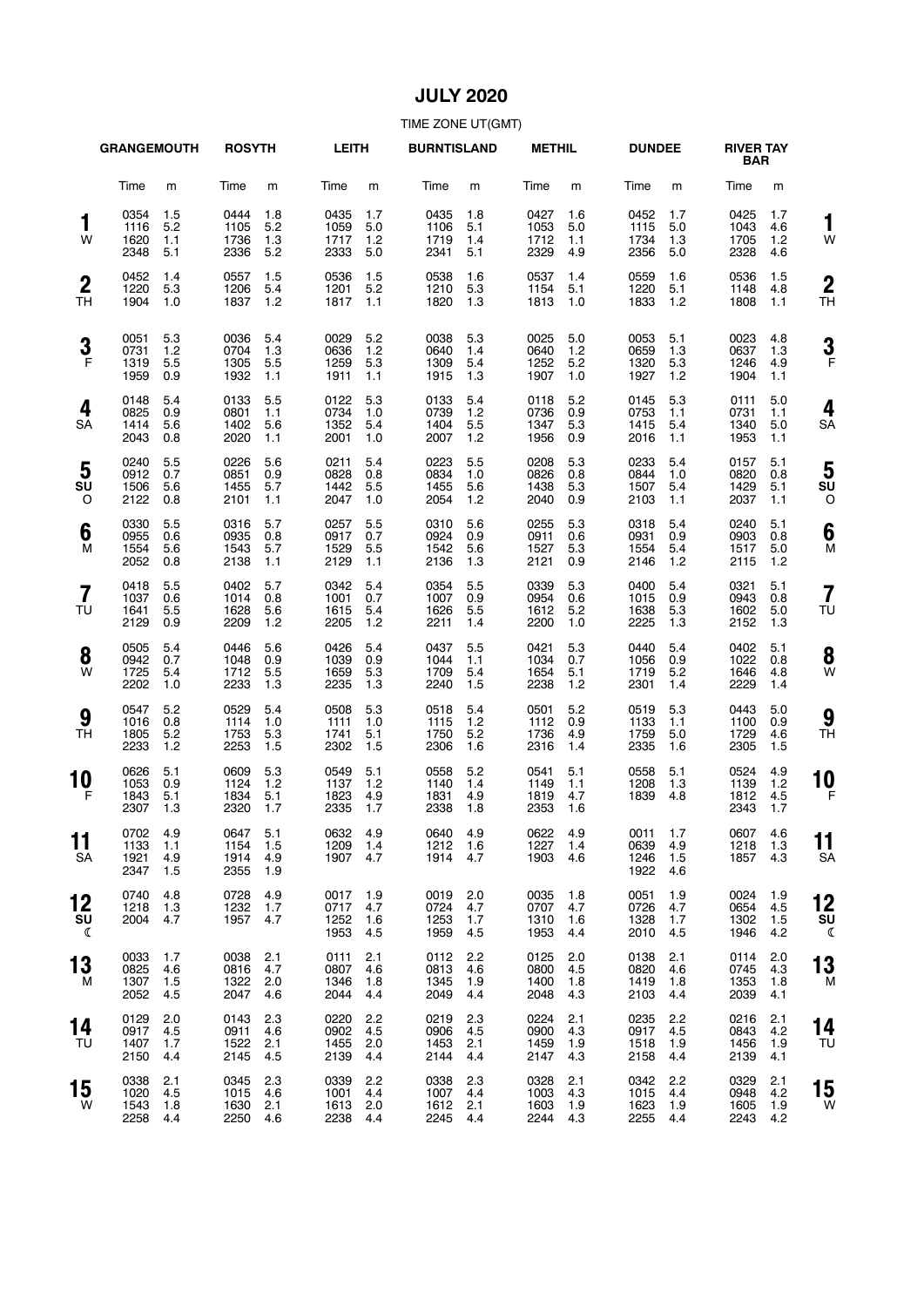# JULY 2020

TIME ZONE UT(GMT)

| Day | GRANGEMOUTH Time | m | ROSYTH Time | m | LEITH Time | m | BURNTISLAND Time | m | METHIL Time | m | DUNDEE Time | m | RIVER TAY BAR Time | m | Day |
|---|---|---|---|---|---|---|---|---|---|---|---|---|---|---|---|
| **1** W | 0354 | 1.5 | 0444 | 1.8 | 0435 | 1.7 | 0435 | 1.8 | 0427 | 1.6 | 0452 | 1.7 | 0425 | 1.7 | **1** W |
| | 1116 | 5.2 | 1105 | 5.2 | 1059 | 5.0 | 1106 | 5.1 | 1053 | 5.0 | 1115 | 5.0 | 1043 | 4.6 | |
| | 1620 | 1.1 | 1736 | 1.3 | 1717 | 1.2 | 1719 | 1.4 | 1712 | 1.1 | 1734 | 1.3 | 1705 | 1.2 | |
| | 2348 | 5.1 | 2336 | 5.2 | 2333 | 5.0 | 2341 | 5.1 | 2329 | 4.9 | 2356 | 5.0 | 2328 | 4.6 | |
| **2** TH | 0452 | 1.4 | 0557 | 1.5 | 0536 | 1.5 | 0538 | 1.6 | 0537 | 1.4 | 0559 | 1.6 | 0536 | 1.5 | **2** TH |
| | 1220 | 5.3 | 1206 | 5.4 | 1201 | 5.2 | 1210 | 5.3 | 1154 | 5.1 | 1220 | 5.1 | 1148 | 4.8 | |
| | 1904 | 1.0 | 1837 | 1.2 | 1817 | 1.1 | 1820 | 1.3 | 1813 | 1.0 | 1833 | 1.2 | 1808 | 1.1 | |
| **3** F | 0051 | 5.3 | 0036 | 5.4 | 0029 | 5.2 | 0038 | 5.3 | 0025 | 5.0 | 0053 | 5.1 | 0023 | 4.8 | **3** F |
| | 0731 | 1.2 | 0704 | 1.3 | 0636 | 1.2 | 0640 | 1.4 | 0640 | 1.2 | 0659 | 1.3 | 0637 | 1.3 | |
| | 1319 | 5.5 | 1305 | 5.5 | 1259 | 5.3 | 1309 | 5.4 | 1252 | 5.2 | 1320 | 5.3 | 1246 | 4.9 | |
| | 1959 | 0.9 | 1932 | 1.1 | 1911 | 1.1 | 1915 | 1.3 | 1907 | 1.0 | 1927 | 1.2 | 1904 | 1.1 | |
| **4** SA | 0148 | 5.4 | 0133 | 5.5 | 0122 | 5.3 | 0133 | 5.4 | 0118 | 5.2 | 0145 | 5.3 | 0111 | 5.0 | **4** SA |
| | 0825 | 0.9 | 0801 | 1.1 | 0734 | 1.0 | 0739 | 1.2 | 0736 | 0.9 | 0753 | 1.1 | 0731 | 1.1 | |
| | 1414 | 5.6 | 1402 | 5.6 | 1352 | 5.4 | 1404 | 5.5 | 1347 | 5.3 | 1415 | 5.4 | 1340 | 5.0 | |
| | 2043 | 0.8 | 2020 | 1.1 | 2001 | 1.0 | 2007 | 1.2 | 1956 | 0.9 | 2016 | 1.1 | 1953 | 1.1 | |
| **5** SU O | 0240 | 5.5 | 0226 | 5.6 | 0211 | 5.4 | 0223 | 5.5 | 0208 | 5.3 | 0233 | 5.4 | 0157 | 5.1 | **5** SU O |
| | 0912 | 0.7 | 0851 | 0.9 | 0828 | 0.8 | 0834 | 1.0 | 0826 | 0.8 | 0844 | 1.0 | 0820 | 0.8 | |
| | 1506 | 5.6 | 1455 | 5.7 | 1442 | 5.5 | 1455 | 5.6 | 1438 | 5.3 | 1507 | 5.4 | 1429 | 5.1 | |
| | 2122 | 0.8 | 2101 | 1.1 | 2047 | 1.0 | 2054 | 1.2 | 2040 | 0.9 | 2103 | 1.1 | 2037 | 1.1 | |
| **6** M | 0330 | 5.5 | 0316 | 5.7 | 0257 | 5.5 | 0310 | 5.6 | 0255 | 5.3 | 0318 | 5.4 | 0240 | 5.1 | **6** M |
| | 0955 | 0.6 | 0935 | 0.8 | 0917 | 0.7 | 0924 | 0.9 | 0911 | 0.6 | 0931 | 0.9 | 0903 | 0.8 | |
| | 1554 | 5.6 | 1543 | 5.7 | 1529 | 5.5 | 1542 | 5.6 | 1527 | 5.3 | 1554 | 5.4 | 1517 | 5.0 | |
| | 2052 | 0.8 | 2138 | 1.1 | 2129 | 1.1 | 2136 | 1.3 | 2121 | 0.9 | 2146 | 1.2 | 2115 | 1.2 | |
| **7** TU | 0418 | 5.5 | 0402 | 5.7 | 0342 | 5.4 | 0354 | 5.5 | 0339 | 5.3 | 0400 | 5.4 | 0321 | 5.1 | **7** TU |
| | 1037 | 0.6 | 1014 | 0.8 | 1001 | 0.7 | 1007 | 0.9 | 0954 | 0.6 | 1015 | 0.9 | 0943 | 0.8 | |
| | 1641 | 5.5 | 1628 | 5.6 | 1615 | 5.4 | 1626 | 5.5 | 1612 | 5.2 | 1638 | 5.3 | 1602 | 5.0 | |
| | 2129 | 0.9 | 2209 | 1.2 | 2205 | 1.2 | 2211 | 1.4 | 2200 | 1.0 | 2225 | 1.3 | 2152 | 1.3 | |
| **8** W | 0505 | 5.4 | 0446 | 5.6 | 0426 | 5.4 | 0437 | 5.5 | 0421 | 5.3 | 0440 | 5.4 | 0402 | 5.1 | **8** W |
| | 0942 | 0.7 | 1048 | 0.9 | 1039 | 0.9 | 1044 | 1.1 | 1034 | 0.7 | 1056 | 0.9 | 1022 | 0.8 | |
| | 1725 | 5.4 | 1712 | 5.5 | 1659 | 5.3 | 1709 | 5.4 | 1654 | 5.1 | 1719 | 5.2 | 1646 | 4.8 | |
| | 2202 | 1.0 | 2233 | 1.3 | 2235 | 1.3 | 2240 | 1.5 | 2238 | 1.2 | 2301 | 1.4 | 2229 | 1.4 | |
| **9** TH | 0547 | 5.2 | 0529 | 5.4 | 0508 | 5.3 | 0518 | 5.4 | 0501 | 5.2 | 0519 | 5.3 | 0443 | 5.0 | **9** TH |
| | 1016 | 0.8 | 1114 | 1.0 | 1111 | 1.0 | 1115 | 1.2 | 1112 | 0.9 | 1133 | 1.1 | 1100 | 0.9 | |
| | 1805 | 5.2 | 1753 | 5.3 | 1741 | 5.1 | 1750 | 5.2 | 1736 | 4.9 | 1759 | 5.0 | 1729 | 4.6 | |
| | 2233 | 1.2 | 2253 | 1.5 | 2302 | 1.5 | 2306 | 1.6 | 2316 | 1.4 | 2335 | 1.6 | 2305 | 1.5 | |
| **10** F | 0626 | 5.1 | 0609 | 5.3 | 0549 | 5.1 | 0558 | 5.2 | 0541 | 5.1 | 0558 | 5.1 | 0524 | 4.9 | **10** F |
| | 1053 | 0.9 | 1124 | 1.2 | 1137 | 1.2 | 1140 | 1.4 | 1149 | 1.1 | 1208 | 1.3 | 1139 | 1.2 | |
| | 1843 | 5.1 | 1834 | 5.1 | 1823 | 4.9 | 1831 | 4.9 | 1819 | 4.7 | 1839 | 4.8 | 1812 | 4.5 | |
| | 2307 | 1.3 | 2320 | 1.7 | 2335 | 1.7 | 2338 | 1.8 | 2353 | 1.6 | | | 2343 | 1.7 | |
| **11** SA | 0702 | 4.9 | 0647 | 5.1 | 0632 | 4.9 | 0640 | 4.9 | 0622 | 4.9 | 0011 | 1.7 | 0607 | 4.6 | **11** SA |
| | 1133 | 1.1 | 1154 | 1.5 | 1209 | 1.4 | 1212 | 1.6 | 1227 | 1.4 | 0639 | 4.9 | 1218 | 1.3 | |
| | 1921 | 4.9 | 1914 | 4.9 | 1907 | 4.7 | 1914 | 4.7 | 1903 | 4.6 | 1246 | 1.5 | 1857 | 4.3 | |
| | 2347 | 1.5 | 2355 | 1.9 | | | | | | | 1922 | 4.6 | | | |
| **12** SU ☾ | 0740 | 4.8 | 0728 | 4.9 | 0017 | 1.9 | 0019 | 2.0 | 0035 | 1.8 | 0051 | 1.9 | 0024 | 1.9 | **12** SU ☾ |
| | 1218 | 1.3 | 1232 | 1.7 | 0717 | 4.7 | 0724 | 4.7 | 0707 | 4.7 | 0726 | 4.7 | 0654 | 4.5 | |
| | 2004 | 4.7 | 1957 | 4.7 | 1252 | 1.6 | 1253 | 1.7 | 1310 | 1.6 | 1328 | 1.7 | 1302 | 1.5 | |
| | | | | | 1953 | 4.5 | 1959 | 4.5 | 1953 | 4.4 | 2010 | 4.5 | 1946 | 4.2 | |
| **13** M | 0033 | 1.7 | 0038 | 2.1 | 0111 | 2.1 | 0112 | 2.2 | 0125 | 2.0 | 0138 | 2.1 | 0114 | 2.0 | **13** M |
| | 0825 | 4.6 | 0816 | 4.7 | 0807 | 4.6 | 0813 | 4.6 | 0800 | 4.5 | 0820 | 4.6 | 0745 | 4.3 | |
| | 1307 | 1.5 | 1322 | 2.0 | 1346 | 1.8 | 1345 | 1.9 | 1400 | 1.8 | 1419 | 1.8 | 1353 | 1.8 | |
| | 2052 | 4.5 | 2047 | 4.6 | 2044 | 4.4 | 2049 | 4.4 | 2048 | 4.3 | 2103 | 4.4 | 2039 | 4.1 | |
| **14** TU | 0129 | 2.0 | 0143 | 2.3 | 0220 | 2.2 | 0219 | 2.3 | 0224 | 2.1 | 0235 | 2.2 | 0216 | 2.1 | **14** TU |
| | 0917 | 4.5 | 0911 | 4.6 | 0902 | 4.5 | 0906 | 4.5 | 0900 | 4.3 | 0917 | 4.5 | 0843 | 4.2 | |
| | 1407 | 1.7 | 1522 | 2.1 | 1455 | 2.0 | 1453 | 2.1 | 1459 | 1.9 | 1518 | 1.9 | 1456 | 1.9 | |
| | 2150 | 4.4 | 2145 | 4.5 | 2139 | 4.4 | 2144 | 4.4 | 2147 | 4.3 | 2158 | 4.4 | 2139 | 4.1 | |
| **15** W | 0338 | 2.1 | 0345 | 2.3 | 0339 | 2.2 | 0338 | 2.3 | 0328 | 2.1 | 0342 | 2.2 | 0329 | 2.1 | **15** W |
| | 1020 | 4.5 | 1015 | 4.6 | 1001 | 4.4 | 1007 | 4.4 | 1003 | 4.3 | 1015 | 4.4 | 0948 | 4.2 | |
| | 1543 | 1.8 | 1630 | 2.1 | 1613 | 2.0 | 1612 | 2.1 | 1603 | 1.9 | 1623 | 1.9 | 1605 | 1.9 | |
| | 2258 | 4.4 | 2250 | 4.6 | 2238 | 4.4 | 2245 | 4.4 | 2244 | 4.3 | 2255 | 4.4 | 2243 | 4.2 | |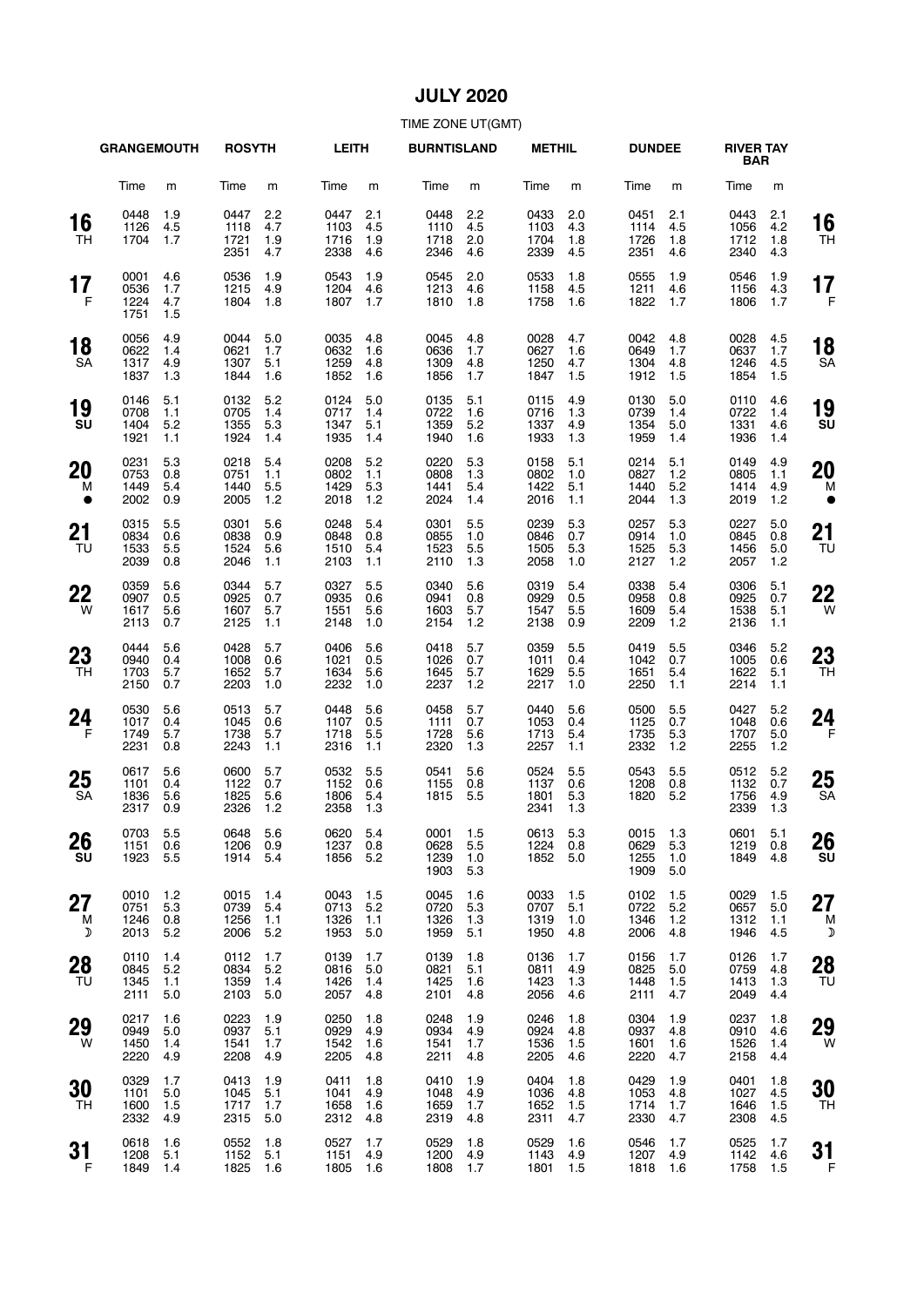# JULY 2020

TIME ZONE UT(GMT)

| Day | GRANGEMOUTH Time | m | ROSYTH Time | m | LEITH Time | m | BURNTISLAND Time | m | METHIL Time | m | DUNDEE Time | m | RIVER TAY BAR Time | m | Day |
|---|---|---|---|---|---|---|---|---|---|---|---|---|---|---|---|
| 16 TH | 0448<br>1126<br>1704 | 1.9<br>4.5<br>1.7 | 0447<br>1118<br>1721<br>2351 | 2.2<br>4.7<br>1.9<br>4.7 | 0447<br>1103<br>1716<br>2338 | 2.1<br>4.5<br>1.9<br>4.6 | 0448<br>1110<br>1718<br>2346 | 2.2<br>4.5<br>2.0<br>4.6 | 0433<br>1103<br>1704<br>2339 | 2.0<br>4.3<br>1.8<br>4.5 | 0451<br>1114<br>1726<br>2351 | 2.1<br>4.5<br>1.8<br>4.6 | 0443<br>1056<br>1712<br>2340 | 2.1<br>4.2<br>1.8<br>4.3 | 16 TH |
| 17 F | 0001<br>0536<br>1224<br>1751 | 4.6<br>1.7<br>4.7<br>1.5 | 0536<br>1215<br>1804 | 1.9<br>4.9<br>1.8 | 0543<br>1204<br>1807 | 1.9<br>4.6<br>1.7 | 0545<br>1213<br>1810 | 2.0<br>4.6<br>1.8 | 0533<br>1158<br>1758 | 1.8<br>4.5<br>1.6 | 0555<br>1211<br>1822 | 1.9<br>4.6<br>1.7 | 0546<br>1156<br>1806 | 1.9<br>4.3<br>1.7 | 17 F |
| 18 SA | 0056<br>0622<br>1317<br>1837 | 4.9<br>1.4<br>4.9<br>1.3 | 0044<br>0621<br>1307<br>1844 | 5.0<br>1.7<br>5.1<br>1.6 | 0035<br>0632<br>1259<br>1852 | 4.8<br>1.6<br>4.8<br>1.6 | 0045<br>0636<br>1309<br>1856 | 4.8<br>1.7<br>4.8<br>1.7 | 0028<br>0627<br>1250<br>1847 | 4.7<br>1.6<br>4.7<br>1.5 | 0042<br>0649<br>1304<br>1912 | 4.8<br>1.7<br>4.8<br>1.5 | 0028<br>0637<br>1246<br>1854 | 4.5<br>1.7<br>4.5<br>1.5 | 18 SA |
| 19 SU | 0146<br>0708<br>1404<br>1921 | 5.1<br>1.1<br>5.2<br>1.1 | 0132<br>0705<br>1355<br>1924 | 5.2<br>1.4<br>5.3<br>1.4 | 0124<br>0717<br>1347<br>1935 | 5.0<br>1.4<br>5.1<br>1.4 | 0135<br>0722<br>1359<br>1940 | 5.1<br>1.6<br>5.2<br>1.6 | 0115<br>0716<br>1337<br>1933 | 4.9<br>1.3<br>4.9<br>1.3 | 0130<br>0739<br>1354<br>1959 | 5.0<br>1.4<br>5.0<br>1.4 | 0110<br>0722<br>1331<br>1936 | 4.6<br>1.4<br>4.6<br>1.4 | 19 SU |
| 20 M ● | 0231<br>0753<br>1449<br>2002 | 5.3<br>0.8<br>5.4<br>0.9 | 0218<br>0751<br>1440<br>2005 | 5.4<br>1.1<br>5.5<br>1.2 | 0208<br>0802<br>1429<br>2018 | 5.2<br>1.1<br>5.3<br>1.2 | 0220<br>0808<br>1441<br>2024 | 5.3<br>1.3<br>5.4<br>1.4 | 0158<br>0802<br>1422<br>2016 | 5.1<br>1.0<br>5.1<br>1.1 | 0214<br>0827<br>1440<br>2044 | 5.1<br>1.2<br>5.2<br>1.3 | 0149<br>0805<br>1414<br>2019 | 4.9<br>1.1<br>4.9<br>1.2 | 20 M ● |
| 21 TU | 0315<br>0834<br>1533<br>2039 | 5.5<br>0.6<br>5.5<br>0.8 | 0301<br>0838<br>1524<br>2046 | 5.6<br>0.9<br>5.6<br>1.1 | 0248<br>0848<br>1510<br>2103 | 5.4<br>0.8<br>5.4<br>1.1 | 0301<br>0855<br>1523<br>2110 | 5.5<br>1.0<br>5.5<br>1.3 | 0239<br>0846<br>1505<br>2058 | 5.3<br>0.7<br>5.3<br>1.0 | 0257<br>0914<br>1525<br>2127 | 5.3<br>1.0<br>5.3<br>1.2 | 0227<br>0845<br>1456<br>2057 | 5.0<br>0.8<br>5.0<br>1.2 | 21 TU |
| 22 W | 0359<br>0907<br>1617<br>2113 | 5.6<br>0.5<br>5.6<br>0.7 | 0344<br>0925<br>1607<br>2125 | 5.7<br>0.7<br>5.7<br>1.1 | 0327<br>0935<br>1551<br>2148 | 5.5<br>0.6<br>5.6<br>1.0 | 0340<br>0941<br>1603<br>2154 | 5.6<br>0.8<br>5.7<br>1.2 | 0319<br>0929<br>1547<br>2138 | 5.4<br>0.5<br>5.5<br>0.9 | 0338<br>0958<br>1609<br>2209 | 5.4<br>0.8<br>5.4<br>1.2 | 0306<br>0925<br>1538<br>2136 | 5.1<br>0.7<br>5.1<br>1.1 | 22 W |
| 23 TH | 0444<br>0940<br>1703<br>2150 | 5.6<br>0.4<br>5.7<br>0.7 | 0428<br>1008<br>1652<br>2203 | 5.7<br>0.6<br>5.7<br>1.0 | 0406<br>1021<br>1634<br>2232 | 5.6<br>0.5<br>5.6<br>1.0 | 0418<br>1026<br>1645<br>2237 | 5.7<br>0.7<br>5.7<br>1.2 | 0359<br>1011<br>1629<br>2217 | 5.5<br>0.4<br>5.5<br>1.0 | 0419<br>1042<br>1651<br>2250 | 5.5<br>0.7<br>5.4<br>1.1 | 0346<br>1005<br>1622<br>2214 | 5.2<br>0.6<br>5.1<br>1.1 | 23 TH |
| 24 F | 0530<br>1017<br>1749<br>2231 | 5.6<br>0.4<br>5.7<br>0.8 | 0513<br>1045<br>1738<br>2243 | 5.7<br>0.6<br>5.7<br>1.1 | 0448<br>1107<br>1718<br>2316 | 5.6<br>0.5<br>5.5<br>1.1 | 0458<br>1111<br>1728<br>2320 | 5.7<br>0.7<br>5.6<br>1.3 | 0440<br>1053<br>1713<br>2257 | 5.6<br>0.4<br>5.4<br>1.1 | 0500<br>1125<br>1735<br>2332 | 5.5<br>0.7<br>5.3<br>1.2 | 0427<br>1048<br>1707<br>2255 | 5.2<br>0.6<br>5.0<br>1.2 | 24 F |
| 25 SA | 0617<br>1101<br>1836<br>2317 | 5.6<br>0.4<br>5.6<br>0.9 | 0600<br>1122<br>1825<br>2326 | 5.7<br>0.7<br>5.6<br>1.2 | 0532<br>1152<br>1806<br>2358 | 5.5<br>0.6<br>5.4<br>1.3 | 0541<br>1155<br>1815 | 5.6<br>0.8<br>5.5 | 0524<br>1137<br>1801<br>2341 | 5.5<br>0.6<br>5.3<br>1.3 | 0543<br>1208<br>1820 | 5.5<br>0.8<br>5.2 | 0512<br>1132<br>1756<br>2339 | 5.2<br>0.7<br>4.9<br>1.3 | 25 SA |
| 26 SU | 0703<br>1151<br>1923 | 5.5<br>0.6<br>5.5 | 0648<br>1206<br>1914 | 5.6<br>0.9<br>5.4 | 0620<br>1237<br>1856 | 5.4<br>0.8<br>5.2 | 0001<br>0628<br>1239<br>1903 | 1.5<br>5.5<br>1.0<br>5.3 | 0613<br>1224<br>1852 | 5.3<br>0.8<br>5.0 | 0015<br>0629<br>1255<br>1909 | 1.3<br>5.3<br>1.0<br>5.0 | 0601<br>1219<br>1849 | 5.1<br>0.8<br>4.8 | 26 SU |
| 27 M ☽ | 0010<br>0751<br>1246<br>2013 | 1.2<br>5.3<br>0.8<br>5.2 | 0015<br>0739<br>1256<br>2006 | 1.4<br>5.4<br>1.1<br>5.2 | 0043<br>0713<br>1326<br>1953 | 1.5<br>5.2<br>1.1<br>5.0 | 0045<br>0720<br>1326<br>1959 | 1.6<br>5.3<br>1.3<br>5.1 | 0033<br>0707<br>1319<br>1950 | 1.5<br>5.1<br>1.0<br>4.8 | 0102<br>0722<br>1346<br>2006 | 1.5<br>5.2<br>1.2<br>4.8 | 0029<br>0657<br>1312<br>1946 | 1.5<br>5.0<br>1.1<br>4.5 | 27 M ☽ |
| 28 TU | 0110<br>0845<br>1345<br>2111 | 1.4<br>5.2<br>1.1<br>5.0 | 0112<br>0834<br>1359<br>2103 | 1.7<br>5.2<br>1.4<br>5.0 | 0139<br>0816<br>1426<br>2057 | 1.7<br>5.0<br>1.4<br>4.8 | 0139<br>0821<br>1425<br>2101 | 1.8<br>5.1<br>1.6<br>4.8 | 0136<br>0811<br>1423<br>2056 | 1.7<br>4.9<br>1.3<br>4.6 | 0156<br>0825<br>1448<br>2111 | 1.7<br>5.0<br>1.5<br>4.7 | 0126<br>0759<br>1413<br>2049 | 1.7<br>4.8<br>1.3<br>4.4 | 28 TU |
| 29 W | 0217<br>0949<br>1450<br>2220 | 1.6<br>5.0<br>1.4<br>4.9 | 0223<br>0937<br>1541<br>2208 | 1.9<br>5.1<br>1.7<br>4.9 | 0250<br>0929<br>1542<br>2205 | 1.8<br>4.9<br>1.6<br>4.8 | 0248<br>0934<br>1541<br>2211 | 1.9<br>4.9<br>1.7<br>4.8 | 0246<br>0924<br>1536<br>2205 | 1.8<br>4.8<br>1.5<br>4.6 | 0304<br>0937<br>1601<br>2220 | 1.9<br>4.8<br>1.6<br>4.7 | 0237<br>0910<br>1526<br>2158 | 1.8<br>4.6<br>1.4<br>4.4 | 29 W |
| 30 TH | 0329<br>1101<br>1600<br>2332 | 1.7<br>5.0<br>1.5<br>4.9 | 0413<br>1045<br>1717<br>2315 | 1.9<br>5.1<br>1.7<br>5.0 | 0411<br>1041<br>1658<br>2312 | 1.8<br>4.9<br>1.6<br>4.8 | 0410<br>1048<br>1659<br>2319 | 1.9<br>4.9<br>1.7<br>4.8 | 0404<br>1036<br>1652<br>2311 | 1.8<br>4.8<br>1.5<br>4.7 | 0429<br>1053<br>1714<br>2330 | 1.9<br>4.8<br>1.7<br>4.7 | 0401<br>1027<br>1646<br>2308 | 1.8<br>4.5<br>1.5<br>4.5 | 30 TH |
| 31 F | 0618<br>1208<br>1849 | 1.6<br>5.1<br>1.4 | 0552<br>1152<br>1825 | 1.8<br>5.1<br>1.6 | 0527<br>1151<br>1805 | 1.7<br>4.9<br>1.6 | 0529<br>1200<br>1808 | 1.8<br>4.9<br>1.7 | 0529<br>1143<br>1801 | 1.6<br>4.9<br>1.5 | 0546<br>1207<br>1818 | 1.7<br>4.9<br>1.6 | 0525<br>1142<br>1758 | 1.7<br>4.6<br>1.5 | 31 F |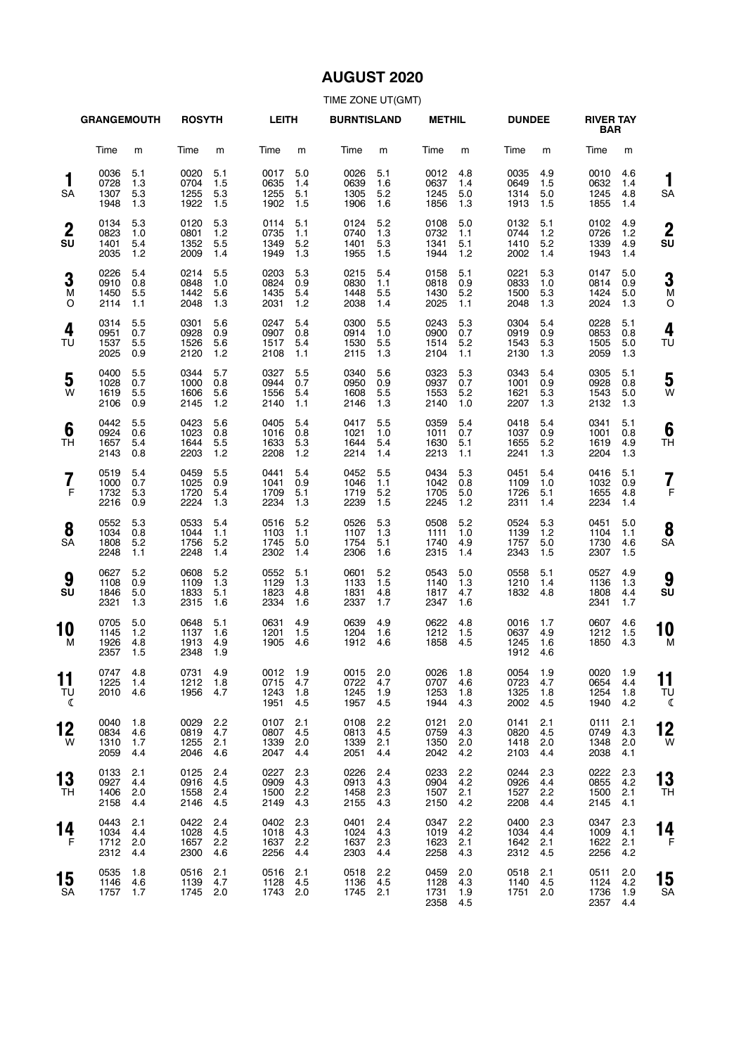# AUGUST 2020

TIME ZONE UT(GMT)

| Day | GRANGEMOUTH Time | m | ROSYTH Time | m | LEITH Time | m | BURNTISLAND Time | m | METHIL Time | m | DUNDEE Time | m | RIVER TAY BAR Time | m | Day |
|---|---|---|---|---|---|---|---|---|---|---|---|---|---|---|---|
| 1 SA | 0036<br>0728<br>1307<br>1948 | 5.1<br>1.3<br>5.3<br>1.3 | 0020<br>0704<br>1255<br>1922 | 5.1<br>1.5<br>5.3<br>1.5 | 0017<br>0635<br>1255<br>1902 | 5.0<br>1.4<br>5.1<br>1.5 | 0026<br>0639<br>1305<br>1906 | 5.1<br>1.6<br>5.2<br>1.6 | 0012<br>0637<br>1245<br>1856 | 4.8<br>1.4<br>5.0<br>1.3 | 0035<br>0649<br>1314<br>1913 | 4.9<br>1.5<br>5.0<br>1.5 | 0010<br>0632<br>1245<br>1855 | 4.6<br>1.4<br>4.8<br>1.4 | 1 SA |
| 2 SU | 0134<br>0823<br>1401<br>2035 | 5.3<br>1.0<br>5.4<br>1.2 | 0120<br>0801<br>1352<br>2009 | 5.3<br>1.2<br>5.5<br>1.4 | 0114<br>0735<br>1349<br>1949 | 5.1<br>1.1<br>5.2<br>1.3 | 0124<br>0740<br>1401<br>1955 | 5.2<br>1.3<br>5.3<br>1.5 | 0108<br>0732<br>1341<br>1944 | 5.0<br>1.1<br>5.1<br>1.2 | 0132<br>0744<br>1410<br>2002 | 5.1<br>1.2<br>5.2<br>1.4 | 0102<br>0726<br>1339<br>1943 | 4.9<br>1.2<br>4.9<br>1.4 | 2 SU |
| 3 M O | 0226<br>0910<br>1450<br>2114 | 5.4<br>0.8<br>5.5<br>1.1 | 0214<br>0848<br>1442<br>2048 | 5.5<br>1.0<br>5.6<br>1.3 | 0203<br>0824<br>1435<br>2031 | 5.3<br>0.9<br>5.4<br>1.2 | 0215<br>0830<br>1448<br>2038 | 5.4<br>1.1<br>5.5<br>1.4 | 0158<br>0818<br>1430<br>2025 | 5.1<br>0.9<br>5.2<br>1.1 | 0221<br>0833<br>1500<br>2048 | 5.3<br>1.0<br>5.3<br>1.3 | 0147<br>0814<br>1424<br>2024 | 5.0<br>0.9<br>5.0<br>1.3 | 3 M O |
| 4 TU | 0314<br>0951<br>1537<br>2025 | 5.5<br>0.7<br>5.5<br>0.9 | 0301<br>0928<br>1526<br>2120 | 5.6<br>0.9<br>5.6<br>1.2 | 0247<br>0907<br>1517<br>2108 | 5.4<br>0.8<br>5.4<br>1.1 | 0300<br>0914<br>1530<br>2115 | 5.5<br>1.0<br>5.5<br>1.3 | 0243<br>0900<br>1514<br>2104 | 5.3<br>0.7<br>5.2<br>1.1 | 0304<br>0919<br>1543<br>2130 | 5.4<br>0.9<br>5.3<br>1.3 | 0228<br>0853<br>1505<br>2059 | 5.1<br>0.8<br>5.0<br>1.3 | 4 TU |
| 5 W | 0400<br>1028<br>1619<br>2106 | 5.5<br>0.7<br>5.5<br>0.9 | 0344<br>1000<br>1606<br>2145 | 5.7<br>0.8<br>5.6<br>1.2 | 0327<br>0944<br>1556<br>2140 | 5.5<br>0.7<br>5.4<br>1.1 | 0340<br>0950<br>1608<br>2146 | 5.6<br>0.9<br>5.5<br>1.3 | 0323<br>0937<br>1553<br>2140 | 5.3<br>0.7<br>5.2<br>1.0 | 0343<br>1001<br>1621<br>2207 | 5.4<br>0.9<br>5.3<br>1.3 | 0305<br>0928<br>1543<br>2132 | 5.1<br>0.8<br>5.0<br>1.3 | 5 W |
| 6 TH | 0442<br>0924<br>1657<br>2143 | 5.5<br>0.6<br>5.4<br>0.8 | 0423<br>1023<br>1644<br>2203 | 5.6<br>0.8<br>5.5<br>1.2 | 0405<br>1016<br>1633<br>2208 | 5.4<br>0.8<br>5.3<br>1.2 | 0417<br>1021<br>1644<br>2214 | 5.5<br>1.0<br>5.4<br>1.4 | 0359<br>1011<br>1630<br>2213 | 5.4<br>0.7<br>5.1<br>1.1 | 0418<br>1037<br>1655<br>2241 | 5.4<br>0.9<br>5.2<br>1.3 | 0341<br>1001<br>1619<br>2204 | 5.1<br>0.8<br>4.9<br>1.3 | 6 TH |
| 7 F | 0519<br>1000<br>1732<br>2216 | 5.4<br>0.7<br>5.3<br>0.9 | 0459<br>1025<br>1720<br>2224 | 5.5<br>0.9<br>5.4<br>1.3 | 0441<br>1041<br>1709<br>2234 | 5.4<br>0.9<br>5.1<br>1.3 | 0452<br>1046<br>1719<br>2239 | 5.5<br>1.1<br>5.2<br>1.5 | 0434<br>1042<br>1705<br>2245 | 5.3<br>0.8<br>5.0<br>1.2 | 0451<br>1109<br>1726<br>2311 | 5.4<br>1.0<br>5.1<br>1.4 | 0416<br>1032<br>1655<br>2234 | 5.1<br>0.9<br>4.8<br>1.4 | 7 F |
| 8 SA | 0552<br>1034<br>1808<br>2248 | 5.3<br>0.8<br>5.2<br>1.1 | 0533<br>1044<br>1756<br>2248 | 5.4<br>1.1<br>5.2<br>1.4 | 0516<br>1103<br>1745<br>2302 | 5.2<br>1.1<br>5.0<br>1.4 | 0526<br>1107<br>1754<br>2306 | 5.3<br>1.3<br>5.1<br>1.6 | 0508<br>1111<br>1740<br>2315 | 5.2<br>1.0<br>4.9<br>1.4 | 0524<br>1139<br>1757<br>2343 | 5.3<br>1.2<br>5.0<br>1.5 | 0451<br>1104<br>1730<br>2307 | 5.0<br>1.1<br>4.6<br>1.5 | 8 SA |
| 9 SU | 0627<br>1108<br>1846<br>2321 | 5.2<br>0.9<br>5.0<br>1.3 | 0608<br>1109<br>1833<br>2315 | 5.2<br>1.3<br>5.1<br>1.6 | 0552<br>1129<br>1823<br>2334 | 5.1<br>1.3<br>4.8<br>1.6 | 0601<br>1133<br>1831<br>2337 | 5.2<br>1.5<br>4.8<br>1.7 | 0543<br>1140<br>1817<br>2347 | 5.0<br>1.3<br>4.7<br>1.6 | 0558<br>1210<br>1832 | 5.1<br>1.4<br>4.8 | 0527<br>1136<br>1808<br>2341 | 4.9<br>1.3<br>4.4<br>1.7 | 9 SU |
| 10 M | 0705<br>1145<br>1926<br>2357 | 5.0<br>1.2<br>4.8<br>1.5 | 0648<br>1137<br>1913<br>2348 | 5.1<br>1.6<br>4.9<br>1.9 | 0631<br>1201<br>1905 | 4.9<br>1.5<br>4.6 | 0639<br>1204<br>1912 | 4.9<br>1.6<br>4.6 | 0622<br>1212<br>1858 | 4.8<br>1.5<br>4.5 | 0016<br>0637<br>1245<br>1912 | 1.7<br>4.9<br>1.6<br>4.6 | 0607<br>1212<br>1850 | 4.6<br>1.5<br>4.3 | 10 M |
| 11 TU ☾ | 0747<br>1225<br>2010 | 4.8<br>1.4<br>4.6 | 0731<br>1212<br>1956 | 4.9<br>1.8<br>4.7 | 0012<br>0715<br>1243<br>1951 | 1.9<br>4.7<br>1.8<br>4.5 | 0015<br>0722<br>1245<br>1957 | 2.0<br>4.7<br>1.9<br>4.5 | 0026<br>0707<br>1253<br>1944 | 1.8<br>4.6<br>1.8<br>4.3 | 0054<br>0723<br>1325<br>2002 | 1.9<br>4.7<br>1.8<br>4.5 | 0020<br>0654<br>1254<br>1940 | 1.9<br>4.4<br>1.8<br>4.2 | 11 TU ☾ |
| 12 W | 0040<br>0834<br>1310<br>2059 | 1.8<br>4.6<br>1.7<br>4.4 | 0029<br>0819<br>1255<br>2046 | 2.2<br>4.7<br>2.1<br>4.6 | 0107<br>0807<br>1339<br>2047 | 2.1<br>4.5<br>2.0<br>4.4 | 0108<br>0813<br>1339<br>2051 | 2.2<br>4.5<br>2.1<br>4.4 | 0121<br>0759<br>1350<br>2042 | 2.0<br>4.3<br>2.0<br>4.2 | 0141<br>0820<br>1418<br>2103 | 2.1<br>4.5<br>2.0<br>4.4 | 0111<br>0749<br>1348<br>2038 | 2.1<br>4.3<br>2.0<br>4.1 | 12 W |
| 13 TH | 0133<br>0927<br>1406<br>2158 | 2.1<br>4.4<br>2.0<br>4.4 | 0125<br>0916<br>1558<br>2146 | 2.4<br>4.5<br>2.4<br>4.5 | 0227<br>0909<br>1500<br>2149 | 2.3<br>4.3<br>2.2<br>4.3 | 0226<br>0913<br>1458<br>2155 | 2.4<br>4.3<br>2.3<br>4.3 | 0233<br>0904<br>1507<br>2150 | 2.2<br>4.2<br>2.1<br>4.2 | 0244<br>0926<br>1527<br>2208 | 2.3<br>4.4<br>2.2<br>4.4 | 0222<br>0855<br>1500<br>2145 | 2.3<br>4.2<br>2.1<br>4.1 | 13 TH |
| 14 F | 0443<br>1034<br>1712<br>2312 | 2.1<br>4.4<br>2.0<br>4.4 | 0422<br>1028<br>1657<br>2300 | 2.4<br>4.5<br>2.2<br>4.6 | 0402<br>1018<br>1637<br>2256 | 2.3<br>4.3<br>2.2<br>4.4 | 0401<br>1024<br>1637<br>2303 | 2.4<br>4.3<br>2.3<br>4.4 | 0347<br>1019<br>1623<br>2258 | 2.2<br>4.2<br>2.1<br>4.3 | 0400<br>1034<br>1642<br>2312 | 2.3<br>4.4<br>2.1<br>4.5 | 0347<br>1009<br>1622<br>2256 | 2.3<br>4.1<br>2.1<br>4.2 | 14 F |
| 15 SA | 0535<br>1146<br>1757 | 1.8<br>4.6<br>1.7 | 0516<br>1139<br>1745 | 2.1<br>4.7<br>2.0 | 0516<br>1128<br>1743 | 2.1<br>4.5<br>2.0 | 0518<br>1136<br>1745 | 2.2<br>4.5<br>2.1 | 0459<br>1128<br>1731<br>2358 | 2.0<br>4.3<br>1.9<br>4.5 | 0518<br>1140<br>1751 | 2.1<br>4.5<br>2.0 | 0511<br>1124<br>1736<br>2357 | 2.0<br>4.2<br>1.9<br>4.4 | 15 SA |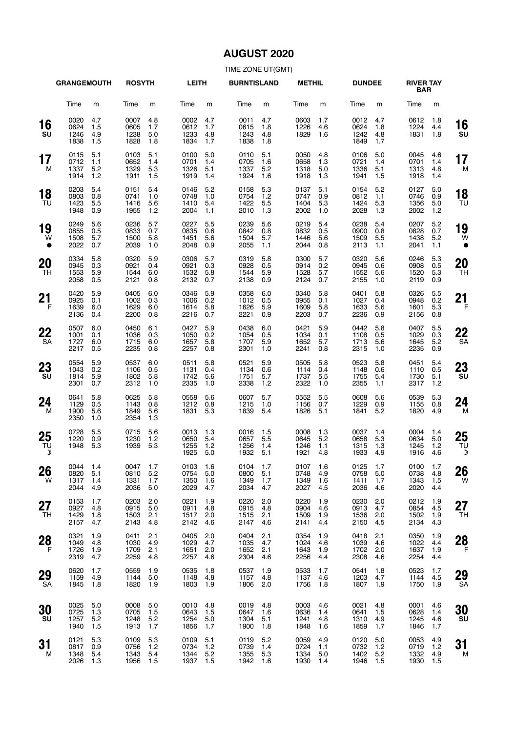# AUGUST 2020

TIME ZONE UT(GMT)

| | GRANGEMOUTH | | ROSYTH | | LEITH | | BURNTISLAND | | METHIL | | DUNDEE | | RIVER TAY BAR | | |
|---|---|---|---|---|---|---|---|---|---|---|---|---|---|---|---|
| | Time | m | Time | m | Time | m | Time | m | Time | m | Time | m | Time | m | |
| **16** SU | 0020<br>0624<br>1246<br>1838 | 4.7<br>1.5<br>4.9<br>1.5 | 0007<br>0605<br>1238<br>1828 | 4.8<br>1.7<br>5.0<br>1.8 | 0002<br>0612<br>1233<br>1834 | 4.7<br>1.7<br>4.8<br>1.7 | 0011<br>0615<br>1243<br>1838 | 4.7<br>1.8<br>4.8<br>1.8 | 0603<br>1226<br>1829 | 1.7<br>4.6<br>1.6 | 0012<br>0624<br>1242<br>1849 | 4.7<br>1.8<br>4.8<br>1.7 | 0612<br>1224<br>1831 | 1.8<br>4.4<br>1.8 | **16** SU |
| **17** M | 0115<br>0712<br>1337<br>1914 | 5.1<br>1.1<br>5.2<br>1.2 | 0103<br>0652<br>1329<br>1911 | 5.1<br>1.4<br>5.3<br>1.5 | 0100<br>0701<br>1326<br>1919 | 5.0<br>1.4<br>5.1<br>1.4 | 0110<br>0705<br>1337<br>1924 | 5.1<br>1.6<br>5.2<br>1.6 | 0050<br>0658<br>1318<br>1918 | 4.8<br>1.3<br>5.0<br>1.3 | 0106<br>0721<br>1336<br>1941 | 5.0<br>1.4<br>5.1<br>1.5 | 0045<br>0701<br>1313<br>1918 | 4.6<br>1.4<br>4.8<br>1.4 | **17** M |
| **18** TU | 0203<br>0803<br>1423<br>1948 | 5.4<br>0.8<br>5.5<br>0.9 | 0151<br>0741<br>1416<br>1955 | 5.4<br>1.0<br>5.6<br>1.2 | 0146<br>0748<br>1410<br>2004 | 5.2<br>1.0<br>5.4<br>1.1 | 0158<br>0754<br>1422<br>2010 | 5.3<br>1.2<br>5.5<br>1.3 | 0137<br>0747<br>1404<br>2002 | 5.1<br>0.9<br>5.3<br>1.0 | 0154<br>0812<br>1424<br>2028 | 5.2<br>1.1<br>5.3<br>1.3 | 0127<br>0746<br>1356<br>2002 | 5.0<br>0.9<br>5.0<br>1.2 | **18** TU |
| **19** W ● | 0249<br>0855<br>1508<br>2022 | 5.6<br>0.5<br>5.7<br>0.7 | 0236<br>0833<br>1500<br>2039 | 5.7<br>0.7<br>5.8<br>1.0 | 0227<br>0835<br>1451<br>2048 | 5.5<br>0.6<br>5.6<br>0.9 | 0239<br>0842<br>1504<br>2055 | 5.6<br>0.8<br>5.7<br>1.1 | 0219<br>0832<br>1446<br>2044 | 5.4<br>0.5<br>5.6<br>0.8 | 0238<br>0900<br>1509<br>2113 | 5.4<br>0.8<br>5.5<br>1.1 | 0207<br>0828<br>1438<br>2041 | 5.2<br>0.7<br>5.2<br>1.1 | **19** W ● |
| **20** TH | 0334<br>0945<br>1553<br>2058 | 5.8<br>0.3<br>5.9<br>0.5 | 0320<br>0921<br>1544<br>2121 | 5.9<br>0.4<br>6.0<br>0.8 | 0306<br>0921<br>1532<br>2132 | 5.7<br>0.3<br>5.8<br>0.7 | 0319<br>0928<br>1544<br>2138 | 5.8<br>0.5<br>5.9<br>0.9 | 0300<br>0914<br>1528<br>2124 | 5.7<br>0.2<br>5.7<br>0.7 | 0320<br>0945<br>1552<br>2155 | 5.6<br>0.6<br>5.6<br>1.0 | 0246<br>0908<br>1520<br>2119 | 5.3<br>0.5<br>5.3<br>0.9 | **20** TH |
| **21** F | 0420<br>0925<br>1639<br>2136 | 5.9<br>0.1<br>6.0<br>0.4 | 0405<br>1002<br>1629<br>2200 | 6.0<br>0.3<br>6.0<br>0.8 | 0346<br>1006<br>1614<br>2216 | 5.9<br>0.2<br>5.8<br>0.7 | 0358<br>1012<br>1626<br>2221 | 6.0<br>0.5<br>5.9<br>0.9 | 0340<br>0955<br>1609<br>2203 | 5.8<br>0.1<br>5.8<br>0.7 | 0401<br>1027<br>1633<br>2236 | 5.8<br>0.4<br>5.6<br>0.9 | 0326<br>0948<br>1601<br>2156 | 5.5<br>0.2<br>5.3<br>0.8 | **21** F |
| **22** SA | 0507<br>1001<br>1727<br>2217 | 6.0<br>0.1<br>6.0<br>0.5 | 0450<br>1036<br>1715<br>2235 | 6.1<br>0.3<br>6.0<br>0.8 | 0427<br>1050<br>1657<br>2257 | 5.9<br>0.2<br>5.8<br>0.8 | 0438<br>1054<br>1707<br>2301 | 6.0<br>0.5<br>5.9<br>1.0 | 0421<br>1034<br>1652<br>2241 | 5.9<br>0.1<br>5.7<br>0.8 | 0442<br>1108<br>1713<br>2315 | 5.8<br>0.5<br>5.6<br>1.0 | 0407<br>1029<br>1645<br>2235 | 5.5<br>0.3<br>5.2<br>0.9 | **22** SA |
| **23** SU | 0554<br>1043<br>1814<br>2301 | 5.9<br>0.2<br>5.9<br>0.7 | 0537<br>1106<br>1802<br>2312 | 6.0<br>0.5<br>5.8<br>1.0 | 0511<br>1131<br>1742<br>2335 | 5.8<br>0.4<br>5.6<br>1.0 | 0521<br>1134<br>1751<br>2338 | 5.9<br>0.6<br>5.7<br>1.2 | 0505<br>1114<br>1737<br>2322 | 5.8<br>0.4<br>5.5<br>1.0 | 0523<br>1148<br>1755<br>2355 | 5.8<br>0.6<br>5.4<br>1.1 | 0451<br>1110<br>1730<br>2317 | 5.4<br>0.5<br>5.1<br>1.2 | **23** SU |
| **24** M | 0641<br>1129<br>1900<br>2350 | 5.8<br>0.5<br>5.6<br>1.0 | 0625<br>1143<br>1849<br>2354 | 5.8<br>0.8<br>5.6<br>1.3 | 0558<br>1212<br>1831 | 5.6<br>0.8<br>5.3 | 0607<br>1215<br>1839 | 5.7<br>1.0<br>5.4 | 0552<br>1156<br>1826 | 5.5<br>0.7<br>5.1 | 0608<br>1229<br>1841 | 5.6<br>0.9<br>5.2 | 0539<br>1155<br>1820 | 5.3<br>0.8<br>4.9 | **24** M |
| **25** TU ☽ | 0728<br>1220<br>1948 | 5.5<br>0.9<br>5.3 | 0715<br>1230<br>1939 | 5.6<br>1.2<br>5.3 | 0013<br>0650<br>1255<br>1925 | 1.3<br>5.4<br>1.2<br>5.0 | 0016<br>0657<br>1256<br>1932 | 1.5<br>5.5<br>1.4<br>5.1 | 0008<br>0645<br>1246<br>1921 | 1.3<br>5.2<br>1.1<br>4.8 | 0037<br>0658<br>1315<br>1933 | 1.4<br>5.3<br>1.3<br>4.9 | 0004<br>0634<br>1245<br>1916 | 1.4<br>5.0<br>1.2<br>4.6 | **25** TU ☽ |
| **26** W | 0044<br>0820<br>1317<br>2044 | 1.4<br>5.1<br>1.4<br>4.9 | 0047<br>0810<br>1331<br>2036 | 1.7<br>5.2<br>1.7<br>5.0 | 0103<br>0754<br>1350<br>2029 | 1.6<br>5.0<br>1.6<br>4.7 | 0104<br>0800<br>1349<br>2034 | 1.7<br>5.1<br>1.7<br>4.7 | 0107<br>0748<br>1349<br>2027 | 1.6<br>4.9<br>1.6<br>4.5 | 0125<br>0758<br>1411<br>2036 | 1.7<br>5.0<br>1.7<br>4.6 | 0100<br>0738<br>1343<br>2020 | 1.7<br>4.8<br>1.5<br>4.4 | **26** W |
| **27** TH | 0153<br>0927<br>1429<br>2157 | 1.7<br>4.8<br>1.8<br>4.7 | 0203<br>0915<br>1503<br>2143 | 2.0<br>5.0<br>2.1<br>4.8 | 0221<br>0911<br>1517<br>2142 | 1.9<br>4.8<br>2.0<br>4.6 | 0220<br>0915<br>1515<br>2147 | 2.0<br>4.8<br>2.1<br>4.6 | 0220<br>0904<br>1509<br>2141 | 1.9<br>4.6<br>1.9<br>4.4 | 0230<br>0913<br>1536<br>2150 | 2.0<br>4.7<br>2.0<br>4.5 | 0212<br>0854<br>1502<br>2134 | 1.9<br>4.5<br>1.9<br>4.3 | **27** TH |
| **28** F | 0321<br>1049<br>1726<br>2319 | 1.9<br>4.8<br>1.9<br>4.7 | 0411<br>1030<br>1709<br>2259 | 2.1<br>4.9<br>2.1<br>4.8 | 0405<br>1029<br>1651<br>2257 | 2.0<br>4.7<br>2.0<br>4.6 | 0404<br>1035<br>1652<br>2304 | 2.1<br>4.7<br>2.1<br>4.6 | 0354<br>1024<br>1643<br>2256 | 1.9<br>4.6<br>1.9<br>4.4 | 0418<br>1039<br>1702<br>2308 | 2.1<br>4.6<br>2.0<br>4.6 | 0350<br>1022<br>1637<br>2254 | 1.9<br>4.4<br>1.9<br>4.4 | **28** F |
| **29** SA | 0620<br>1159<br>1845 | 1.7<br>4.9<br>1.8 | 0559<br>1144<br>1820 | 1.9<br>5.0<br>1.9 | 0535<br>1148<br>1803 | 1.8<br>4.8<br>1.9 | 0537<br>1157<br>1806 | 1.9<br>4.8<br>2.0 | 0533<br>1137<br>1756 | 1.7<br>4.6<br>1.8 | 0541<br>1203<br>1807 | 1.8<br>4.7<br>1.9 | 0523<br>1144<br>1750 | 1.7<br>4.5<br>1.9 | **29** SA |
| **30** SU | 0025<br>0725<br>1257<br>1940 | 5.0<br>1.3<br>5.2<br>1.5 | 0008<br>0705<br>1248<br>1913 | 5.0<br>1.5<br>5.2<br>1.7 | 0010<br>0643<br>1254<br>1856 | 4.8<br>1.5<br>5.0<br>1.7 | 0019<br>0647<br>1304<br>1900 | 4.8<br>1.6<br>5.1<br>1.8 | 0003<br>0636<br>1241<br>1848 | 4.6<br>1.4<br>4.8<br>1.6 | 0021<br>0641<br>1310<br>1859 | 4.8<br>1.5<br>4.9<br>1.7 | 0001<br>0628<br>1245<br>1846 | 4.6<br>1.4<br>4.6<br>1.7 | **30** SU |
| **31** M | 0121<br>0817<br>1348<br>2026 | 5.3<br>0.9<br>5.4<br>1.3 | 0109<br>0756<br>1343<br>1956 | 5.3<br>1.2<br>5.4<br>1.5 | 0109<br>0734<br>1344<br>1937 | 5.1<br>1.2<br>5.2<br>1.5 | 0119<br>0739<br>1355<br>1942 | 5.2<br>1.4<br>5.3<br>1.6 | 0059<br>0724<br>1334<br>1930 | 4.9<br>1.1<br>5.0<br>1.4 | 0120<br>0732<br>1402<br>1946 | 5.0<br>1.2<br>5.2<br>1.5 | 0053<br>0719<br>1332<br>1930 | 4.9<br>1.2<br>4.9<br>1.5 | **31** M |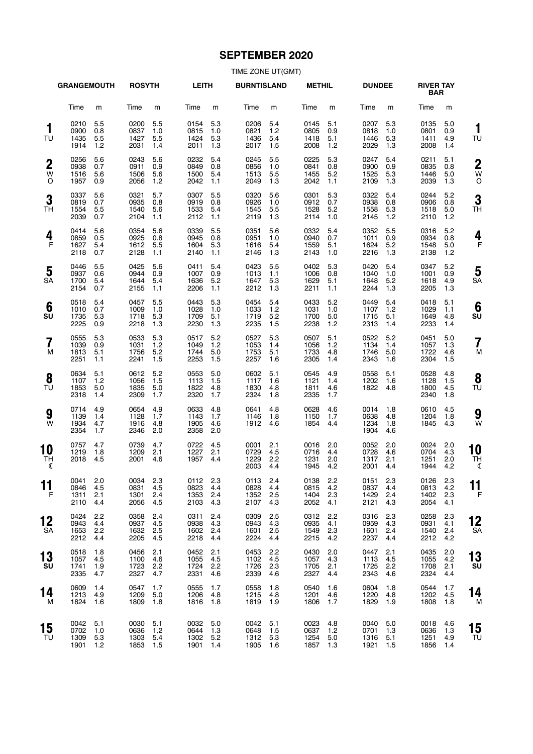# SEPTEMBER 2020

TIME ZONE UT(GMT)

| Day | GRANGEMOUTH | | ROSYTH | | LEITH | | BURNTISLAND | | METHIL | | DUNDEE | | RIVER TAY BAR | | Day |
|---|---|---|---|---|---|---|---|---|---|---|---|---|---|---|---|
| | Time | m | Time | m | Time | m | Time | m | Time | m | Time | m | Time | m | |
| **1** TU | 0210 | 5.5 | 0200 | 5.5 | 0154 | 5.3 | 0206 | 5.4 | 0145 | 5.1 | 0207 | 5.3 | 0135 | 5.0 | **1** TU |
| | 0900 | 0.8 | 0837 | 1.0 | 0815 | 1.0 | 0821 | 1.2 | 0805 | 0.9 | 0818 | 1.0 | 0801 | 0.9 | |
| | 1435 | 5.5 | 1427 | 5.5 | 1424 | 5.3 | 1436 | 5.4 | 1418 | 5.1 | 1446 | 5.3 | 1411 | 4.9 | |
| | 1914 | 1.2 | 2031 | 1.4 | 2011 | 1.3 | 2017 | 1.5 | 2008 | 1.2 | 2029 | 1.3 | 2008 | 1.4 | |
| **2** W O | 0256 | 5.6 | 0243 | 5.6 | 0232 | 5.4 | 0245 | 5.5 | 0225 | 5.3 | 0247 | 5.4 | 0211 | 5.1 | **2** W O |
| | 0938 | 0.7 | 0911 | 0.9 | 0849 | 0.8 | 0856 | 1.0 | 0841 | 0.8 | 0900 | 0.9 | 0835 | 0.8 | |
| | 1516 | 5.6 | 1506 | 5.6 | 1500 | 5.4 | 1513 | 5.5 | 1455 | 5.2 | 1525 | 5.3 | 1446 | 5.0 | |
| | 1957 | 0.9 | 2056 | 1.2 | 2042 | 1.1 | 2049 | 1.3 | 2042 | 1.1 | 2109 | 1.3 | 2039 | 1.3 | |
| **3** TH | 0337 | 5.6 | 0321 | 5.7 | 0307 | 5.5 | 0320 | 5.6 | 0301 | 5.3 | 0322 | 5.4 | 0244 | 5.2 | **3** TH |
| | 0819 | 0.7 | 0935 | 0.8 | 0919 | 0.8 | 0926 | 1.0 | 0912 | 0.7 | 0938 | 0.8 | 0906 | 0.8 | |
| | 1554 | 5.5 | 1540 | 5.6 | 1533 | 5.4 | 1545 | 5.5 | 1528 | 5.2 | 1558 | 5.3 | 1518 | 5.0 | |
| | 2039 | 0.7 | 2104 | 1.1 | 2112 | 1.1 | 2119 | 1.3 | 2114 | 1.0 | 2145 | 1.2 | 2110 | 1.2 | |
| **4** F | 0414 | 5.6 | 0354 | 5.6 | 0339 | 5.5 | 0351 | 5.6 | 0332 | 5.4 | 0352 | 5.5 | 0316 | 5.2 | **4** F |
| | 0859 | 0.5 | 0925 | 0.8 | 0945 | 0.8 | 0951 | 1.0 | 0940 | 0.7 | 1011 | 0.9 | 0934 | 0.8 | |
| | 1627 | 5.4 | 1612 | 5.5 | 1604 | 5.3 | 1616 | 5.4 | 1559 | 5.1 | 1624 | 5.2 | 1548 | 5.0 | |
| | 2118 | 0.7 | 2128 | 1.1 | 2140 | 1.1 | 2146 | 1.3 | 2143 | 1.0 | 2216 | 1.3 | 2138 | 1.2 | |
| **5** SA | 0446 | 5.5 | 0425 | 5.6 | 0411 | 5.4 | 0423 | 5.5 | 0402 | 5.3 | 0420 | 5.4 | 0347 | 5.2 | **5** SA |
| | 0937 | 0.6 | 0944 | 0.9 | 1007 | 0.9 | 1013 | 1.1 | 1006 | 0.8 | 1040 | 1.0 | 1001 | 0.9 | |
| | 1700 | 5.4 | 1644 | 5.4 | 1636 | 5.2 | 1647 | 5.3 | 1629 | 5.1 | 1648 | 5.2 | 1618 | 4.9 | |
| | 2154 | 0.7 | 2155 | 1.1 | 2206 | 1.1 | 2212 | 1.3 | 2211 | 1.1 | 2244 | 1.3 | 2205 | 1.3 | |
| **6** SU | 0518 | 5.4 | 0457 | 5.5 | 0443 | 5.3 | 0454 | 5.4 | 0433 | 5.2 | 0449 | 5.4 | 0418 | 5.1 | **6** SU |
| | 1010 | 0.7 | 1009 | 1.0 | 1028 | 1.0 | 1033 | 1.2 | 1031 | 1.0 | 1107 | 1.2 | 1029 | 1.1 | |
| | 1735 | 5.3 | 1718 | 5.3 | 1709 | 5.1 | 1719 | 5.2 | 1700 | 5.0 | 1715 | 5.1 | 1649 | 4.8 | |
| | 2225 | 0.9 | 2218 | 1.3 | 2230 | 1.3 | 2235 | 1.5 | 2238 | 1.2 | 2313 | 1.4 | 2233 | 1.4 | |
| **7** M | 0555 | 5.3 | 0533 | 5.3 | 0517 | 5.2 | 0527 | 5.3 | 0507 | 5.1 | 0522 | 5.2 | 0451 | 5.0 | **7** M |
| | 1039 | 0.9 | 1031 | 1.2 | 1049 | 1.2 | 1053 | 1.4 | 1056 | 1.2 | 1134 | 1.4 | 1057 | 1.3 | |
| | 1813 | 5.1 | 1756 | 5.2 | 1744 | 5.0 | 1753 | 5.1 | 1733 | 4.8 | 1746 | 5.0 | 1722 | 4.6 | |
| | 2251 | 1.1 | 2241 | 1.5 | 2253 | 1.5 | 2257 | 1.6 | 2305 | 1.4 | 2343 | 1.6 | 2304 | 1.5 | |
| **8** TU | 0634 | 5.1 | 0612 | 5.2 | 0553 | 5.0 | 0602 | 5.1 | 0545 | 4.9 | 0558 | 5.1 | 0528 | 4.8 | **8** TU |
| | 1107 | 1.2 | 1056 | 1.5 | 1113 | 1.5 | 1117 | 1.6 | 1121 | 1.4 | 1202 | 1.6 | 1128 | 1.5 | |
| | 1853 | 5.0 | 1835 | 5.0 | 1822 | 4.8 | 1830 | 4.8 | 1811 | 4.6 | 1822 | 4.8 | 1800 | 4.5 | |
| | 2318 | 1.4 | 2309 | 1.7 | 2320 | 1.7 | 2324 | 1.8 | 2335 | 1.7 | | | 2340 | 1.8 | |
| **9** W | 0714 | 4.9 | 0654 | 4.9 | 0633 | 4.8 | 0641 | 4.8 | 0628 | 4.6 | 0014 | 1.8 | 0610 | 4.5 | **9** W |
| | 1139 | 1.4 | 1128 | 1.7 | 1143 | 1.7 | 1146 | 1.8 | 1150 | 1.7 | 0638 | 4.8 | 1204 | 1.8 | |
| | 1934 | 4.7 | 1916 | 4.8 | 1905 | 4.6 | 1912 | 4.6 | 1854 | 4.4 | 1234 | 1.8 | 1845 | 4.3 | |
| | 2354 | 1.7 | 2346 | 2.0 | 2358 | 2.0 | | | | | 1904 | 4.6 | | | |
| **10** TH ☾ | 0757 | 4.7 | 0739 | 4.7 | 0722 | 4.5 | 0001 | 2.1 | 0016 | 2.0 | 0052 | 2.0 | 0024 | 2.0 | **10** TH ☾ |
| | 1219 | 1.8 | 1209 | 2.1 | 1227 | 2.1 | 0729 | 4.5 | 0716 | 4.4 | 0728 | 4.6 | 0704 | 4.3 | |
| | 2018 | 4.5 | 2001 | 4.6 | 1957 | 4.4 | 1229 | 2.2 | 1231 | 2.0 | 1317 | 2.1 | 1251 | 2.0 | |
| | | | | | | | 2003 | 4.4 | 1945 | 4.2 | 2001 | 4.4 | 1944 | 4.2 | |
| **11** F | 0041 | 2.0 | 0034 | 2.3 | 0112 | 2.3 | 0113 | 2.4 | 0138 | 2.2 | 0151 | 2.3 | 0126 | 2.3 | **11** F |
| | 0846 | 4.5 | 0831 | 4.5 | 0823 | 4.4 | 0828 | 4.4 | 0815 | 4.2 | 0837 | 4.4 | 0813 | 4.2 | |
| | 1311 | 2.1 | 1301 | 2.4 | 1353 | 2.4 | 1352 | 2.5 | 1404 | 2.3 | 1429 | 2.4 | 1402 | 2.3 | |
| | 2110 | 4.4 | 2056 | 4.5 | 2103 | 4.3 | 2107 | 4.3 | 2052 | 4.1 | 2121 | 4.3 | 2054 | 4.1 | |
| **12** SA | 0424 | 2.2 | 0358 | 2.4 | 0311 | 2.4 | 0309 | 2.5 | 0312 | 2.2 | 0316 | 2.3 | 0258 | 2.3 | **12** SA |
| | 0943 | 4.4 | 0937 | 4.5 | 0938 | 4.3 | 0943 | 4.3 | 0935 | 4.1 | 0959 | 4.3 | 0931 | 4.1 | |
| | 1653 | 2.2 | 1632 | 2.5 | 1602 | 2.4 | 1601 | 2.5 | 1549 | 2.3 | 1601 | 2.4 | 1540 | 2.4 | |
| | 2212 | 4.4 | 2205 | 4.5 | 2218 | 4.4 | 2224 | 4.4 | 2215 | 4.2 | 2237 | 4.4 | 2212 | 4.2 | |
| **13** SU | 0518 | 1.8 | 0456 | 2.1 | 0452 | 2.1 | 0453 | 2.2 | 0430 | 2.0 | 0447 | 2.1 | 0435 | 2.0 | **13** SU |
| | 1057 | 4.5 | 1100 | 4.6 | 1055 | 4.5 | 1102 | 4.5 | 1057 | 4.3 | 1113 | 4.5 | 1055 | 4.2 | |
| | 1741 | 1.9 | 1723 | 2.2 | 1724 | 2.2 | 1726 | 2.3 | 1705 | 2.1 | 1725 | 2.2 | 1708 | 2.1 | |
| | 2335 | 4.7 | 2327 | 4.7 | 2331 | 4.6 | 2339 | 4.6 | 2327 | 4.4 | 2343 | 4.6 | 2324 | 4.4 | |
| **14** M | 0609 | 1.4 | 0547 | 1.7 | 0555 | 1.7 | 0558 | 1.8 | 0540 | 1.6 | 0604 | 1.8 | 0544 | 1.7 | **14** M |
| | 1213 | 4.9 | 1209 | 5.0 | 1206 | 4.8 | 1215 | 4.8 | 1201 | 4.6 | 1220 | 4.8 | 1202 | 4.5 | |
| | 1824 | 1.6 | 1809 | 1.8 | 1816 | 1.8 | 1819 | 1.9 | 1806 | 1.7 | 1829 | 1.9 | 1808 | 1.8 | |
| **15** TU | 0042 | 5.1 | 0030 | 5.1 | 0032 | 5.0 | 0042 | 5.1 | 0023 | 4.8 | 0040 | 5.0 | 0018 | 4.6 | **15** TU |
| | 0702 | 1.0 | 0636 | 1.2 | 0644 | 1.3 | 0648 | 1.5 | 0637 | 1.2 | 0701 | 1.3 | 0636 | 1.3 | |
| | 1309 | 5.3 | 1303 | 5.4 | 1302 | 5.2 | 1312 | 5.3 | 1254 | 5.0 | 1316 | 5.1 | 1251 | 4.9 | |
| | 1901 | 1.2 | 1853 | 1.5 | 1901 | 1.4 | 1905 | 1.6 | 1857 | 1.3 | 1921 | 1.5 | 1856 | 1.4 | |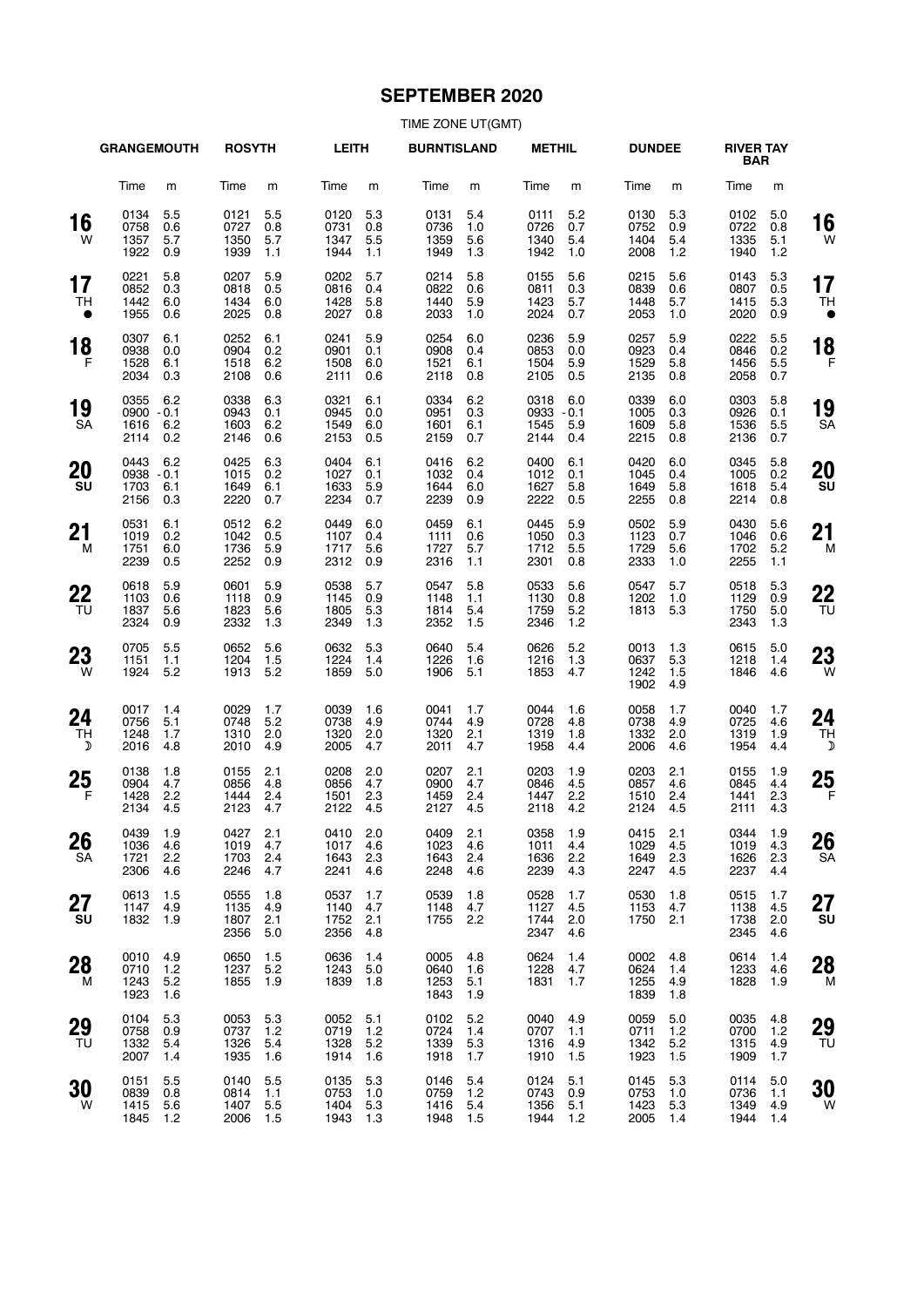# SEPTEMBER 2020

TIME ZONE UT(GMT)

| | GRANGEMOUTH | | ROSYTH | | LEITH | | BURNTISLAND | | METHIL | | DUNDEE | | RIVER TAY BAR | | |
|---|---|---|---|---|---|---|---|---|---|---|---|---|---|---|---|
| | Time | m | Time | m | Time | m | Time | m | Time | m | Time | m | Time | m | |
| **16** W | 0134<br>0758<br>1357<br>1922 | 5.5<br>0.6<br>5.7<br>0.9 | 0121<br>0727<br>1350<br>1939 | 5.5<br>0.8<br>5.7<br>1.1 | 0120<br>0731<br>1347<br>1944 | 5.3<br>0.8<br>5.5<br>1.1 | 0131<br>0736<br>1359<br>1949 | 5.4<br>1.0<br>5.6<br>1.3 | 0111<br>0726<br>1340<br>1942 | 5.2<br>0.7<br>5.4<br>1.0 | 0130<br>0752<br>1404<br>2008 | 5.3<br>0.9<br>5.4<br>1.2 | 0102<br>0722<br>1335<br>1940 | 5.0<br>0.8<br>5.1<br>1.2 | **16** W |
| **17** TH ● | 0221<br>0852<br>1442<br>1955 | 5.8<br>0.3<br>6.0<br>0.6 | 0207<br>0818<br>1434<br>2025 | 5.9<br>0.5<br>6.0<br>0.8 | 0202<br>0816<br>1428<br>2027 | 5.7<br>0.4<br>5.8<br>0.8 | 0214<br>0822<br>1440<br>2033 | 5.8<br>0.6<br>5.9<br>1.0 | 0155<br>0811<br>1423<br>2024 | 5.6<br>0.3<br>5.7<br>0.7 | 0215<br>0839<br>1448<br>2053 | 5.6<br>0.6<br>5.7<br>1.0 | 0143<br>0807<br>1415<br>2020 | 5.3<br>0.5<br>5.3<br>0.9 | **17** TH ● |
| **18** F | 0307<br>0938<br>1528<br>2034 | 6.1<br>0.0<br>6.1<br>0.3 | 0252<br>0904<br>1518<br>2108 | 6.1<br>0.2<br>6.2<br>0.6 | 0241<br>0901<br>1508<br>2111 | 5.9<br>0.1<br>6.0<br>0.6 | 0254<br>0908<br>1521<br>2118 | 6.0<br>0.4<br>6.1<br>0.8 | 0236<br>0853<br>1504<br>2105 | 5.9<br>0.0<br>5.9<br>0.5 | 0257<br>0923<br>1529<br>2135 | 5.9<br>0.4<br>5.8<br>0.8 | 0222<br>0846<br>1456<br>2058 | 5.5<br>0.2<br>5.5<br>0.7 | **18** F |
| **19** SA | 0355<br>0900<br>1616<br>2114 | 6.2<br>-0.1<br>6.2<br>0.2 | 0338<br>0943<br>1603<br>2146 | 6.3<br>0.1<br>6.2<br>0.6 | 0321<br>0945<br>1549<br>2153 | 6.1<br>0.0<br>6.0<br>0.5 | 0334<br>0951<br>1601<br>2159 | 6.2<br>0.3<br>6.1<br>0.7 | 0318<br>0933<br>1545<br>2144 | 6.0<br>-0.1<br>5.9<br>0.4 | 0339<br>1005<br>1609<br>2215 | 6.0<br>0.3<br>5.8<br>0.8 | 0303<br>0926<br>1536<br>2136 | 5.8<br>0.1<br>5.5<br>0.7 | **19** SA |
| **20** SU | 0443<br>0938<br>1703<br>2156 | 6.2<br>-0.1<br>6.1<br>0.3 | 0425<br>1015<br>1649<br>2220 | 6.3<br>0.2<br>6.1<br>0.7 | 0404<br>1027<br>1633<br>2234 | 6.1<br>0.1<br>5.9<br>0.7 | 0416<br>1032<br>1644<br>2239 | 6.2<br>0.4<br>6.0<br>0.9 | 0400<br>1012<br>1627<br>2222 | 6.1<br>0.1<br>5.8<br>0.5 | 0420<br>1045<br>1649<br>2255 | 6.0<br>0.4<br>5.8<br>0.8 | 0345<br>1005<br>1618<br>2214 | 5.8<br>0.2<br>5.4<br>0.8 | **20** SU |
| **21** M | 0531<br>1019<br>1751<br>2239 | 6.1<br>0.2<br>6.0<br>0.5 | 0512<br>1042<br>1736<br>2252 | 6.2<br>0.5<br>5.9<br>0.9 | 0449<br>1107<br>1717<br>2312 | 6.0<br>0.4<br>5.6<br>0.9 | 0459<br>1111<br>1727<br>2316 | 6.1<br>0.6<br>5.7<br>1.1 | 0445<br>1050<br>1712<br>2301 | 5.9<br>0.3<br>5.5<br>0.8 | 0502<br>1123<br>1729<br>2333 | 5.9<br>0.7<br>5.6<br>1.0 | 0430<br>1046<br>1702<br>2255 | 5.6<br>0.6<br>5.2<br>1.1 | **21** M |
| **22** TU | 0618<br>1103<br>1837<br>2324 | 5.9<br>0.6<br>5.6<br>0.9 | 0601<br>1118<br>1823<br>2332 | 5.9<br>0.9<br>5.6<br>1.3 | 0538<br>1145<br>1805<br>2349 | 5.7<br>0.9<br>5.3<br>1.3 | 0547<br>1148<br>1814<br>2352 | 5.8<br>1.1<br>5.4<br>1.5 | 0533<br>1130<br>1759<br>2346 | 5.6<br>0.8<br>5.2<br>1.2 | 0547<br>1202<br>1813 | 5.7<br>1.0<br>5.3 | 0518<br>1129<br>1750<br>2343 | 5.3<br>0.9<br>5.0<br>1.3 | **22** TU |
| **23** W | 0705<br>1151<br>1924 | 5.5<br>1.1<br>5.2 | 0652<br>1204<br>1913 | 5.6<br>1.5<br>5.2 | 0632<br>1224<br>1859 | 5.3<br>1.4<br>5.0 | 0640<br>1226<br>1906 | 5.4<br>1.6<br>5.1 | 0626<br>1216<br>1853 | 5.2<br>1.3<br>4.7 | 0013<br>0637<br>1242<br>1902 | 1.3<br>5.3<br>1.5<br>4.9 | 0615<br>1218<br>1846 | 5.0<br>1.4<br>4.6 | **23** W |
| **24** TH ☽ | 0017<br>0756<br>1248<br>2016 | 1.4<br>5.1<br>1.7<br>4.8 | 0029<br>0748<br>1310<br>2010 | 1.7<br>5.2<br>2.0<br>4.9 | 0039<br>0738<br>1320<br>2005 | 1.6<br>4.9<br>2.0<br>4.7 | 0041<br>0744<br>1320<br>2011 | 1.7<br>4.9<br>2.1<br>4.7 | 0044<br>0728<br>1319<br>1958 | 1.6<br>4.8<br>1.8<br>4.4 | 0058<br>0738<br>1332<br>2006 | 1.7<br>4.9<br>2.0<br>4.6 | 0040<br>0725<br>1319<br>1954 | 1.7<br>4.6<br>1.9<br>4.4 | **24** TH ☽ |
| **25** F | 0138<br>0904<br>1428<br>2134 | 1.8<br>4.7<br>2.2<br>4.5 | 0155<br>0856<br>1444<br>2123 | 2.1<br>4.8<br>2.4<br>4.7 | 0208<br>0856<br>1501<br>2122 | 2.0<br>4.7<br>2.3<br>4.5 | 0207<br>0900<br>1459<br>2127 | 2.1<br>4.7<br>2.4<br>4.5 | 0203<br>0846<br>1447<br>2118 | 1.9<br>4.5<br>2.2<br>4.2 | 0203<br>0857<br>1510<br>2124 | 2.1<br>4.6<br>2.4<br>4.5 | 0155<br>0845<br>1441<br>2111 | 1.9<br>4.4<br>2.3<br>4.3 | **25** F |
| **26** SA | 0439<br>1036<br>1721<br>2306 | 1.9<br>4.6<br>2.2<br>4.6 | 0427<br>1019<br>1703<br>2246 | 2.1<br>4.7<br>2.4<br>4.7 | 0410<br>1017<br>1643<br>2241 | 2.0<br>4.6<br>2.3<br>4.6 | 0409<br>1023<br>1643<br>2248 | 2.1<br>4.6<br>2.4<br>4.6 | 0358<br>1011<br>1636<br>2239 | 1.9<br>4.4<br>2.2<br>4.3 | 0415<br>1029<br>1649<br>2247 | 2.1<br>4.5<br>2.3<br>4.5 | 0344<br>1019<br>1626<br>2237 | 1.9<br>4.3<br>2.3<br>4.4 | **26** SA |
| **27** SU | 0613<br>1147<br>1832 | 1.5<br>4.9<br>1.9 | 0555<br>1135<br>1807<br>2356 | 1.8<br>4.9<br>2.1<br>5.0 | 0537<br>1140<br>1752<br>2356 | 1.7<br>4.7<br>2.1<br>4.8 | 0539<br>1148<br>1755 | 1.8<br>4.7<br>2.2 | 0528<br>1127<br>1744<br>2347 | 1.7<br>4.5<br>2.0<br>4.6 | 0530<br>1153<br>1750 | 1.8<br>4.7<br>2.1 | 0515<br>1138<br>1738<br>2345 | 1.7<br>4.5<br>2.0<br>4.6 | **27** SU |
| **28** M | 0010<br>0710<br>1243<br>1923 | 4.9<br>1.2<br>5.2<br>1.6 | 0650<br>1237<br>1855 | 1.5<br>5.2<br>1.9 | 0636<br>1243<br>1839 | 1.4<br>5.0<br>1.8 | 0005<br>0640<br>1253<br>1843 | 4.8<br>1.6<br>5.1<br>1.9 | 0624<br>1228<br>1831 | 1.4<br>4.7<br>1.7 | 0002<br>0624<br>1255<br>1839 | 4.8<br>1.4<br>4.9<br>1.8 | 0614<br>1233<br>1828 | 1.4<br>4.6<br>1.9 | **28** M |
| **29** TU | 0104<br>0758<br>1332<br>2007 | 5.3<br>0.9<br>5.4<br>1.4 | 0053<br>0737<br>1326<br>1935 | 5.3<br>1.2<br>5.4<br>1.6 | 0052<br>0719<br>1328<br>1914 | 5.1<br>1.2<br>5.2<br>1.6 | 0102<br>0724<br>1339<br>1918 | 5.2<br>1.4<br>5.3<br>1.7 | 0040<br>0707<br>1316<br>1910 | 4.9<br>1.1<br>4.9<br>1.5 | 0059<br>0711<br>1342<br>1923 | 5.0<br>1.2<br>5.2<br>1.5 | 0035<br>0700<br>1315<br>1909 | 4.8<br>1.2<br>4.9<br>1.7 | **29** TU |
| **30** W | 0151<br>0839<br>1415<br>1845 | 5.5<br>0.8<br>5.6<br>1.2 | 0140<br>0814<br>1407<br>2006 | 5.5<br>1.1<br>5.5<br>1.5 | 0135<br>0753<br>1404<br>1943 | 5.3<br>1.0<br>5.3<br>1.3 | 0146<br>0759<br>1416<br>1948 | 5.4<br>1.2<br>5.4<br>1.5 | 0124<br>0743<br>1356<br>1944 | 5.1<br>0.9<br>5.1<br>1.2 | 0145<br>0753<br>1423<br>2005 | 5.3<br>1.0<br>5.3<br>1.4 | 0114<br>0736<br>1349<br>1944 | 5.0<br>1.1<br>4.9<br>1.4 | **30** W |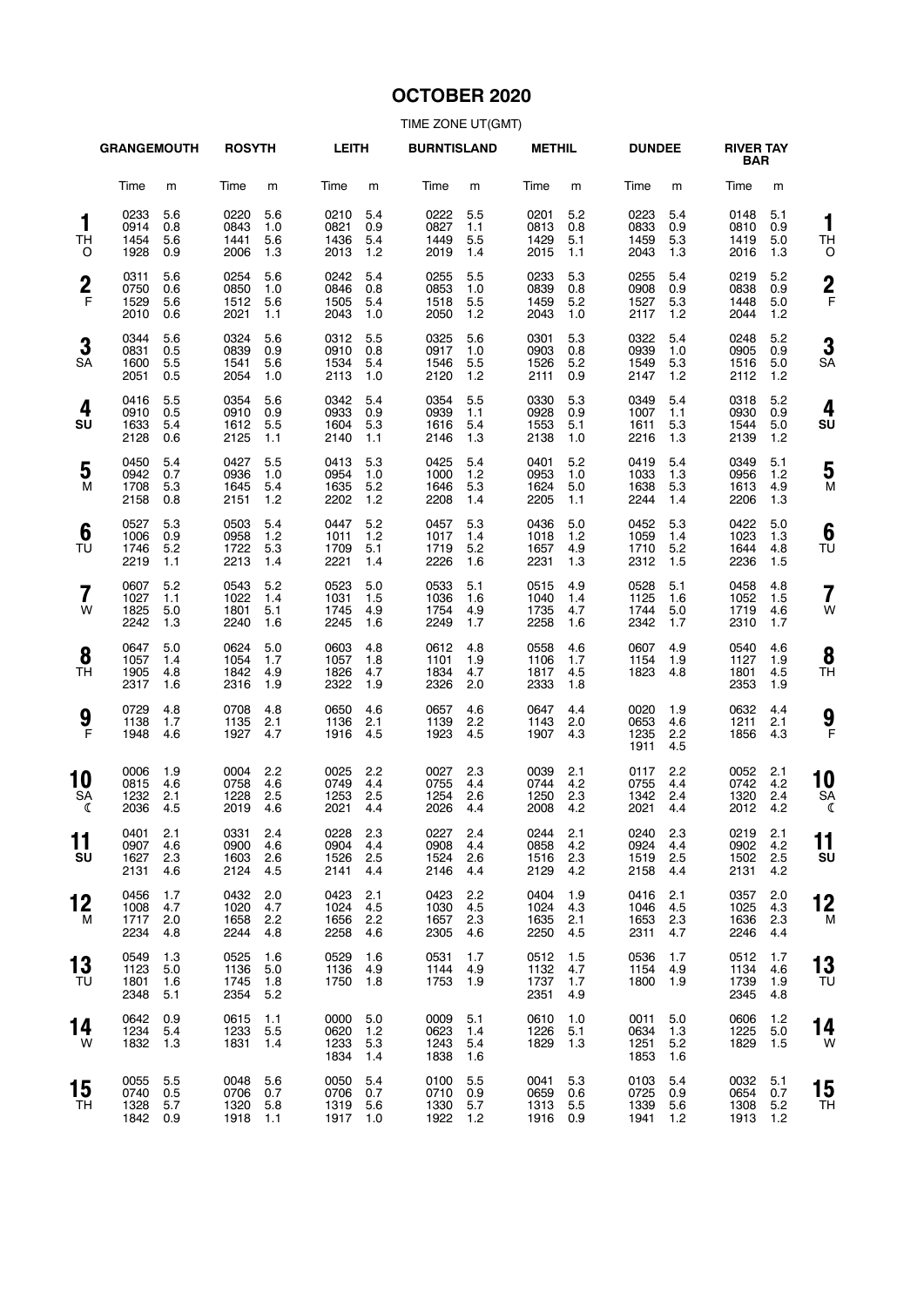# OCTOBER 2020

TIME ZONE UT(GMT)

| Day | GRANGEMOUTH Time | m | ROSYTH Time | m | LEITH Time | m | BURNTISLAND Time | m | METHIL Time | m | DUNDEE Time | m | RIVER TAY BAR Time | m |
|---|---|---|---|---|---|---|---|---|---|---|---|---|---|---|
| 1 TH O | 0233<br>0914<br>1454<br>1928 | 5.6<br>0.8<br>5.6<br>0.9 | 0220<br>0843<br>1441<br>2006 | 5.6<br>1.0<br>5.6<br>1.3 | 0210<br>0821<br>1436<br>2013 | 5.4<br>0.9<br>5.4<br>1.2 | 0222<br>0827<br>1449<br>2019 | 5.5<br>1.1<br>5.5<br>1.4 | 0201<br>0813<br>1429<br>2015 | 5.2<br>0.8<br>5.1<br>1.1 | 0223<br>0833<br>1459<br>2043 | 5.4<br>0.9<br>5.3<br>1.3 | 0148<br>0810<br>1419<br>2016 | 5.1<br>0.9<br>5.0<br>1.3 |
| 2 F | 0311<br>0750<br>1529<br>2010 | 5.6<br>0.6<br>5.6<br>0.6 | 0254<br>0850<br>1512<br>2021 | 5.6<br>1.0<br>5.6<br>1.1 | 0242<br>0846<br>1505<br>2043 | 5.4<br>0.8<br>5.4<br>1.0 | 0255<br>0853<br>1518<br>2050 | 5.5<br>1.0<br>5.5<br>1.2 | 0233<br>0839<br>1459<br>2043 | 5.3<br>0.8<br>5.2<br>1.0 | 0255<br>0908<br>1527<br>2117 | 5.4<br>0.9<br>5.3<br>1.2 | 0219<br>0838<br>1448<br>2044 | 5.2<br>0.9<br>5.0<br>1.2 |
| 3 SA | 0344<br>0831<br>1600<br>2051 | 5.6<br>0.5<br>5.5<br>0.5 | 0324<br>0839<br>1541<br>2054 | 5.6<br>0.9<br>5.6<br>1.0 | 0312<br>0910<br>1534<br>2113 | 5.5<br>0.8<br>5.4<br>1.0 | 0325<br>0917<br>1546<br>2120 | 5.6<br>1.0<br>5.5<br>1.2 | 0301<br>0903<br>1526<br>2111 | 5.3<br>0.8<br>5.2<br>0.9 | 0322<br>0939<br>1549<br>2147 | 5.4<br>1.0<br>5.3<br>1.2 | 0248<br>0905<br>1516<br>2112 | 5.2<br>0.9<br>5.0<br>1.2 |
| 4 SU | 0416<br>0910<br>1633<br>2128 | 5.5<br>0.5<br>5.4<br>0.6 | 0354<br>0910<br>1612<br>2125 | 5.6<br>0.9<br>5.5<br>1.1 | 0342<br>0933<br>1604<br>2140 | 5.4<br>0.9<br>5.3<br>1.1 | 0354<br>0939<br>1616<br>2146 | 5.5<br>1.1<br>5.4<br>1.3 | 0330<br>0928<br>1553<br>2138 | 5.3<br>0.9<br>5.1<br>1.0 | 0349<br>1007<br>1611<br>2216 | 5.4<br>1.1<br>5.3<br>1.3 | 0318<br>0930<br>1544<br>2139 | 5.2<br>0.9<br>5.0<br>1.2 |
| 5 M | 0450<br>0942<br>1708<br>2158 | 5.4<br>0.7<br>5.3<br>0.8 | 0427<br>0936<br>1645<br>2151 | 5.5<br>1.0<br>5.4<br>1.2 | 0413<br>0954<br>1635<br>2202 | 5.3<br>1.0<br>5.2<br>1.2 | 0425<br>1000<br>1646<br>2208 | 5.4<br>1.2<br>5.3<br>1.4 | 0401<br>0953<br>1624<br>2205 | 5.2<br>1.0<br>5.0<br>1.1 | 0419<br>1033<br>1638<br>2244 | 5.4<br>1.3<br>5.3<br>1.4 | 0349<br>0956<br>1613<br>2206 | 5.1<br>1.2<br>4.9<br>1.3 |
| 6 TU | 0527<br>1006<br>1746<br>2219 | 5.3<br>0.9<br>5.2<br>1.1 | 0503<br>0958<br>1722<br>2213 | 5.4<br>1.2<br>5.3<br>1.4 | 0447<br>1011<br>1709<br>2221 | 5.2<br>1.2<br>5.1<br>1.4 | 0457<br>1017<br>1719<br>2226 | 5.3<br>1.4<br>5.2<br>1.6 | 0436<br>1018<br>1657<br>2231 | 5.0<br>1.2<br>4.9<br>1.3 | 0452<br>1059<br>1710<br>2312 | 5.3<br>1.4<br>5.2<br>1.5 | 0422<br>1023<br>1644<br>2236 | 5.0<br>1.3<br>4.8<br>1.5 |
| 7 W | 0607<br>1027<br>1825<br>2242 | 5.2<br>1.1<br>5.0<br>1.3 | 0543<br>1022<br>1801<br>2240 | 5.2<br>1.4<br>5.1<br>1.6 | 0523<br>1031<br>1745<br>2245 | 5.0<br>1.5<br>4.9<br>1.6 | 0533<br>1036<br>1754<br>2249 | 5.1<br>1.6<br>4.9<br>1.7 | 0515<br>1040<br>1735<br>2258 | 4.9<br>1.4<br>4.7<br>1.6 | 0528<br>1125<br>1744<br>2342 | 5.1<br>1.6<br>5.0<br>1.7 | 0458<br>1052<br>1719<br>2310 | 4.8<br>1.5<br>4.6<br>1.7 |
| 8 TH | 0647<br>1057<br>1905<br>2317 | 5.0<br>1.4<br>4.8<br>1.6 | 0624<br>1054<br>1842<br>2316 | 5.0<br>1.7<br>4.9<br>1.9 | 0603<br>1057<br>1826<br>2322 | 4.8<br>1.8<br>4.7<br>1.9 | 0612<br>1101<br>1834<br>2326 | 4.8<br>1.9<br>4.7<br>2.0 | 0558<br>1106<br>1817<br>2333 | 4.6<br>1.7<br>4.5<br>1.8 | 0607<br>1154<br>1823 | 4.9<br>1.9<br>4.8 | 0540<br>1127<br>1801<br>2353 | 4.6<br>1.9<br>4.5<br>1.9 |
| 9 F | 0729<br>1138<br>1948 | 4.8<br>1.7<br>4.6 | 0708<br>1135<br>1927 | 4.8<br>2.1<br>4.7 | 0650<br>1136<br>1916 | 4.6<br>2.1<br>4.5 | 0657<br>1139<br>1923 | 4.6<br>2.2<br>4.5 | 0647<br>1143<br>1907 | 4.4<br>2.0<br>4.3 | 0020<br>0653<br>1235<br>1911 | 1.9<br>4.6<br>2.2<br>4.5 | 0632<br>1211<br>1856 | 4.4<br>2.1<br>4.3 |
| 10 SA ☾ | 0006<br>0815<br>1232<br>2036 | 1.9<br>4.6<br>2.1<br>4.5 | 0004<br>0758<br>1228<br>2019 | 2.2<br>4.6<br>2.5<br>4.6 | 0025<br>0749<br>1253<br>2021 | 2.2<br>4.4<br>2.5<br>4.4 | 0027<br>0755<br>1254<br>2026 | 2.3<br>4.4<br>2.6<br>4.4 | 0039<br>0744<br>1250<br>2008 | 2.1<br>4.2<br>2.3<br>4.2 | 0117<br>0755<br>1342<br>2021 | 2.2<br>4.4<br>2.4<br>4.4 | 0052<br>0742<br>1320<br>2012 | 2.1<br>4.2<br>2.4<br>4.2 |
| 11 SU | 0401<br>0907<br>1627<br>2131 | 2.1<br>4.6<br>2.3<br>4.6 | 0331<br>0900<br>1603<br>2124 | 2.4<br>4.6<br>2.6<br>4.5 | 0228<br>0904<br>1526<br>2141 | 2.3<br>4.4<br>2.5<br>4.4 | 0227<br>0908<br>1524<br>2146 | 2.4<br>4.4<br>2.6<br>4.4 | 0244<br>0858<br>1516<br>2129 | 2.1<br>4.2<br>2.3<br>4.2 | 0240<br>0924<br>1519<br>2158 | 2.3<br>4.4<br>2.5<br>4.4 | 0219<br>0902<br>1502<br>2131 | 2.1<br>4.2<br>2.5<br>4.2 |
| 12 M | 0456<br>1008<br>1717<br>2234 | 1.7<br>4.7<br>2.0<br>4.8 | 0432<br>1020<br>1658<br>2244 | 2.0<br>4.7<br>2.2<br>4.8 | 0423<br>1024<br>1656<br>2258 | 2.1<br>4.5<br>2.2<br>4.6 | 0423<br>1030<br>1657<br>2305 | 2.2<br>4.5<br>2.3<br>4.6 | 0404<br>1024<br>1635<br>2250 | 1.9<br>4.3<br>2.1<br>4.5 | 0416<br>1046<br>1653<br>2311 | 2.1<br>4.5<br>2.3<br>4.7 | 0357<br>1025<br>1636<br>2246 | 2.0<br>4.3<br>2.3<br>4.4 |
| 13 TU | 0549<br>1123<br>1801<br>2348 | 1.3<br>5.0<br>1.6<br>5.1 | 0525<br>1136<br>1745<br>2354 | 1.6<br>5.0<br>1.8<br>5.2 | 0529<br>1136<br>1750 | 1.6<br>4.9<br>1.8 | 0531<br>1144<br>1753 | 1.7<br>4.9<br>1.9 | 0512<br>1132<br>1737<br>2351 | 1.5<br>4.7<br>1.7<br>4.9 | 0536<br>1154<br>1800 | 1.7<br>4.9<br>1.9 | 0512<br>1134<br>1739<br>2345 | 1.7<br>4.6<br>1.9<br>4.8 |
| 14 W | 0642<br>1234<br>1832 | 0.9<br>5.4<br>1.3 | 0615<br>1233<br>1831 | 1.1<br>5.5<br>1.4 | 0000<br>0620<br>1233<br>1834 | 5.0<br>1.2<br>5.3<br>1.4 | 0009<br>0623<br>1243<br>1838 | 5.1<br>1.4<br>5.4<br>1.6 | 0610<br>1226<br>1829 | 1.0<br>5.1<br>1.3 | 0011<br>0634<br>1251<br>1853 | 5.0<br>1.3<br>5.2<br>1.6 | 0606<br>1225<br>1829 | 1.2<br>5.0<br>1.5 |
| 15 TH | 0055<br>0740<br>1328<br>1842 | 5.5<br>0.5<br>5.7<br>0.9 | 0048<br>0706<br>1320<br>1918 | 5.6<br>0.7<br>5.8<br>1.1 | 0050<br>0706<br>1319<br>1917 | 5.4<br>0.7<br>5.6<br>1.0 | 0100<br>0710<br>1330<br>1922 | 5.5<br>0.9<br>5.7<br>1.2 | 0041<br>0659<br>1313<br>1916 | 5.3<br>0.6<br>5.5<br>0.9 | 0103<br>0725<br>1339<br>1941 | 5.4<br>0.9<br>5.6<br>1.2 | 0032<br>0654<br>1308<br>1913 | 5.1<br>0.7<br>5.2<br>1.2 |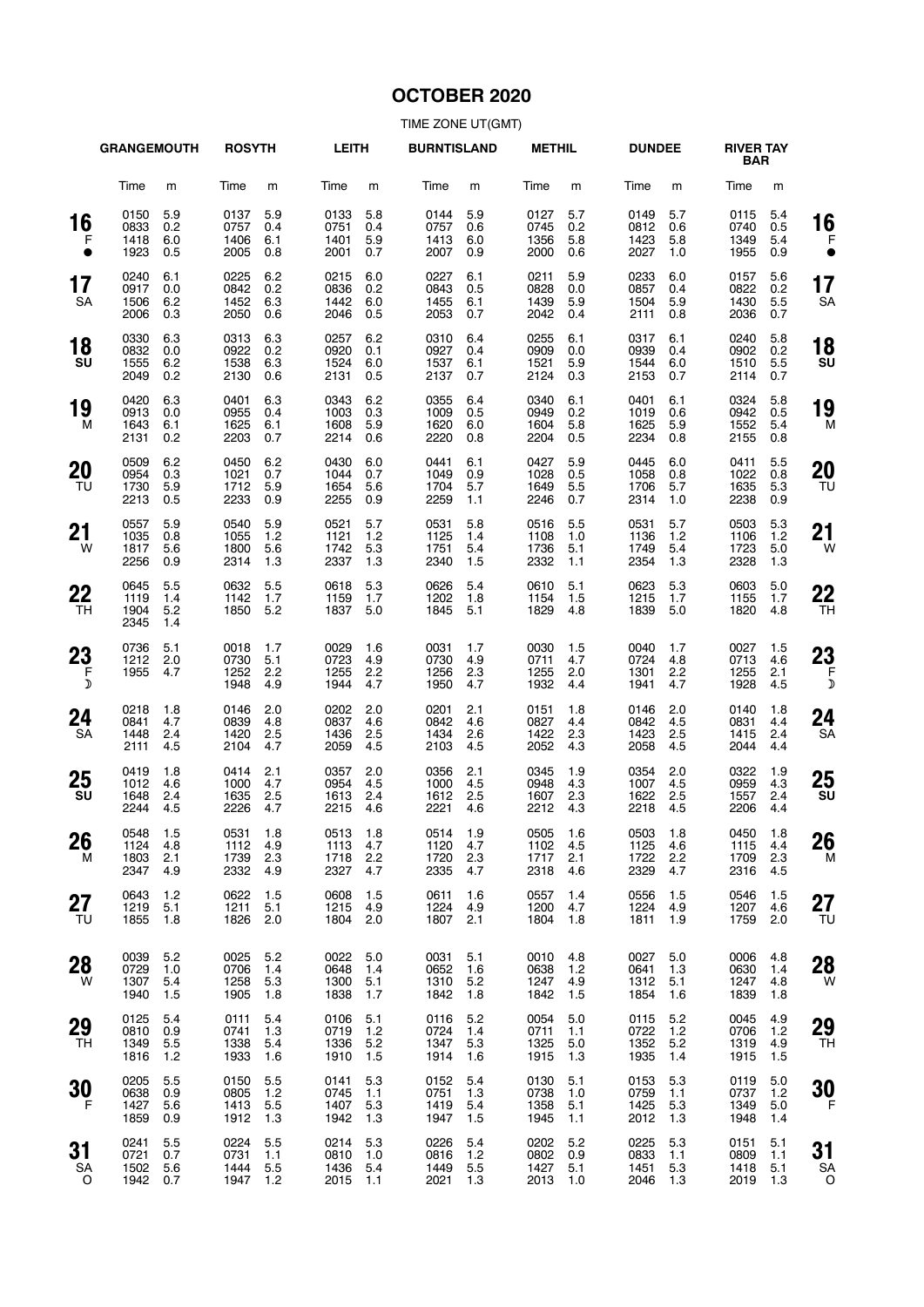# OCTOBER 2020

TIME ZONE UT(GMT)

| | GRANGEMOUTH | | ROSYTH | | LEITH | | BURNTISLAND | | METHIL | | DUNDEE | | RIVER TAY BAR | | |
|---|---|---|---|---|---|---|---|---|---|---|---|---|---|---|---|
| | Time | m | Time | m | Time | m | Time | m | Time | m | Time | m | Time | m | |
| **16** F ● | 0150<br>0833<br>1418<br>1923 | 5.9<br>0.2<br>6.0<br>0.5 | 0137<br>0757<br>1406<br>2005 | 5.9<br>0.4<br>6.1<br>0.8 | 0133<br>0751<br>1401<br>2001 | 5.8<br>0.4<br>5.9<br>0.7 | 0144<br>0757<br>1413<br>2007 | 5.9<br>0.6<br>6.0<br>0.9 | 0127<br>0745<br>1356<br>2000 | 5.7<br>0.2<br>5.8<br>0.6 | 0149<br>0812<br>1423<br>2027 | 5.7<br>0.6<br>5.8<br>1.0 | 0115<br>0740<br>1349<br>1955 | 5.4<br>0.5<br>5.4<br>0.9 | **16** F ● |
| **17** SA | 0240<br>0917<br>1506<br>2006 | 6.1<br>0.0<br>6.2<br>0.3 | 0225<br>0842<br>1452<br>2050 | 6.2<br>0.2<br>6.3<br>0.6 | 0215<br>0836<br>1442<br>2046 | 6.0<br>0.2<br>6.0<br>0.5 | 0227<br>0843<br>1455<br>2053 | 6.1<br>0.5<br>6.1<br>0.7 | 0211<br>0828<br>1439<br>2042 | 5.9<br>0.0<br>5.9<br>0.4 | 0233<br>0857<br>1504<br>2111 | 6.0<br>0.4<br>5.9<br>0.8 | 0157<br>0822<br>1430<br>2036 | 5.6<br>0.2<br>5.5<br>0.7 | **17** SA |
| **18** SU | 0330<br>0832<br>1555<br>2049 | 6.3<br>0.0<br>6.2<br>0.2 | 0313<br>0922<br>1538<br>2130 | 6.3<br>0.2<br>6.3<br>0.6 | 0257<br>0920<br>1524<br>2131 | 6.2<br>0.1<br>6.0<br>0.5 | 0310<br>0927<br>1537<br>2137 | 6.4<br>0.4<br>6.1<br>0.7 | 0255<br>0909<br>1521<br>2124 | 6.1<br>0.0<br>5.9<br>0.3 | 0317<br>0939<br>1544<br>2153 | 6.1<br>0.4<br>6.0<br>0.7 | 0240<br>0902<br>1510<br>2114 | 5.8<br>0.2<br>5.5<br>0.7 | **18** SU |
| **19** M | 0420<br>0913<br>1643<br>2131 | 6.3<br>0.0<br>6.1<br>0.2 | 0401<br>0955<br>1625<br>2203 | 6.3<br>0.4<br>6.1<br>0.7 | 0343<br>1003<br>1608<br>2214 | 6.2<br>0.3<br>5.9<br>0.6 | 0355<br>1009<br>1620<br>2220 | 6.4<br>0.5<br>6.0<br>0.8 | 0340<br>0949<br>1604<br>2204 | 6.1<br>0.2<br>5.8<br>0.5 | 0401<br>1019<br>1625<br>2234 | 6.1<br>0.6<br>5.9<br>0.8 | 0324<br>0942<br>1552<br>2155 | 5.8<br>0.5<br>5.4<br>0.8 | **19** M |
| **20** TU | 0509<br>0954<br>1730<br>2213 | 6.2<br>0.3<br>5.9<br>0.5 | 0450<br>1021<br>1712<br>2233 | 6.2<br>0.7<br>5.9<br>0.9 | 0430<br>1044<br>1654<br>2255 | 6.0<br>0.7<br>5.6<br>0.9 | 0441<br>1049<br>1704<br>2259 | 6.1<br>0.9<br>5.7<br>1.1 | 0427<br>1028<br>1649<br>2246 | 5.9<br>0.5<br>5.5<br>0.7 | 0445<br>1058<br>1706<br>2314 | 6.0<br>0.8<br>5.7<br>1.0 | 0411<br>1022<br>1635<br>2238 | 5.5<br>0.8<br>5.3<br>0.9 | **20** TU |
| **21** W | 0557<br>1035<br>1817<br>2256 | 5.9<br>0.8<br>5.6<br>0.9 | 0540<br>1055<br>1800<br>2314 | 5.9<br>1.2<br>5.6<br>1.3 | 0521<br>1121<br>1742<br>2337 | 5.7<br>1.2<br>5.3<br>1.3 | 0531<br>1125<br>1751<br>2340 | 5.8<br>1.4<br>5.4<br>1.5 | 0516<br>1108<br>1736<br>2332 | 5.5<br>1.0<br>5.1<br>1.1 | 0531<br>1136<br>1749<br>2354 | 5.7<br>1.2<br>5.4<br>1.3 | 0503<br>1106<br>1723<br>2328 | 5.3<br>1.2<br>5.0<br>1.3 | **21** W |
| **22** TH | 0645<br>1119<br>1904<br>2345 | 5.5<br>1.4<br>5.2<br>1.4 | 0632<br>1142<br>1850 | 5.5<br>1.7<br>5.2 | 0618<br>1159<br>1837 | 5.3<br>1.7<br>5.0 | 0626<br>1202<br>1845 | 5.4<br>1.8<br>5.1 | 0610<br>1154<br>1829 | 5.1<br>1.5<br>4.8 | 0623<br>1215<br>1839 | 5.3<br>1.7<br>5.0 | 0603<br>1155<br>1820 | 5.0<br>1.7<br>4.8 | **22** TH |
| **23** F ☽ | 0736<br>1212<br>1955 | 5.1<br>2.0<br>4.7 | 0018<br>0730<br>1252<br>1948 | 1.7<br>5.1<br>2.2<br>4.9 | 0029<br>0723<br>1255<br>1944 | 1.6<br>4.9<br>2.2<br>4.7 | 0031<br>0730<br>1256<br>1950 | 1.7<br>4.9<br>2.3<br>4.7 | 0030<br>0711<br>1255<br>1932 | 1.5<br>4.7<br>2.0<br>4.4 | 0040<br>0724<br>1301<br>1941 | 1.7<br>4.8<br>2.2<br>4.7 | 0027<br>0713<br>1255<br>1928 | 1.5<br>4.6<br>2.1<br>4.5 | **23** F ☽ |
| **24** SA | 0218<br>0841<br>1448<br>2111 | 1.8<br>4.7<br>2.4<br>4.5 | 0146<br>0839<br>1420<br>2104 | 2.0<br>4.8<br>2.5<br>4.7 | 0202<br>0837<br>1436<br>2059 | 2.0<br>4.6<br>2.5<br>4.5 | 0201<br>0842<br>1434<br>2103 | 2.1<br>4.6<br>2.6<br>4.5 | 0151<br>0827<br>1422<br>2052 | 1.8<br>4.4<br>2.3<br>4.3 | 0146<br>0842<br>1423<br>2058 | 2.0<br>4.5<br>2.5<br>4.5 | 0140<br>0831<br>1415<br>2044 | 1.8<br>4.4<br>2.4<br>4.4 | **24** SA |
| **25** SU | 0419<br>1012<br>1648<br>2244 | 1.8<br>4.6<br>2.4<br>4.5 | 0414<br>1000<br>1635<br>2226 | 2.1<br>4.7<br>2.5<br>4.7 | 0357<br>0954<br>1613<br>2215 | 2.0<br>4.5<br>2.4<br>4.6 | 0356<br>1000<br>1612<br>2221 | 2.1<br>4.5<br>2.5<br>4.6 | 0345<br>0948<br>1607<br>2212 | 1.9<br>4.3<br>2.3<br>4.3 | 0354<br>1007<br>1622<br>2218 | 2.0<br>4.5<br>2.5<br>4.5 | 0322<br>0959<br>1557<br>2206 | 1.9<br>4.3<br>2.4<br>4.4 | **25** SU |
| **26** M | 0548<br>1124<br>1803<br>2347 | 1.5<br>4.8<br>2.1<br>4.9 | 0531<br>1112<br>1739<br>2332 | 1.8<br>4.9<br>2.3<br>4.9 | 0513<br>1113<br>1718<br>2327 | 1.8<br>4.7<br>2.2<br>4.7 | 0514<br>1120<br>1720<br>2335 | 1.9<br>4.7<br>2.3<br>4.7 | 0505<br>1102<br>1717<br>2318 | 1.6<br>4.5<br>2.1<br>4.6 | 0503<br>1125<br>1722<br>2329 | 1.8<br>4.6<br>2.2<br>4.7 | 0450<br>1115<br>1709<br>2316 | 1.8<br>4.4<br>2.3<br>4.5 | **26** M |
| **27** TU | 0643<br>1219<br>1855 | 1.2<br>5.1<br>1.8 | 0622<br>1211<br>1826 | 1.5<br>5.1<br>2.0 | 0608<br>1215<br>1804 | 1.5<br>4.9<br>2.0 | 0611<br>1224<br>1807 | 1.6<br>4.9<br>2.1 | 0557<br>1200<br>1804 | 1.4<br>4.7<br>1.8 | 0556<br>1224<br>1811 | 1.5<br>4.9<br>1.9 | 0546<br>1207<br>1759 | 1.5<br>4.6<br>2.0 | **27** TU |
| **28** W | 0039<br>0729<br>1307<br>1940 | 5.2<br>1.0<br>5.4<br>1.5 | 0025<br>0706<br>1258<br>1905 | 5.2<br>1.4<br>5.3<br>1.8 | 0022<br>0648<br>1300<br>1838 | 5.0<br>1.4<br>5.1<br>1.7 | 0031<br>0652<br>1310<br>1842 | 5.1<br>1.6<br>5.2<br>1.8 | 0010<br>0638<br>1247<br>1842 | 4.8<br>1.2<br>4.9<br>1.5 | 0027<br>0641<br>1312<br>1854 | 5.0<br>1.3<br>5.1<br>1.6 | 0006<br>0630<br>1247<br>1839 | 4.8<br>1.4<br>4.8<br>1.8 | **28** W |
| **29** TH | 0125<br>0810<br>1349<br>1816 | 5.4<br>0.9<br>5.5<br>1.2 | 0111<br>0741<br>1338<br>1933 | 5.4<br>1.3<br>5.4<br>1.6 | 0106<br>0719<br>1336<br>1910 | 5.1<br>1.2<br>5.2<br>1.5 | 0116<br>0724<br>1347<br>1914 | 5.2<br>1.4<br>5.3<br>1.6 | 0054<br>0711<br>1325<br>1915 | 5.0<br>1.1<br>5.0<br>1.3 | 0115<br>0722<br>1352<br>1935 | 5.2<br>1.2<br>5.2<br>1.4 | 0045<br>0706<br>1319<br>1915 | 4.9<br>1.2<br>4.9<br>1.5 | **29** TH |
| **30** F | 0205<br>0638<br>1427<br>1859 | 5.5<br>0.9<br>5.6<br>0.9 | 0150<br>0805<br>1413<br>1912 | 5.5<br>1.2<br>5.5<br>1.3 | 0141<br>0745<br>1407<br>1942 | 5.3<br>1.1<br>5.3<br>1.3 | 0152<br>0751<br>1419<br>1947 | 5.4<br>1.3<br>5.4<br>1.5 | 0130<br>0738<br>1358<br>1945 | 5.1<br>1.0<br>5.1<br>1.1 | 0153<br>0759<br>1425<br>2012 | 5.3<br>1.1<br>5.3<br>1.3 | 0119<br>0737<br>1349<br>1948 | 5.0<br>1.2<br>5.0<br>1.4 | **30** F |
| **31** SA O | 0241<br>0721<br>1502<br>1942 | 5.5<br>0.7<br>5.6<br>0.7 | 0224<br>0731<br>1444<br>1947 | 5.5<br>1.1<br>5.5<br>1.2 | 0214<br>0810<br>1436<br>2015 | 5.3<br>1.0<br>5.4<br>1.1 | 0226<br>0816<br>1449<br>2021 | 5.4<br>1.2<br>5.5<br>1.3 | 0202<br>0802<br>1427<br>2013 | 5.2<br>0.9<br>5.1<br>1.0 | 0225<br>0833<br>1451<br>2046 | 5.3<br>1.1<br>5.3<br>1.3 | 0151<br>0809<br>1418<br>2019 | 5.1<br>1.1<br>5.1<br>1.3 | **31** SA O |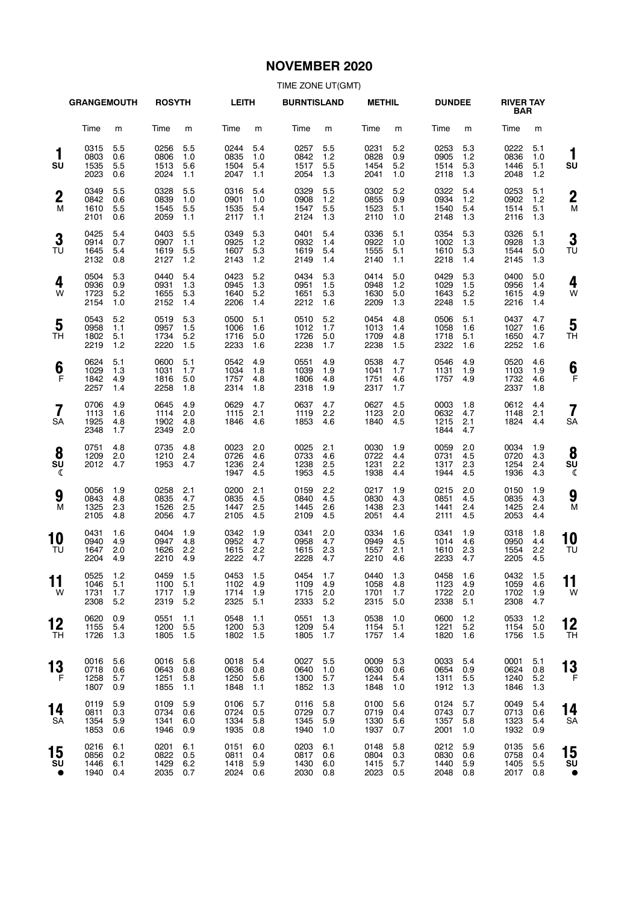# NOVEMBER 2020

TIME ZONE UT(GMT)

| | GRANGEMOUTH | | ROSYTH | | LEITH | | BURNTISLAND | | METHIL | | DUNDEE | | RIVER TAY BAR | | |
|---|---|---|---|---|---|---|---|---|---|---|---|---|---|---|---|
| | Time | m | Time | m | Time | m | Time | m | Time | m | Time | m | Time | m | |
| **1** SU | 0315<br>0803<br>1535<br>2023 | 5.5<br>0.6<br>5.5<br>0.6 | 0256<br>0806<br>1513<br>2024 | 5.5<br>1.0<br>5.6<br>1.1 | 0244<br>0835<br>1504<br>2047 | 5.4<br>1.0<br>5.4<br>1.1 | 0257<br>0842<br>1517<br>2054 | 5.5<br>1.2<br>5.5<br>1.3 | 0231<br>0828<br>1454<br>2041 | 5.2<br>0.9<br>5.2<br>1.0 | 0253<br>0905<br>1514<br>2118 | 5.3<br>1.2<br>5.3<br>1.3 | 0222<br>0836<br>1446<br>2048 | 5.1<br>1.0<br>5.1<br>1.2 | **1** SU |
| **2** M | 0349<br>0842<br>1610<br>2101 | 5.5<br>0.6<br>5.5<br>0.6 | 0328<br>0839<br>1545<br>2059 | 5.5<br>1.0<br>5.5<br>1.1 | 0316<br>0901<br>1535<br>2117 | 5.4<br>1.0<br>5.4<br>1.1 | 0329<br>0908<br>1547<br>2124 | 5.5<br>1.2<br>5.5<br>1.3 | 0302<br>0855<br>1523<br>2110 | 5.2<br>0.9<br>5.1<br>1.0 | 0322<br>0934<br>1540<br>2148 | 5.4<br>1.2<br>5.4<br>1.3 | 0253<br>0902<br>1514<br>2116 | 5.1<br>1.2<br>5.1<br>1.3 | **2** M |
| **3** TU | 0425<br>0914<br>1645<br>2132 | 5.4<br>0.7<br>5.4<br>0.8 | 0403<br>0907<br>1619<br>2127 | 5.5<br>1.1<br>5.5<br>1.2 | 0349<br>0925<br>1607<br>2143 | 5.3<br>1.2<br>5.3<br>1.2 | 0401<br>0932<br>1619<br>2149 | 5.4<br>1.4<br>5.4<br>1.4 | 0336<br>0922<br>1555<br>2140 | 5.1<br>1.0<br>5.1<br>1.1 | 0354<br>1002<br>1610<br>2218 | 5.3<br>1.3<br>5.3<br>1.4 | 0326<br>0928<br>1544<br>2145 | 5.1<br>1.3<br>5.0<br>1.3 | **3** TU |
| **4** W | 0504<br>0936<br>1723<br>2154 | 5.3<br>0.9<br>5.2<br>1.0 | 0440<br>0931<br>1655<br>2152 | 5.4<br>1.3<br>5.3<br>1.4 | 0423<br>0945<br>1640<br>2206 | 5.2<br>1.3<br>5.2<br>1.4 | 0434<br>0951<br>1651<br>2212 | 5.3<br>1.5<br>5.3<br>1.6 | 0414<br>0948<br>1630<br>2209 | 5.0<br>1.2<br>5.0<br>1.3 | 0429<br>1029<br>1643<br>2248 | 5.3<br>1.5<br>5.2<br>1.5 | 0400<br>0956<br>1615<br>2216 | 5.0<br>1.4<br>4.9<br>1.4 | **4** W |
| **5** TH | 0543<br>0958<br>1802<br>2219 | 5.2<br>1.1<br>5.1<br>1.2 | 0519<br>0957<br>1734<br>2220 | 5.3<br>1.5<br>5.2<br>1.5 | 0500<br>1006<br>1716<br>2233 | 5.1<br>1.6<br>5.0<br>1.6 | 0510<br>1012<br>1726<br>2238 | 5.2<br>1.7<br>5.0<br>1.7 | 0454<br>1013<br>1709<br>2238 | 4.8<br>1.4<br>4.8<br>1.5 | 0506<br>1058<br>1718<br>2322 | 5.1<br>1.6<br>5.1<br>1.6 | 0437<br>1027<br>1650<br>2252 | 4.7<br>1.6<br>4.7<br>1.6 | **5** TH |
| **6** F | 0624<br>1029<br>1842<br>2257 | 5.1<br>1.3<br>4.9<br>1.4 | 0600<br>1031<br>1816<br>2258 | 5.1<br>1.7<br>5.0<br>1.8 | 0542<br>1034<br>1757<br>2314 | 4.9<br>1.8<br>4.8<br>1.8 | 0551<br>1039<br>1806<br>2318 | 4.9<br>1.9<br>4.8<br>1.9 | 0538<br>1041<br>1751<br>2317 | 4.7<br>1.7<br>4.6<br>1.7 | 0546<br>1131<br>1757 | 4.9<br>1.9<br>4.9 | 0520<br>1103<br>1732<br>2337 | 4.6<br>1.9<br>4.6<br>1.8 | **6** F |
| **7** SA | 0706<br>1113<br>1925<br>2348 | 4.9<br>1.6<br>4.8<br>1.7 | 0645<br>1114<br>1902<br>2349 | 4.9<br>2.0<br>4.8<br>2.0 | 0629<br>1115<br>1846 | 4.7<br>2.1<br>4.6 | 0637<br>1119<br>1853 | 4.7<br>2.2<br>4.6 | 0627<br>1123<br>1840 | 4.5<br>2.0<br>4.5 | 0003<br>0632<br>1215<br>1844 | 1.8<br>4.7<br>2.1<br>4.7 | 0612<br>1148<br>1824 | 4.4<br>2.1<br>4.4 | **7** SA |
| **8** SU ☾ | 0751<br>1209<br>2012 | 4.8<br>2.0<br>4.7 | 0735<br>1210<br>1953 | 4.8<br>2.4<br>4.7 | 0023<br>0726<br>1236<br>1947 | 2.0<br>4.6<br>2.4<br>4.5 | 0025<br>0733<br>1238<br>1953 | 2.1<br>4.6<br>2.5<br>4.5 | 0030<br>0722<br>1231<br>1938 | 1.9<br>4.4<br>2.2<br>4.4 | 0059<br>0731<br>1317<br>1944 | 2.0<br>4.5<br>2.3<br>4.5 | 0034<br>0720<br>1254<br>1936 | 1.9<br>4.3<br>2.4<br>4.3 | **8** SU ☾ |
| **9** M | 0056<br>0843<br>1325<br>2105 | 1.9<br>4.8<br>2.3<br>4.8 | 0258<br>0835<br>1526<br>2056 | 2.1<br>4.7<br>2.5<br>4.7 | 0200<br>0835<br>1447<br>2105 | 2.1<br>4.5<br>2.5<br>4.5 | 0159<br>0840<br>1445<br>2109 | 2.2<br>4.5<br>2.6<br>4.5 | 0217<br>0830<br>1438<br>2051 | 1.9<br>4.3<br>2.3<br>4.4 | 0215<br>0851<br>1441<br>2111 | 2.0<br>4.5<br>2.4<br>4.5 | 0150<br>0835<br>1425<br>2053 | 1.9<br>4.3<br>2.4<br>4.4 | **9** M |
| **10** TU | 0431<br>0940<br>1647<br>2204 | 1.6<br>4.9<br>2.0<br>4.9 | 0404<br>0947<br>1626<br>2210 | 1.9<br>4.8<br>2.2<br>4.9 | 0342<br>0952<br>1615<br>2222 | 1.9<br>4.7<br>2.2<br>4.7 | 0341<br>0958<br>1615<br>2228 | 2.0<br>4.7<br>2.3<br>4.7 | 0334<br>0949<br>1557<br>2210 | 1.6<br>4.5<br>2.1<br>4.6 | 0341<br>1014<br>1610<br>2233 | 1.9<br>4.6<br>2.3<br>4.7 | 0318<br>0950<br>1554<br>2205 | 1.8<br>4.4<br>2.2<br>4.5 | **10** TU |
| **11** W | 0525<br>1046<br>1731<br>2308 | 1.2<br>5.1<br>1.7<br>5.2 | 0459<br>1100<br>1717<br>2319 | 1.5<br>5.1<br>1.9<br>5.2 | 0453<br>1102<br>1714<br>2325 | 1.5<br>4.9<br>1.9<br>5.1 | 0454<br>1109<br>1715<br>2333 | 1.7<br>4.9<br>2.0<br>5.2 | 0440<br>1058<br>1701<br>2315 | 1.3<br>4.8<br>1.7<br>5.0 | 0458<br>1123<br>1722<br>2338 | 1.6<br>4.9<br>2.0<br>5.1 | 0432<br>1059<br>1702<br>2308 | 1.5<br>4.6<br>1.9<br>4.7 | **11** W |
| **12** TH | 0620<br>1155<br>1726 | 0.9<br>5.4<br>1.3 | 0551<br>1200<br>1805 | 1.1<br>5.5<br>1.5 | 0548<br>1200<br>1802 | 1.1<br>5.3<br>1.5 | 0551<br>1209<br>1805 | 1.3<br>5.4<br>1.7 | 0538<br>1154<br>1757 | 1.0<br>5.1<br>1.4 | 0600<br>1221<br>1820 | 1.2<br>5.2<br>1.6 | 0533<br>1154<br>1756 | 1.2<br>5.0<br>1.5 | **12** TH |
| **13** F | 0016<br>0718<br>1258<br>1807 | 5.6<br>0.6<br>5.7<br>0.9 | 0016<br>0643<br>1251<br>1855 | 5.6<br>0.8<br>5.8<br>1.1 | 0018<br>0636<br>1250<br>1848 | 5.4<br>0.8<br>5.6<br>1.1 | 0027<br>0640<br>1300<br>1852 | 5.5<br>1.0<br>5.7<br>1.3 | 0009<br>0630<br>1244<br>1848 | 5.3<br>0.6<br>5.4<br>1.0 | 0033<br>0654<br>1311<br>1912 | 5.4<br>0.9<br>5.5<br>1.3 | 0001<br>0624<br>1240<br>1846 | 5.1<br>0.8<br>5.2<br>1.3 | **13** F |
| **14** SA | 0119<br>0811<br>1354<br>1853 | 5.9<br>0.3<br>5.9<br>0.6 | 0109<br>0734<br>1341<br>1946 | 5.9<br>0.6<br>6.0<br>0.9 | 0106<br>0724<br>1334<br>1935 | 5.7<br>0.5<br>5.8<br>0.8 | 0116<br>0729<br>1345<br>1940 | 5.8<br>0.7<br>5.9<br>1.0 | 0100<br>0719<br>1330<br>1937 | 5.6<br>0.4<br>5.6<br>0.7 | 0124<br>0743<br>1357<br>2001 | 5.7<br>0.7<br>5.8<br>1.0 | 0049<br>0713<br>1323<br>1932 | 5.4<br>0.6<br>5.4<br>0.9 | **14** SA |
| **15** SU ● | 0216<br>0856<br>1446<br>1940 | 6.1<br>0.2<br>6.1<br>0.4 | 0201<br>0822<br>1429<br>2035 | 6.1<br>0.5<br>6.2<br>0.7 | 0151<br>0811<br>1418<br>2024 | 6.0<br>0.4<br>5.9<br>0.6 | 0203<br>0817<br>1430<br>2030 | 6.1<br>0.6<br>6.0<br>0.8 | 0148<br>0804<br>1415<br>2023 | 5.8<br>0.3<br>5.7<br>0.5 | 0212<br>0830<br>1440<br>2048 | 5.9<br>0.6<br>5.9<br>0.8 | 0135<br>0758<br>1405<br>2017 | 5.6<br>0.4<br>5.5<br>0.8 | **15** SU ● |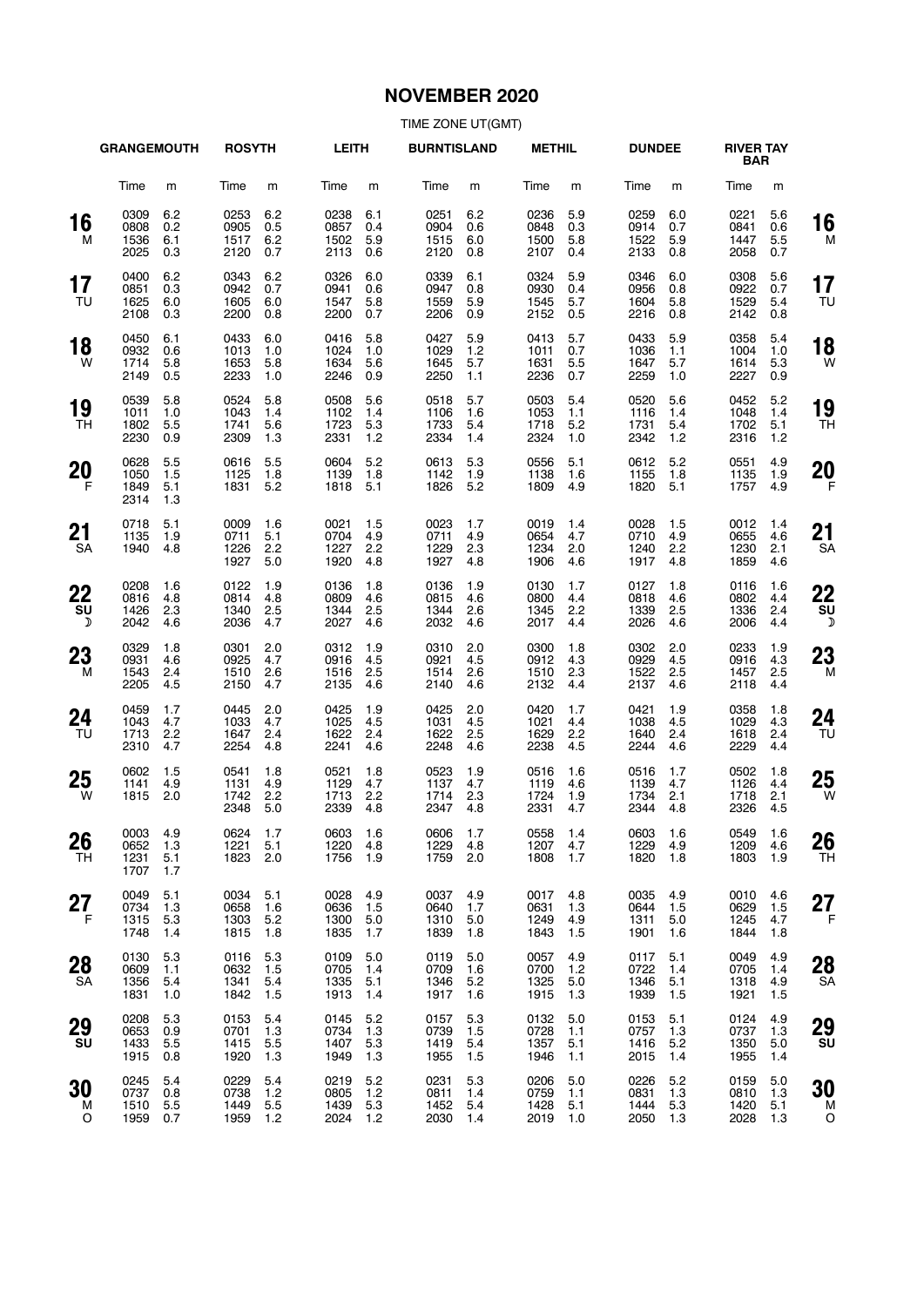# NOVEMBER 2020

TIME ZONE UT(GMT)

| | GRANGEMOUTH | | ROSYTH | | LEITH | | BURNTISLAND | | METHIL | | DUNDEE | | RIVER TAY BAR | | |
|---|---|---|---|---|---|---|---|---|---|---|---|---|---|---|---|
| | Time | m | Time | m | Time | m | Time | m | Time | m | Time | m | Time | m | |
| **16** M | 0309<br>0808<br>1536<br>2025 | 6.2<br>0.2<br>6.1<br>0.3 | 0253<br>0905<br>1517<br>2120 | 6.2<br>0.5<br>6.2<br>0.7 | 0238<br>0857<br>1502<br>2113 | 6.1<br>0.4<br>5.9<br>0.6 | 0251<br>0904<br>1515<br>2120 | 6.2<br>0.6<br>6.0<br>0.8 | 0236<br>0848<br>1500<br>2107 | 5.9<br>0.3<br>5.8<br>0.4 | 0259<br>0914<br>1522<br>2133 | 6.0<br>0.7<br>5.9<br>0.8 | 0221<br>0841<br>1447<br>2058 | 5.6<br>0.6<br>5.5<br>0.7 | **16** M |
| **17** TU | 0400<br>0851<br>1625<br>2108 | 6.2<br>0.3<br>6.0<br>0.3 | 0343<br>0942<br>1605<br>2200 | 6.2<br>0.7<br>6.0<br>0.8 | 0326<br>0941<br>1547<br>2200 | 6.0<br>0.6<br>5.8<br>0.7 | 0339<br>0947<br>1559<br>2206 | 6.1<br>0.8<br>5.9<br>0.9 | 0324<br>0930<br>1545<br>2152 | 5.9<br>0.4<br>5.7<br>0.5 | 0346<br>0956<br>1604<br>2216 | 6.0<br>0.8<br>5.8<br>0.8 | 0308<br>0922<br>1529<br>2142 | 5.6<br>0.7<br>5.4<br>0.8 | **17** TU |
| **18** W | 0450<br>0932<br>1714<br>2149 | 6.1<br>0.6<br>5.8<br>0.5 | 0433<br>1013<br>1653<br>2233 | 6.0<br>1.0<br>5.8<br>1.0 | 0416<br>1024<br>1634<br>2246 | 5.8<br>1.0<br>5.6<br>0.9 | 0427<br>1029<br>1645<br>2250 | 5.9<br>1.2<br>5.7<br>1.1 | 0413<br>1011<br>1631<br>2236 | 5.7<br>0.7<br>5.5<br>0.7 | 0433<br>1036<br>1647<br>2259 | 5.9<br>1.1<br>5.7<br>1.0 | 0358<br>1004<br>1614<br>2227 | 5.4<br>1.0<br>5.3<br>0.9 | **18** W |
| **19** TH | 0539<br>1011<br>1802<br>2230 | 5.8<br>1.0<br>5.5<br>0.9 | 0524<br>1043<br>1741<br>2309 | 5.8<br>1.4<br>5.6<br>1.3 | 0508<br>1102<br>1723<br>2331 | 5.6<br>1.4<br>5.3<br>1.2 | 0518<br>1106<br>1733<br>2334 | 5.7<br>1.6<br>5.4<br>1.4 | 0503<br>1053<br>1718<br>2324 | 5.4<br>1.1<br>5.2<br>1.0 | 0520<br>1116<br>1731<br>2342 | 5.6<br>1.4<br>5.4<br>1.2 | 0452<br>1048<br>1702<br>2316 | 5.2<br>1.4<br>5.1<br>1.2 | **19** TH |
| **20** F | 0628<br>1050<br>1849<br>2314 | 5.5<br>1.5<br>5.1<br>1.3 | 0616<br>1125<br>1831 | 5.5<br>1.8<br>5.2 | 0604<br>1139<br>1818 | 5.2<br>1.8<br>5.1 | 0613<br>1142<br>1826 | 5.3<br>1.9<br>5.2 | 0556<br>1138<br>1809 | 5.1<br>1.6<br>4.9 | 0612<br>1155<br>1820 | 5.2<br>1.8<br>5.1 | 0551<br>1135<br>1757 | 4.9<br>1.9<br>4.9 | **20** F |
| **21** SA | 0718<br>1135<br>1940 | 5.1<br>1.9<br>4.8 | 0009<br>0711<br>1226<br>1927 | 1.6<br>5.1<br>2.2<br>5.0 | 0021<br>0704<br>1227<br>1920 | 1.5<br>4.9<br>2.2<br>4.8 | 0023<br>0711<br>1229<br>1927 | 1.7<br>4.9<br>2.3<br>4.8 | 0019<br>0654<br>1234<br>1906 | 1.4<br>4.7<br>2.0<br>4.6 | 0028<br>0710<br>1240<br>1917 | 1.5<br>4.9<br>2.2<br>4.8 | 0012<br>0655<br>1230<br>1859 | 1.4<br>4.6<br>2.1<br>4.6 | **21** SA |
| **22** SU ☽ | 0208<br>0816<br>1426<br>2042 | 1.6<br>4.8<br>2.3<br>4.6 | 0122<br>0814<br>1340<br>2036 | 1.9<br>4.8<br>2.5<br>4.7 | 0136<br>0809<br>1344<br>2027 | 1.8<br>4.6<br>2.5<br>4.6 | 0136<br>0815<br>1344<br>2032 | 1.9<br>4.6<br>2.6<br>4.6 | 0130<br>0800<br>1345<br>2017 | 1.7<br>4.4<br>2.2<br>4.4 | 0127<br>0818<br>1339<br>2026 | 1.8<br>4.6<br>2.5<br>4.6 | 0116<br>0802<br>1336<br>2006 | 1.6<br>4.4<br>2.4<br>4.4 | **22** SU ☽ |
| **23** M | 0329<br>0931<br>1543<br>2205 | 1.8<br>4.6<br>2.4<br>4.5 | 0301<br>0925<br>1510<br>2150 | 2.0<br>4.7<br>2.6<br>4.7 | 0312<br>0916<br>1516<br>2135 | 1.9<br>4.5<br>2.5<br>4.6 | 0310<br>0921<br>1514<br>2140 | 2.0<br>4.5<br>2.6<br>4.6 | 0300<br>0912<br>1510<br>2132 | 1.8<br>4.3<br>2.3<br>4.4 | 0302<br>0929<br>1522<br>2137 | 2.0<br>4.5<br>2.5<br>4.6 | 0233<br>0916<br>1457<br>2118 | 1.9<br>4.3<br>2.5<br>4.4 | **23** M |
| **24** TU | 0459<br>1043<br>1713<br>2310 | 1.7<br>4.7<br>2.2<br>4.7 | 0445<br>1033<br>1647<br>2254 | 2.0<br>4.7<br>2.4<br>4.8 | 0425<br>1025<br>1622<br>2241 | 1.9<br>4.5<br>2.4<br>4.6 | 0425<br>1031<br>1622<br>2248 | 2.0<br>4.5<br>2.5<br>4.6 | 0420<br>1021<br>1629<br>2238 | 1.7<br>4.4<br>2.2<br>4.5 | 0421<br>1038<br>1640<br>2244 | 1.9<br>4.5<br>2.4<br>4.6 | 0358<br>1029<br>1618<br>2229 | 1.8<br>4.3<br>2.4<br>4.4 | **24** TU |
| **25** W | 0602<br>1141<br>1815 | 1.5<br>4.9<br>2.0 | 0541<br>1131<br>1742<br>2348 | 1.8<br>4.9<br>2.2<br>5.0 | 0521<br>1129<br>1713<br>2339 | 1.8<br>4.7<br>2.2<br>4.8 | 0523<br>1137<br>1714<br>2347 | 1.9<br>4.7<br>2.3<br>4.8 | 0516<br>1119<br>1724<br>2331 | 1.6<br>4.6<br>1.9<br>4.7 | 0516<br>1139<br>1734<br>2344 | 1.7<br>4.7<br>2.1<br>4.8 | 0502<br>1126<br>1718<br>2326 | 1.8<br>4.4<br>2.1<br>4.5 | **25** W |
| **26** TH | 0003<br>0652<br>1231<br>1707 | 4.9<br>1.3<br>5.1<br>1.7 | 0624<br>1221<br>1823 | 1.7<br>5.1<br>2.0 | 0603<br>1220<br>1756 | 1.6<br>4.8<br>1.9 | 0606<br>1229<br>1759 | 1.7<br>4.8<br>2.0 | 0558<br>1207<br>1808 | 1.4<br>4.7<br>1.7 | 0603<br>1229<br>1820 | 1.6<br>4.9<br>1.8 | 0549<br>1209<br>1803 | 1.6<br>4.6<br>1.9 | **26** TH |
| **27** F | 0049<br>0734<br>1315<br>1748 | 5.1<br>1.3<br>5.3<br>1.4 | 0034<br>0658<br>1303<br>1815 | 5.1<br>1.6<br>5.2<br>1.8 | 0028<br>0636<br>1300<br>1835 | 4.9<br>1.5<br>5.0<br>1.7 | 0037<br>0640<br>1310<br>1839 | 4.9<br>1.7<br>5.0<br>1.8 | 0017<br>0631<br>1249<br>1843 | 4.8<br>1.3<br>4.9<br>1.5 | 0035<br>0644<br>1311<br>1901 | 4.9<br>1.5<br>5.0<br>1.6 | 0010<br>0629<br>1245<br>1844 | 4.6<br>1.5<br>4.7<br>1.8 | **27** F |
| **28** SA | 0130<br>0609<br>1356<br>1831 | 5.3<br>1.1<br>5.4<br>1.0 | 0116<br>0632<br>1341<br>1842 | 5.3<br>1.5<br>5.4<br>1.5 | 0109<br>0705<br>1335<br>1913 | 5.0<br>1.4<br>5.1<br>1.4 | 0119<br>0709<br>1346<br>1917 | 5.0<br>1.6<br>5.2<br>1.6 | 0057<br>0700<br>1325<br>1915 | 4.9<br>1.2<br>5.0<br>1.3 | 0117<br>0722<br>1346<br>1939 | 5.1<br>1.4<br>5.1<br>1.5 | 0049<br>0705<br>1318<br>1921 | 4.9<br>1.4<br>4.9<br>1.5 | **28** SA |
| **29** SU | 0208<br>0653<br>1433<br>1915 | 5.3<br>0.9<br>5.5<br>0.8 | 0153<br>0701<br>1415<br>1920 | 5.4<br>1.3<br>5.5<br>1.3 | 0145<br>0734<br>1407<br>1949 | 5.2<br>1.3<br>5.3<br>1.3 | 0157<br>0739<br>1419<br>1955 | 5.3<br>1.5<br>5.4<br>1.5 | 0132<br>0728<br>1357<br>1946 | 5.0<br>1.1<br>5.1<br>1.1 | 0153<br>0757<br>1416<br>2015 | 5.1<br>1.3<br>5.2<br>1.4 | 0124<br>0737<br>1350<br>1955 | 4.9<br>1.3<br>5.0<br>1.4 | **29** SU |
| **30** M O | 0245<br>0737<br>1510<br>1959 | 5.4<br>0.8<br>5.5<br>0.7 | 0229<br>0738<br>1449<br>1959 | 5.4<br>1.2<br>5.5<br>1.2 | 0219<br>0805<br>1439<br>2024 | 5.2<br>1.2<br>5.3<br>1.2 | 0231<br>0811<br>1452<br>2030 | 5.3<br>1.4<br>5.4<br>1.4 | 0206<br>0759<br>1428<br>2019 | 5.0<br>1.1<br>5.1<br>1.0 | 0226<br>0831<br>1444<br>2050 | 5.2<br>1.3<br>5.3<br>1.3 | 0159<br>0810<br>1420<br>2028 | 5.0<br>1.3<br>5.1<br>1.3 | **30** M O |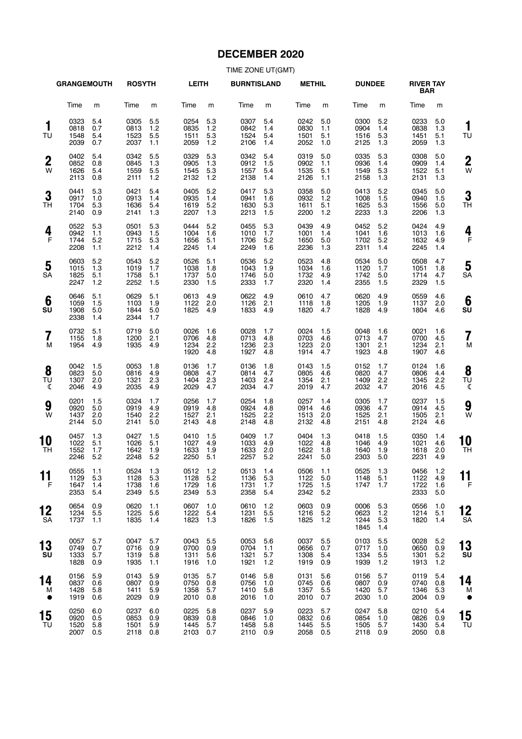# DECEMBER 2020

TIME ZONE UT(GMT)

| | GRANGEMOUTH | | ROSYTH | | LEITH | | BURNTISLAND | | METHIL | | DUNDEE | | RIVER TAY BAR | | |
|---|---|---|---|---|---|---|---|---|---|---|---|---|---|---|---|
| | Time | m | Time | m | Time | m | Time | m | Time | m | Time | m | Time | m | |
| **1** TU | 0323<br>0818<br>1548<br>2039 | 5.4<br>0.7<br>5.4<br>0.7 | 0305<br>0813<br>1523<br>2037 | 5.5<br>1.2<br>5.5<br>1.1 | 0254<br>0835<br>1511<br>2059 | 5.3<br>1.2<br>5.3<br>1.2 | 0307<br>0842<br>1524<br>2106 | 5.4<br>1.4<br>5.4<br>1.4 | 0242<br>0830<br>1501<br>2052 | 5.0<br>1.1<br>5.1<br>1.0 | 0300<br>0904<br>1516<br>2125 | 5.2<br>1.4<br>5.3<br>1.3 | 0233<br>0838<br>1451<br>2059 | 5.0<br>1.3<br>5.1<br>1.3 | **1** TU |
| **2** W | 0402<br>0852<br>1626<br>2113 | 5.4<br>0.8<br>5.4<br>0.8 | 0342<br>0845<br>1559<br>2111 | 5.5<br>1.3<br>5.5<br>1.2 | 0329<br>0905<br>1545<br>2132 | 5.3<br>1.3<br>5.3<br>1.2 | 0342<br>0912<br>1557<br>2138 | 5.4<br>1.5<br>5.4<br>1.4 | 0319<br>0902<br>1535<br>2126 | 5.0<br>1.1<br>5.1<br>1.1 | 0335<br>0936<br>1549<br>2158 | 5.3<br>1.4<br>5.3<br>1.3 | 0308<br>0909<br>1522<br>2131 | 5.0<br>1.4<br>5.1<br>1.3 | **2** W |
| **3** TH | 0441<br>0917<br>1704<br>2140 | 5.3<br>1.0<br>5.3<br>0.9 | 0421<br>0913<br>1636<br>2141 | 5.4<br>1.4<br>5.4<br>1.3 | 0405<br>0935<br>1619<br>2207 | 5.2<br>1.4<br>5.2<br>1.3 | 0417<br>0941<br>1630<br>2213 | 5.3<br>1.6<br>5.3<br>1.5 | 0358<br>0932<br>1611<br>2200 | 5.0<br>1.2<br>5.1<br>1.2 | 0413<br>1008<br>1625<br>2233 | 5.2<br>1.5<br>5.3<br>1.3 | 0345<br>0940<br>1556<br>2206 | 5.0<br>1.5<br>5.0<br>1.3 | **3** TH |
| **4** F | 0522<br>0942<br>1744<br>2208 | 5.3<br>1.1<br>5.2<br>1.1 | 0501<br>0943<br>1715<br>2212 | 5.3<br>1.5<br>5.3<br>1.4 | 0444<br>1004<br>1656<br>2245 | 5.2<br>1.6<br>5.1<br>1.4 | 0455<br>1010<br>1706<br>2249 | 5.3<br>1.7<br>5.2<br>1.6 | 0439<br>1001<br>1650<br>2236 | 4.9<br>1.4<br>5.0<br>1.3 | 0452<br>1041<br>1702<br>2311 | 5.2<br>1.6<br>5.2<br>1.4 | 0424<br>1013<br>1632<br>2245 | 4.9<br>1.6<br>4.9<br>1.4 | **4** F |
| **5** SA | 0603<br>1015<br>1825<br>2247 | 5.2<br>1.3<br>5.1<br>1.2 | 0543<br>1019<br>1758<br>2252 | 5.2<br>1.7<br>5.1<br>1.5 | 0526<br>1038<br>1737<br>2330 | 5.1<br>1.8<br>5.0<br>1.5 | 0536<br>1043<br>1746<br>2333 | 5.2<br>1.9<br>5.0<br>1.7 | 0523<br>1034<br>1732<br>2320 | 4.8<br>1.6<br>4.9<br>1.4 | 0534<br>1120<br>1742<br>2355 | 5.0<br>1.7<br>5.0<br>1.5 | 0508<br>1051<br>1714<br>2329 | 4.7<br>1.8<br>4.7<br>1.5 | **5** SA |
| **6** SU | 0646<br>1059<br>1908<br>2338 | 5.1<br>1.5<br>5.0<br>1.4 | 0629<br>1103<br>1844<br>2344 | 5.1<br>1.9<br>5.0<br>1.7 | 0613<br>1122<br>1825 | 4.9<br>2.0<br>4.9 | 0622<br>1126<br>1833 | 4.9<br>2.1<br>4.9 | 0610<br>1118<br>1820 | 4.7<br>1.8<br>4.7 | 0620<br>1205<br>1828 | 4.9<br>1.9<br>4.9 | 0559<br>1137<br>1804 | 4.6<br>2.0<br>4.6 | **6** SU |
| **7** M | 0732<br>1155<br>1954 | 5.1<br>1.8<br>4.9 | 0719<br>1200<br>1935 | 5.0<br>2.1<br>4.9 | 0026<br>0706<br>1234<br>1920 | 1.6<br>4.8<br>2.2<br>4.8 | 0028<br>0713<br>1236<br>1927 | 1.7<br>4.8<br>2.3<br>4.8 | 0024<br>0703<br>1223<br>1914 | 1.5<br>4.6<br>2.0<br>4.7 | 0048<br>0713<br>1301<br>1923 | 1.6<br>4.7<br>2.1<br>4.8 | 0021<br>0700<br>1234<br>1907 | 1.6<br>4.5<br>2.1<br>4.6 | **7** M |
| **8** TU ☾ | 0042<br>0823<br>1307<br>2046 | 1.5<br>5.0<br>2.0<br>4.9 | 0053<br>0816<br>1321<br>2035 | 1.8<br>4.9<br>2.3<br>4.9 | 0136<br>0808<br>1404<br>2029 | 1.7<br>4.7<br>2.3<br>4.7 | 0136<br>0814<br>1403<br>2034 | 1.8<br>4.7<br>2.4<br>4.7 | 0143<br>0805<br>1354<br>2019 | 1.5<br>4.6<br>2.1<br>4.7 | 0152<br>0820<br>1409<br>2032 | 1.7<br>4.7<br>2.2<br>4.7 | 0124<br>0806<br>1345<br>2016 | 1.6<br>4.4<br>2.2<br>4.5 | **8** TU ☾ |
| **9** W | 0201<br>0920<br>1437<br>2144 | 1.5<br>5.0<br>2.0<br>5.0 | 0324<br>0919<br>1540<br>2141 | 1.7<br>4.9<br>2.2<br>5.0 | 0256<br>0919<br>1527<br>2143 | 1.7<br>4.8<br>2.1<br>4.8 | 0254<br>0924<br>1525<br>2148 | 1.8<br>4.8<br>2.2<br>4.8 | 0257<br>0914<br>1513<br>2132 | 1.4<br>4.6<br>2.0<br>4.8 | 0305<br>0936<br>1525<br>2151 | 1.7<br>4.7<br>2.1<br>4.8 | 0237<br>0914<br>1505<br>2124 | 1.5<br>4.5<br>2.1<br>4.6 | **9** W |
| **10** TH | 0457<br>1022<br>1552<br>2246 | 1.3<br>5.1<br>1.7<br>5.2 | 0427<br>1026<br>1642<br>2248 | 1.5<br>5.1<br>1.9<br>5.2 | 0410<br>1027<br>1633<br>2250 | 1.5<br>4.9<br>1.9<br>5.1 | 0409<br>1033<br>1633<br>2257 | 1.7<br>4.9<br>2.0<br>5.2 | 0404<br>1022<br>1622<br>2241 | 1.3<br>4.8<br>1.8<br>5.0 | 0418<br>1046<br>1640<br>2303 | 1.5<br>4.9<br>1.9<br>5.0 | 0350<br>1021<br>1618<br>2231 | 1.4<br>4.6<br>2.0<br>4.9 | **10** TH |
| **11** F | 0555<br>1129<br>1647<br>2353 | 1.1<br>5.3<br>1.4<br>5.4 | 0524<br>1128<br>1738<br>2349 | 1.3<br>5.3<br>1.6<br>5.5 | 0512<br>1128<br>1729<br>2349 | 1.2<br>5.2<br>1.6<br>5.3 | 0513<br>1136<br>1731<br>2358 | 1.4<br>5.3<br>1.7<br>5.4 | 0506<br>1122<br>1725<br>2342 | 1.1<br>5.0<br>1.5<br>5.2 | 0525<br>1148<br>1747 | 1.3<br>5.1<br>1.7 | 0456<br>1122<br>1722<br>2333 | 1.2<br>4.9<br>1.6<br>5.0 | **11** F |
| **12** SA | 0654<br>1234<br>1737 | 0.9<br>5.5<br>1.1 | 0620<br>1225<br>1835 | 1.1<br>5.6<br>1.4 | 0607<br>1222<br>1823 | 1.0<br>5.4<br>1.3 | 0610<br>1231<br>1826 | 1.2<br>5.5<br>1.5 | 0603<br>1216<br>1825 | 0.9<br>5.2<br>1.2 | 0006<br>0623<br>1244<br>1845 | 5.3<br>1.2<br>5.3<br>1.4 | 0556<br>1214<br>1820 | 1.0<br>5.1<br>1.4 | **12** SA |
| **13** SU | 0057<br>0749<br>1333<br>1828 | 5.7<br>0.7<br>5.7<br>0.9 | 0047<br>0716<br>1319<br>1935 | 5.7<br>0.9<br>5.8<br>1.1 | 0043<br>0700<br>1311<br>1916 | 5.5<br>0.9<br>5.6<br>1.0 | 0053<br>0704<br>1321<br>1921 | 5.6<br>1.1<br>5.7<br>1.2 | 0037<br>0656<br>1308<br>1919 | 5.5<br>0.7<br>5.4<br>0.9 | 0103<br>0717<br>1334<br>1939 | 5.5<br>1.0<br>5.5<br>1.2 | 0028<br>0650<br>1301<br>1913 | 5.2<br>0.9<br>5.2<br>1.2 | **13** SU |
| **14** M ● | 0156<br>0837<br>1428<br>1919 | 5.9<br>0.6<br>5.8<br>0.6 | 0143<br>0807<br>1411<br>2029 | 5.9<br>0.9<br>5.9<br>0.9 | 0135<br>0750<br>1358<br>2010 | 5.7<br>0.8<br>5.7<br>0.8 | 0146<br>0756<br>1410<br>2016 | 5.8<br>1.0<br>5.8<br>1.0 | 0131<br>0745<br>1357<br>2010 | 5.6<br>0.6<br>5.5<br>0.7 | 0156<br>0807<br>1420<br>2030 | 5.7<br>0.9<br>5.7<br>1.0 | 0119<br>0740<br>1346<br>2004 | 5.4<br>0.8<br>5.3<br>0.9 | **14** M ● |
| **15** TU | 0250<br>0920<br>1520<br>2007 | 6.0<br>0.5<br>5.8<br>0.5 | 0237<br>0853<br>1501<br>2118 | 6.0<br>0.9<br>5.9<br>0.8 | 0225<br>0839<br>1445<br>2103 | 5.8<br>0.8<br>5.7<br>0.7 | 0237<br>0846<br>1458<br>2110 | 5.9<br>1.0<br>5.8<br>0.9 | 0223<br>0832<br>1445<br>2058 | 5.7<br>0.6<br>5.5<br>0.5 | 0247<br>0854<br>1505<br>2118 | 5.8<br>1.0<br>5.7<br>0.9 | 0210<br>0826<br>1430<br>2050 | 5.4<br>0.9<br>5.4<br>0.8 | **15** TU |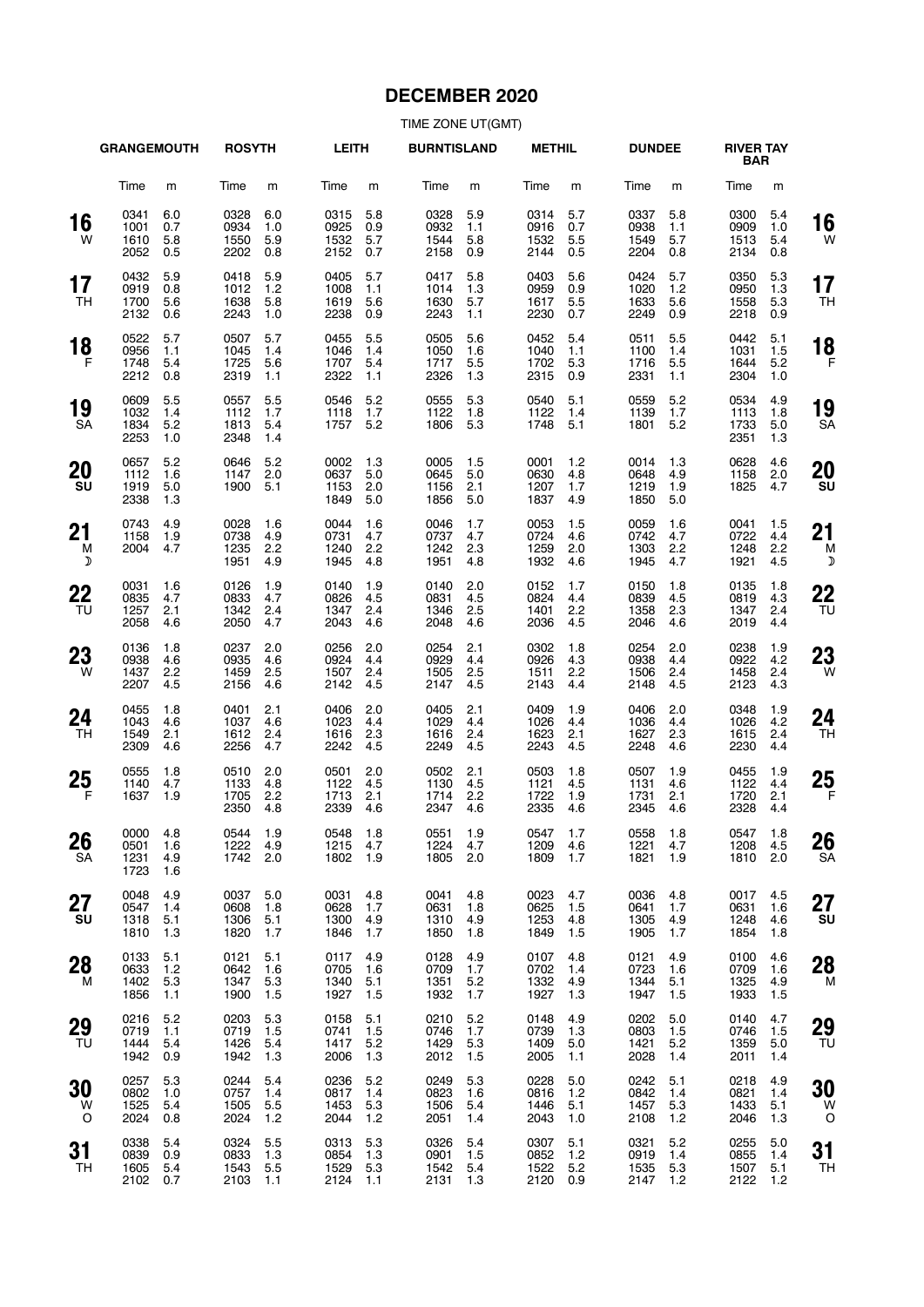# DECEMBER 2020

TIME ZONE UT(GMT)

| | GRANGEMOUTH | | ROSYTH | | LEITH | | BURNTISLAND | | METHIL | | DUNDEE | | RIVER TAY BAR | | |
|---|---|---|---|---|---|---|---|---|---|---|---|---|---|---|---|
| | Time | m | Time | m | Time | m | Time | m | Time | m | Time | m | Time | m | |
| **16** W | 0341<br>1001<br>1610<br>2052 | 6.0<br>0.7<br>5.8<br>0.5 | 0328<br>0934<br>1550<br>2202 | 6.0<br>1.0<br>5.9<br>0.8 | 0315<br>0925<br>1532<br>2152 | 5.8<br>0.9<br>5.7<br>0.7 | 0328<br>0932<br>1544<br>2158 | 5.9<br>1.1<br>5.8<br>0.9 | 0314<br>0916<br>1532<br>2144 | 5.7<br>0.7<br>5.5<br>0.5 | 0337<br>0938<br>1549<br>2204 | 5.8<br>1.1<br>5.7<br>0.8 | 0300<br>0909<br>1513<br>2134 | 5.4<br>1.0<br>5.4<br>0.8 | **16** W |
| **17** TH | 0432<br>0919<br>1700<br>2132 | 5.9<br>0.8<br>5.6<br>0.6 | 0418<br>1012<br>1638<br>2243 | 5.9<br>1.2<br>5.8<br>1.0 | 0405<br>1008<br>1619<br>2238 | 5.7<br>1.1<br>5.6<br>0.9 | 0417<br>1014<br>1630<br>2243 | 5.8<br>1.3<br>5.7<br>1.1 | 0403<br>0959<br>1617<br>2230 | 5.6<br>0.9<br>5.5<br>0.7 | 0424<br>1020<br>1633<br>2249 | 5.7<br>1.2<br>5.6<br>0.9 | 0350<br>0950<br>1558<br>2218 | 5.3<br>1.3<br>5.3<br>0.9 | **17** TH |
| **18** F | 0522<br>0956<br>1748<br>2212 | 5.7<br>1.1<br>5.4<br>0.8 | 0507<br>1045<br>1725<br>2319 | 5.7<br>1.4<br>5.6<br>1.1 | 0455<br>1046<br>1707<br>2322 | 5.5<br>1.4<br>5.4<br>1.1 | 0505<br>1050<br>1717<br>2326 | 5.6<br>1.6<br>5.5<br>1.3 | 0452<br>1040<br>1702<br>2315 | 5.4<br>1.1<br>5.3<br>0.9 | 0511<br>1100<br>1716<br>2331 | 5.5<br>1.4<br>5.5<br>1.1 | 0442<br>1031<br>1644<br>2304 | 5.1<br>1.5<br>5.2<br>1.0 | **18** F |
| **19** SA | 0609<br>1032<br>1834<br>2253 | 5.5<br>1.4<br>5.2<br>1.0 | 0557<br>1112<br>1813<br>2348 | 5.5<br>1.7<br>5.4<br>1.4 | 0546<br>1118<br>1757 | 5.2<br>1.7<br>5.2 | 0555<br>1122<br>1806 | 5.3<br>1.8<br>5.3 | 0540<br>1122<br>1748 | 5.1<br>1.4<br>5.1 | 0559<br>1139<br>1801 | 5.2<br>1.7<br>5.2 | 0534<br>1113<br>1733<br>2351 | 4.9<br>1.8<br>5.0<br>1.3 | **19** SA |
| **20** SU | 0657<br>1112<br>1919<br>2338 | 5.2<br>1.6<br>5.0<br>1.3 | 0646<br>1147<br>1900 | 5.2<br>2.0<br>5.1 | 0002<br>0637<br>1153<br>1849 | 1.3<br>5.0<br>2.0<br>5.0 | 0005<br>0645<br>1156<br>1856 | 1.5<br>5.0<br>2.1<br>5.0 | 0001<br>0630<br>1207<br>1837 | 1.2<br>4.8<br>1.7<br>4.9 | 0014<br>0648<br>1219<br>1850 | 1.3<br>4.9<br>1.9<br>5.0 | 0628<br>1158<br>1825 | 4.6<br>2.0<br>4.7 | **20** SU |
| **21** M ☽ | 0743<br>1158<br>2004 | 4.9<br>1.9<br>4.7 | 0028<br>0738<br>1235<br>1951 | 1.6<br>4.9<br>2.2<br>4.9 | 0044<br>0731<br>1240<br>1945 | 1.6<br>4.7<br>2.2<br>4.8 | 0046<br>0737<br>1242<br>1951 | 1.7<br>4.7<br>2.3<br>4.8 | 0053<br>0724<br>1259<br>1932 | 1.5<br>4.6<br>2.0<br>4.6 | 0059<br>0742<br>1303<br>1945 | 1.6<br>4.7<br>2.2<br>4.7 | 0041<br>0722<br>1248<br>1921 | 1.5<br>4.4<br>2.2<br>4.5 | **21** M ☽ |
| **22** TU | 0031<br>0835<br>1257<br>2058 | 1.6<br>4.7<br>2.1<br>4.6 | 0126<br>0833<br>1342<br>2050 | 1.9<br>4.7<br>2.4<br>4.7 | 0140<br>0826<br>1347<br>2043 | 1.9<br>4.5<br>2.4<br>4.6 | 0140<br>0831<br>1346<br>2048 | 2.0<br>4.5<br>2.5<br>4.6 | 0152<br>0824<br>1401<br>2036 | 1.7<br>4.4<br>2.2<br>4.5 | 0150<br>0839<br>1358<br>2046 | 1.8<br>4.5<br>2.3<br>4.6 | 0135<br>0819<br>1347<br>2019 | 1.8<br>4.3<br>2.4<br>4.4 | **22** TU |
| **23** W | 0136<br>0938<br>1437<br>2207 | 1.8<br>4.6<br>2.2<br>4.5 | 0237<br>0935<br>1459<br>2156 | 2.0<br>4.6<br>2.5<br>4.6 | 0256<br>0924<br>1507<br>2142 | 2.0<br>4.4<br>2.4<br>4.5 | 0254<br>0929<br>1505<br>2147 | 2.1<br>4.4<br>2.5<br>4.5 | 0302<br>0926<br>1511<br>2143 | 1.8<br>4.3<br>2.2<br>4.4 | 0254<br>0938<br>1506<br>2148 | 2.0<br>4.4<br>2.4<br>4.5 | 0238<br>0922<br>1458<br>2123 | 1.9<br>4.2<br>2.4<br>4.3 | **23** W |
| **24** TH | 0455<br>1043<br>1549<br>2309 | 1.8<br>4.6<br>2.1<br>4.6 | 0401<br>1037<br>1612<br>2256 | 2.1<br>4.6<br>2.4<br>4.7 | 0406<br>1023<br>1616<br>2242 | 2.0<br>4.4<br>2.3<br>4.5 | 0405<br>1029<br>1616<br>2249 | 2.1<br>4.4<br>2.4<br>4.5 | 0409<br>1026<br>1623<br>2243 | 1.9<br>4.4<br>2.1<br>4.5 | 0406<br>1036<br>1627<br>2248 | 2.0<br>4.4<br>2.3<br>4.6 | 0348<br>1026<br>1615<br>2230 | 1.9<br>4.2<br>2.4<br>4.4 | **24** TH |
| **25** F | 0555<br>1140<br>1637 | 1.8<br>4.7<br>1.9 | 0510<br>1133<br>1705<br>2350 | 2.0<br>4.8<br>2.2<br>4.8 | 0501<br>1122<br>1713<br>2339 | 2.0<br>4.5<br>2.1<br>4.6 | 0502<br>1130<br>1714<br>2347 | 2.1<br>4.5<br>2.2<br>4.6 | 0503<br>1121<br>1722<br>2335 | 1.8<br>4.5<br>1.9<br>4.6 | 0507<br>1131<br>1731<br>2345 | 1.9<br>4.6<br>2.1<br>4.6 | 0455<br>1122<br>1720<br>2328 | 1.9<br>4.4<br>2.1<br>4.4 | **25** F |
| **26** SA | 0000<br>0501<br>1231<br>1723 | 4.8<br>1.6<br>4.9<br>1.6 | 0544<br>1222<br>1742 | 1.9<br>4.9<br>2.0 | 0548<br>1215<br>1802 | 1.8<br>4.7<br>1.9 | 0551<br>1224<br>1805 | 1.9<br>4.7<br>2.0 | 0547<br>1209<br>1809 | 1.7<br>4.6<br>1.7 | 0558<br>1221<br>1821 | 1.8<br>4.7<br>1.9 | 0547<br>1208<br>1810 | 1.8<br>4.5<br>2.0 | **26** SA |
| **27** SU | 0048<br>0547<br>1318<br>1810 | 4.9<br>1.4<br>5.1<br>1.3 | 0037<br>0608<br>1306<br>1820 | 5.0<br>1.8<br>5.1<br>1.7 | 0031<br>0628<br>1300<br>1846 | 4.8<br>1.7<br>4.9<br>1.7 | 0041<br>0631<br>1310<br>1850 | 4.8<br>1.8<br>4.9<br>1.8 | 0023<br>0625<br>1253<br>1849 | 4.7<br>1.5<br>4.8<br>1.5 | 0036<br>0641<br>1305<br>1905 | 4.8<br>1.7<br>4.9<br>1.7 | 0017<br>0631<br>1248<br>1854 | 4.5<br>1.6<br>4.6<br>1.8 | **27** SU |
| **28** M | 0133<br>0633<br>1402<br>1856 | 5.1<br>1.2<br>5.3<br>1.1 | 0121<br>0642<br>1347<br>1900 | 5.1<br>1.6<br>5.3<br>1.5 | 0117<br>0705<br>1340<br>1927 | 4.9<br>1.6<br>5.1<br>1.5 | 0128<br>0709<br>1351<br>1932 | 4.9<br>1.7<br>5.2<br>1.7 | 0107<br>0702<br>1332<br>1927 | 4.8<br>1.4<br>4.9<br>1.3 | 0121<br>0723<br>1344<br>1947 | 4.9<br>1.6<br>5.1<br>1.5 | 0100<br>0709<br>1325<br>1933 | 4.6<br>1.6<br>4.9<br>1.5 | **28** M |
| **29** TU | 0216<br>0719<br>1444<br>1942 | 5.2<br>1.1<br>5.4<br>0.9 | 0203<br>0719<br>1426<br>1942 | 5.3<br>1.5<br>5.4<br>1.3 | 0158<br>0741<br>1417<br>2006 | 5.1<br>1.5<br>5.2<br>1.3 | 0210<br>0746<br>1429<br>2012 | 5.2<br>1.7<br>5.3<br>1.5 | 0148<br>0739<br>1409<br>2005 | 4.9<br>1.3<br>5.0<br>1.1 | 0202<br>0803<br>1421<br>2028 | 5.0<br>1.5<br>5.2<br>1.4 | 0140<br>0746<br>1359<br>2011 | 4.7<br>1.5<br>5.0<br>1.4 | **29** TU |
| **30** W O | 0257<br>0802<br>1525<br>2024 | 5.3<br>1.0<br>5.4<br>0.8 | 0244<br>0757<br>1505<br>2024 | 5.4<br>1.4<br>5.5<br>1.2 | 0236<br>0817<br>1453<br>2044 | 5.2<br>1.4<br>5.3<br>1.2 | 0249<br>0823<br>1506<br>2051 | 5.3<br>1.6<br>5.4<br>1.4 | 0228<br>0816<br>1446<br>2043 | 5.0<br>1.2<br>5.1<br>1.0 | 0242<br>0842<br>1457<br>2108 | 5.1<br>1.4<br>5.3<br>1.2 | 0218<br>0821<br>1433<br>2046 | 4.9<br>1.4<br>5.1<br>1.3 | **30** W O |
| **31** TH | 0338<br>0839<br>1605<br>2102 | 5.4<br>0.9<br>5.4<br>0.7 | 0324<br>0833<br>1543<br>2103 | 5.5<br>1.3<br>5.5<br>1.1 | 0313<br>0854<br>1529<br>2124 | 5.3<br>1.3<br>5.3<br>1.1 | 0326<br>0901<br>1542<br>2131 | 5.4<br>1.5<br>5.4<br>1.3 | 0307<br>0852<br>1522<br>2120 | 5.1<br>1.2<br>5.2<br>0.9 | 0321<br>0919<br>1535<br>2147 | 5.2<br>1.4<br>5.3<br>1.2 | 0255<br>0855<br>1507<br>2122 | 5.0<br>1.4<br>5.1<br>1.2 | **31** TH |